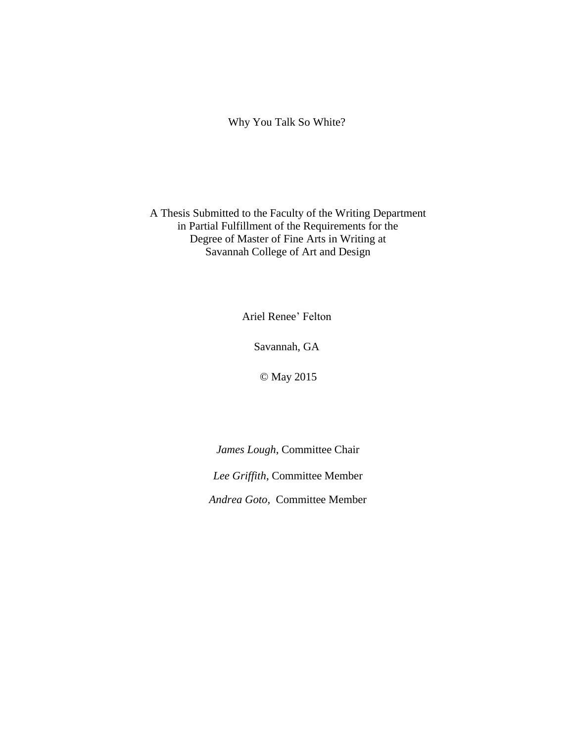# Why You Talk So White?

A Thesis Submitted to the Faculty of the Writing Department
in Partial Fulfillment of the Requirements for the
Degree of Master of Fine Arts in Writing at
Savannah College of Art and Design

Ariel Renee' Felton

Savannah, GA

© May 2015

*James Lough*, Committee Chair

*Lee Griffith*, Committee Member

*Andrea Goto*, Committee Member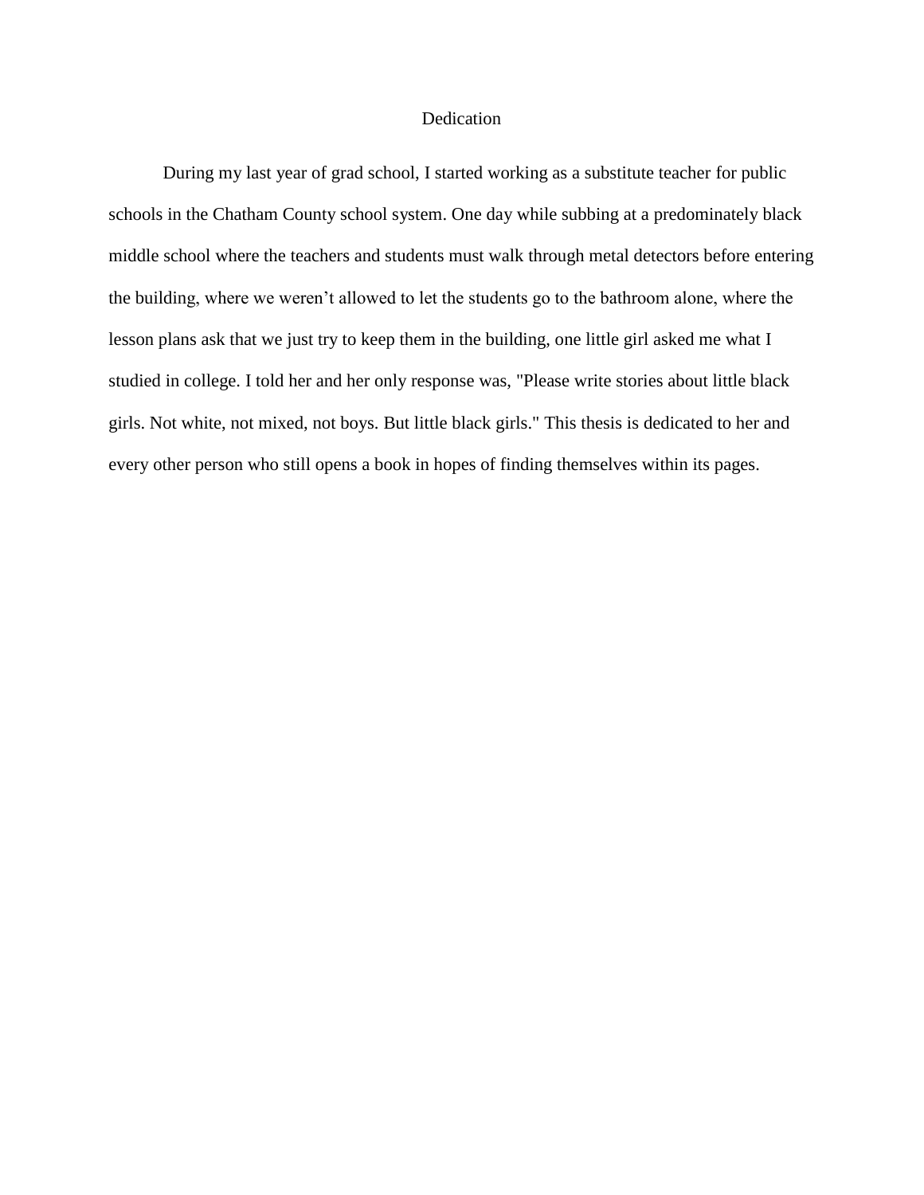# Dedication

During my last year of grad school, I started working as a substitute teacher for public schools in the Chatham County school system. One day while subbing at a predominately black middle school where the teachers and students must walk through metal detectors before entering the building, where we weren't allowed to let the students go to the bathroom alone, where the lesson plans ask that we just try to keep them in the building, one little girl asked me what I studied in college. I told her and her only response was, "Please write stories about little black girls. Not white, not mixed, not boys. But little black girls." This thesis is dedicated to her and every other person who still opens a book in hopes of finding themselves within its pages.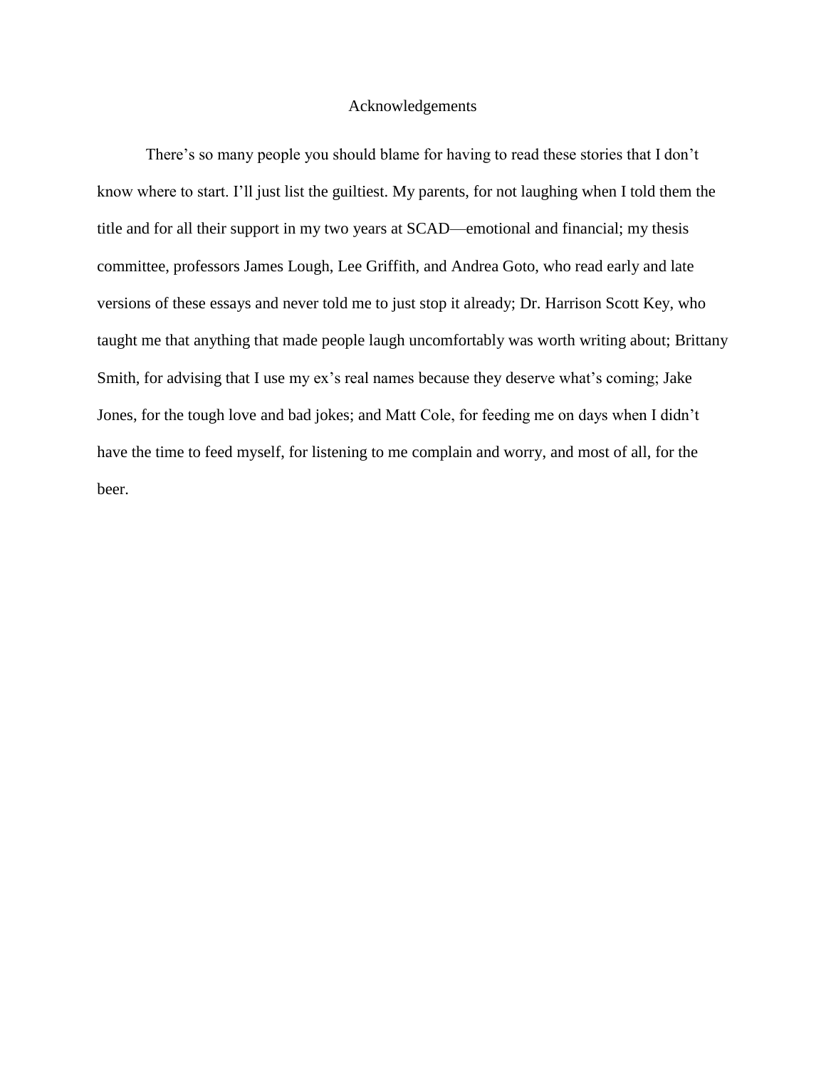# Acknowledgements

There's so many people you should blame for having to read these stories that I don't know where to start. I'll just list the guiltiest. My parents, for not laughing when I told them the title and for all their support in my two years at SCAD—emotional and financial; my thesis committee, professors James Lough, Lee Griffith, and Andrea Goto, who read early and late versions of these essays and never told me to just stop it already; Dr. Harrison Scott Key, who taught me that anything that made people laugh uncomfortably was worth writing about; Brittany Smith, for advising that I use my ex's real names because they deserve what's coming; Jake Jones, for the tough love and bad jokes; and Matt Cole, for feeding me on days when I didn't have the time to feed myself, for listening to me complain and worry, and most of all, for the beer.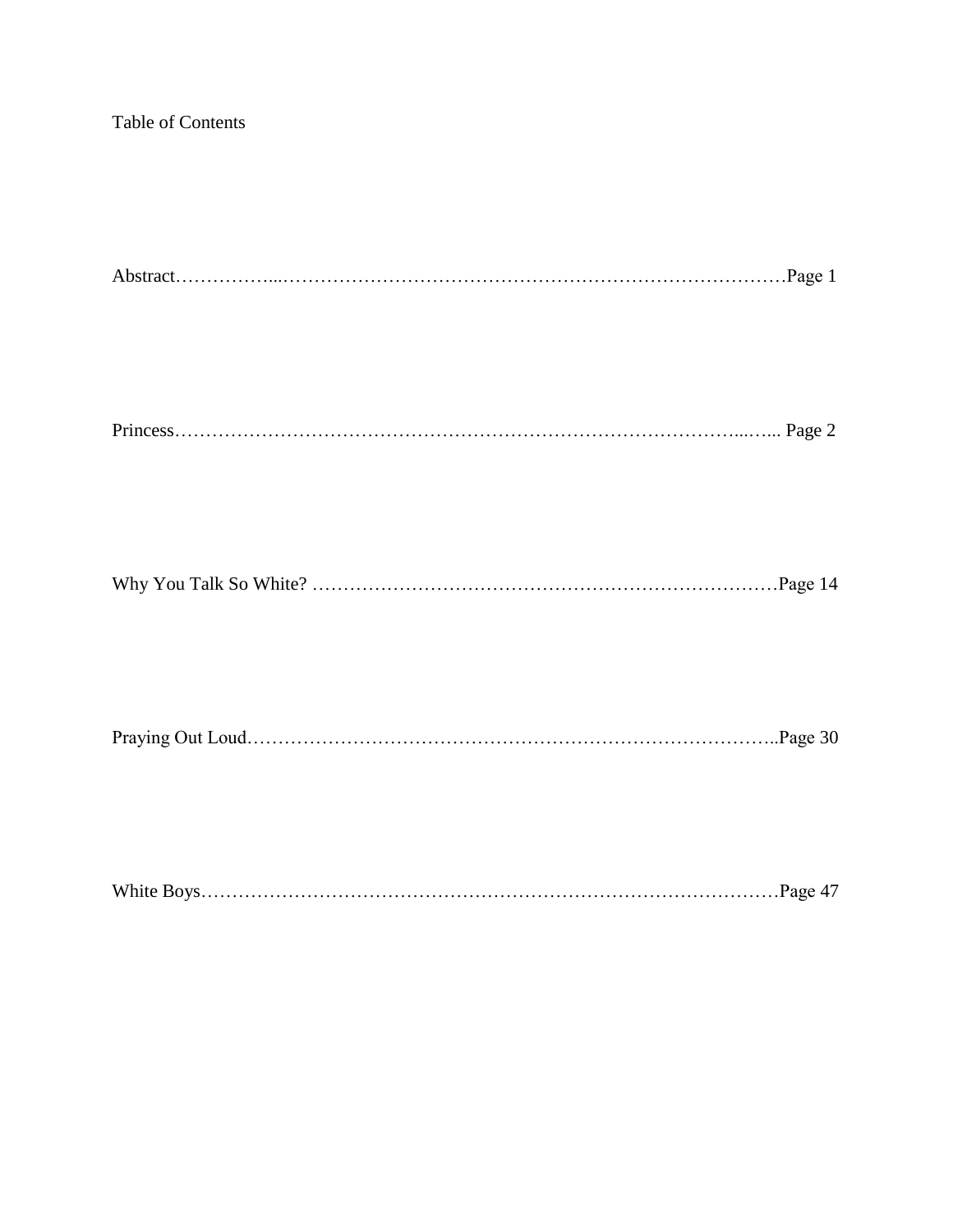Table of Contents

Abstract……………...……………………………………………………………………Page 1

Princess…………………………………………………………………………...…... Page 2

Why You Talk So White? …………………………………………………………………Page 14

Praying Out Loud………………………………………………………………………..Page 30

White Boys………………………………………………………………………………Page 47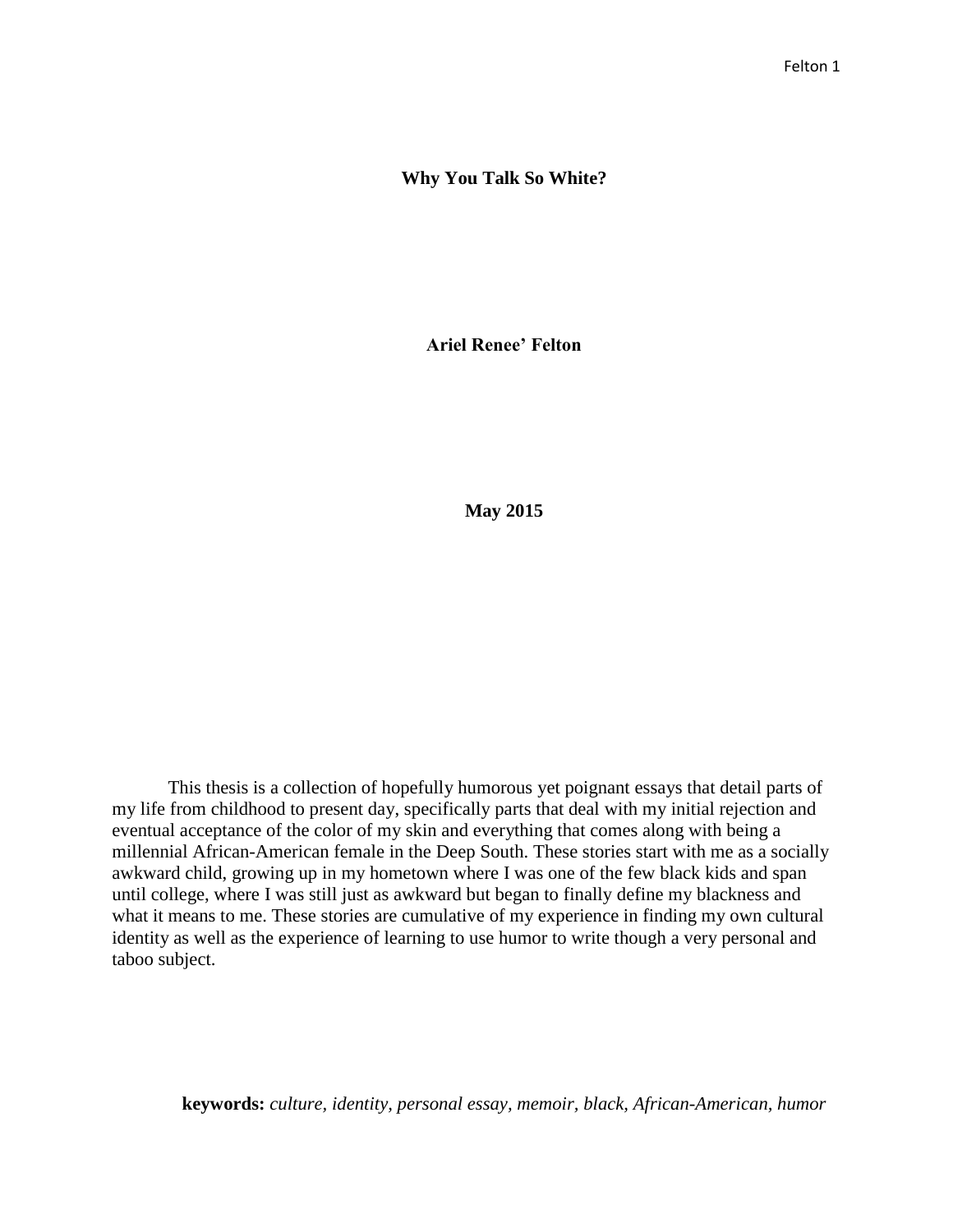**Why You Talk So White?**

**Ariel Renee' Felton**

**May 2015**

This thesis is a collection of hopefully humorous yet poignant essays that detail parts of my life from childhood to present day, specifically parts that deal with my initial rejection and eventual acceptance of the color of my skin and everything that comes along with being a millennial African-American female in the Deep South. These stories start with me as a socially awkward child, growing up in my hometown where I was one of the few black kids and span until college, where I was still just as awkward but began to finally define my blackness and what it means to me. These stories are cumulative of my experience in finding my own cultural identity as well as the experience of learning to use humor to write though a very personal and taboo subject.

**keywords:** *culture, identity, personal essay, memoir, black, African-American, humor*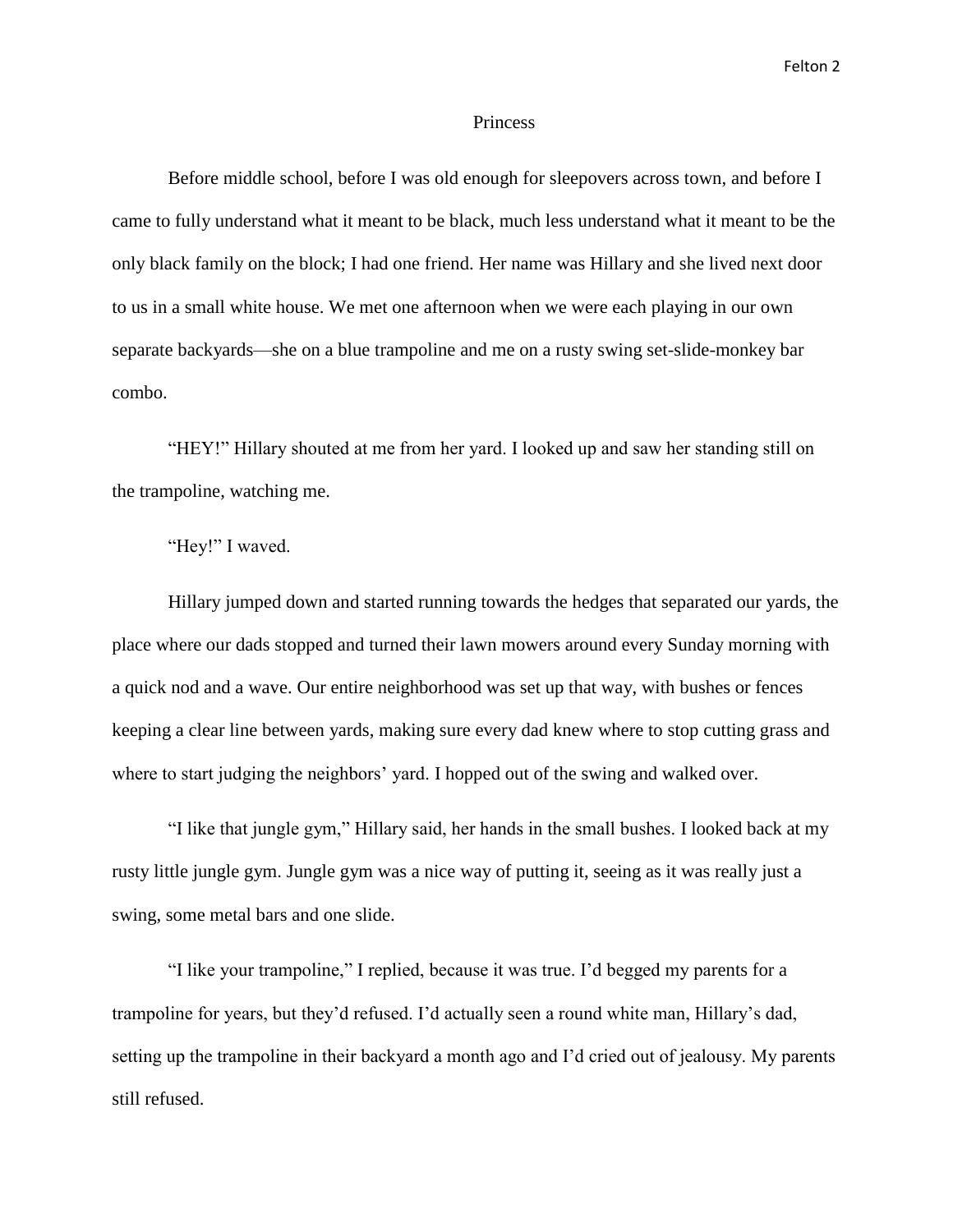# Princess

Before middle school, before I was old enough for sleepovers across town, and before I came to fully understand what it meant to be black, much less understand what it meant to be the only black family on the block; I had one friend. Her name was Hillary and she lived next door to us in a small white house. We met one afternoon when we were each playing in our own separate backyards—she on a blue trampoline and me on a rusty swing set-slide-monkey bar combo.

"HEY!" Hillary shouted at me from her yard. I looked up and saw her standing still on the trampoline, watching me.

"Hey!" I waved.

Hillary jumped down and started running towards the hedges that separated our yards, the place where our dads stopped and turned their lawn mowers around every Sunday morning with a quick nod and a wave. Our entire neighborhood was set up that way, with bushes or fences keeping a clear line between yards, making sure every dad knew where to stop cutting grass and where to start judging the neighbors' yard. I hopped out of the swing and walked over.

"I like that jungle gym," Hillary said, her hands in the small bushes. I looked back at my rusty little jungle gym. Jungle gym was a nice way of putting it, seeing as it was really just a swing, some metal bars and one slide.

"I like your trampoline," I replied, because it was true. I'd begged my parents for a trampoline for years, but they'd refused. I'd actually seen a round white man, Hillary's dad, setting up the trampoline in their backyard a month ago and I'd cried out of jealousy. My parents still refused.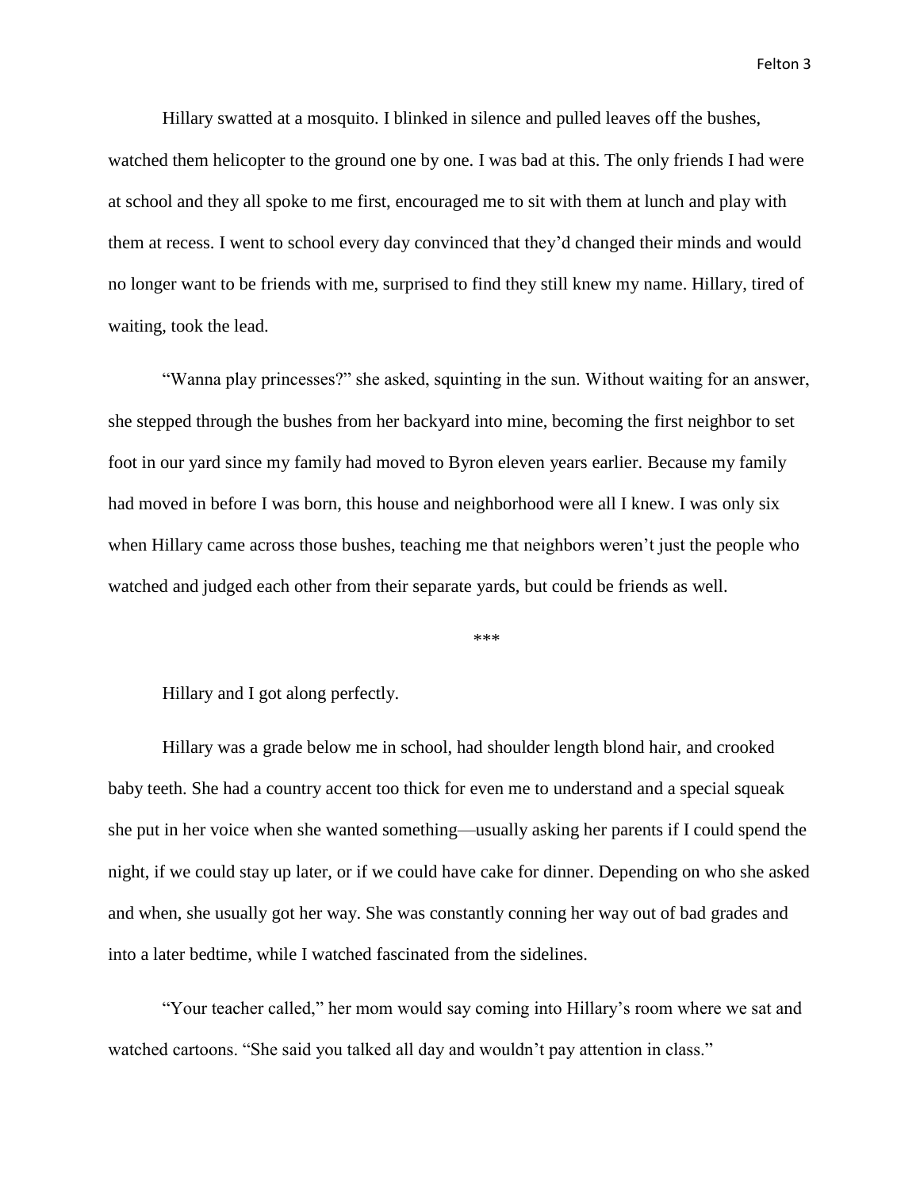Hillary swatted at a mosquito. I blinked in silence and pulled leaves off the bushes, watched them helicopter to the ground one by one. I was bad at this. The only friends I had were at school and they all spoke to me first, encouraged me to sit with them at lunch and play with them at recess. I went to school every day convinced that they'd changed their minds and would no longer want to be friends with me, surprised to find they still knew my name. Hillary, tired of waiting, took the lead.

"Wanna play princesses?" she asked, squinting in the sun. Without waiting for an answer, she stepped through the bushes from her backyard into mine, becoming the first neighbor to set foot in our yard since my family had moved to Byron eleven years earlier. Because my family had moved in before I was born, this house and neighborhood were all I knew. I was only six when Hillary came across those bushes, teaching me that neighbors weren't just the people who watched and judged each other from their separate yards, but could be friends as well.

***

Hillary and I got along perfectly.

Hillary was a grade below me in school, had shoulder length blond hair, and crooked baby teeth. She had a country accent too thick for even me to understand and a special squeak she put in her voice when she wanted something—usually asking her parents if I could spend the night, if we could stay up later, or if we could have cake for dinner. Depending on who she asked and when, she usually got her way. She was constantly conning her way out of bad grades and into a later bedtime, while I watched fascinated from the sidelines.

"Your teacher called," her mom would say coming into Hillary's room where we sat and watched cartoons. "She said you talked all day and wouldn't pay attention in class."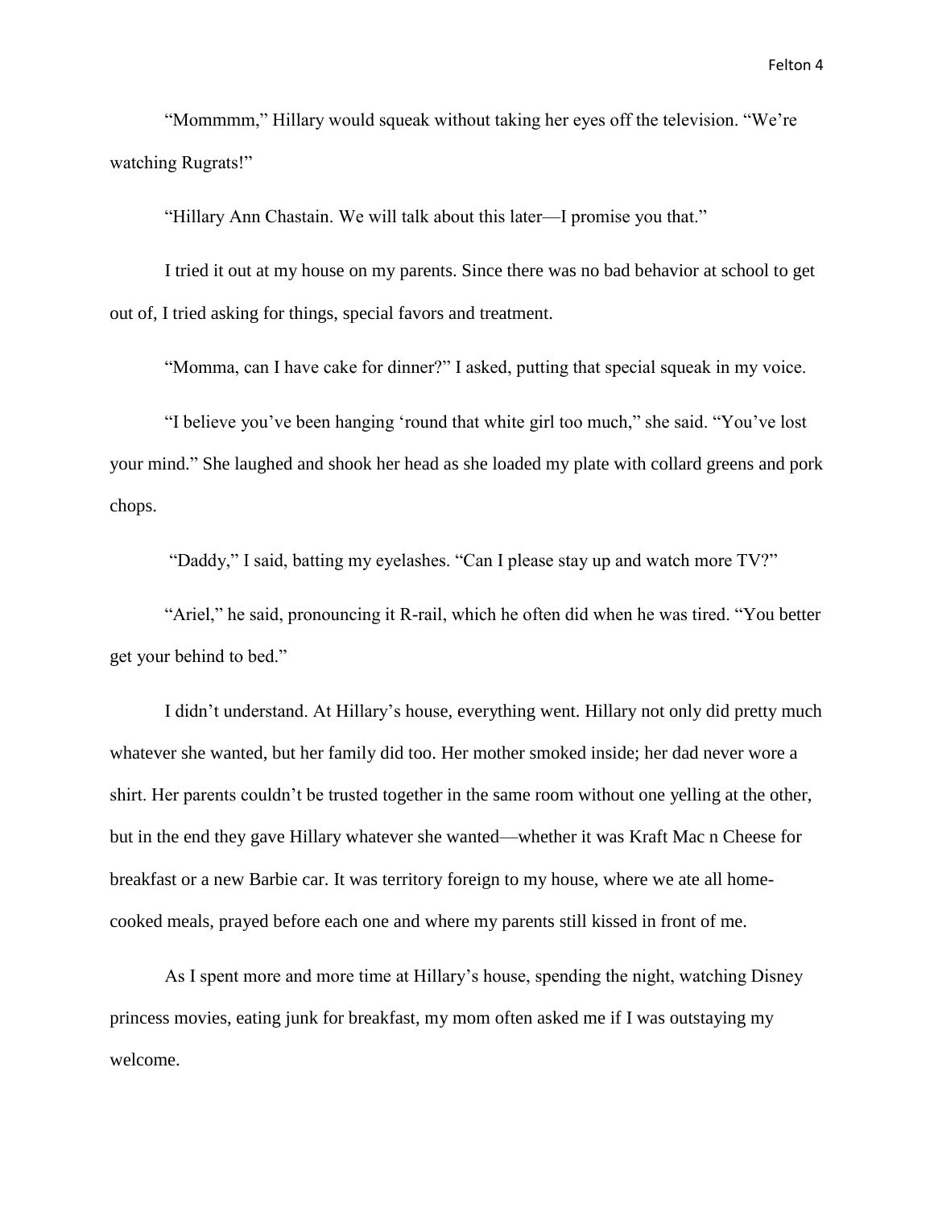"Mommmm," Hillary would squeak without taking her eyes off the television. "We're watching Rugrats!"

"Hillary Ann Chastain. We will talk about this later—I promise you that."

I tried it out at my house on my parents. Since there was no bad behavior at school to get out of, I tried asking for things, special favors and treatment.

"Momma, can I have cake for dinner?" I asked, putting that special squeak in my voice.

"I believe you've been hanging 'round that white girl too much," she said. "You've lost your mind." She laughed and shook her head as she loaded my plate with collard greens and pork chops.

"Daddy," I said, batting my eyelashes. "Can I please stay up and watch more TV?"

"Ariel," he said, pronouncing it R-rail, which he often did when he was tired. "You better get your behind to bed."

I didn't understand. At Hillary's house, everything went. Hillary not only did pretty much whatever she wanted, but her family did too. Her mother smoked inside; her dad never wore a shirt. Her parents couldn't be trusted together in the same room without one yelling at the other, but in the end they gave Hillary whatever she wanted—whether it was Kraft Mac n Cheese for breakfast or a new Barbie car. It was territory foreign to my house, where we ate all home-cooked meals, prayed before each one and where my parents still kissed in front of me.

As I spent more and more time at Hillary's house, spending the night, watching Disney princess movies, eating junk for breakfast, my mom often asked me if I was outstaying my welcome.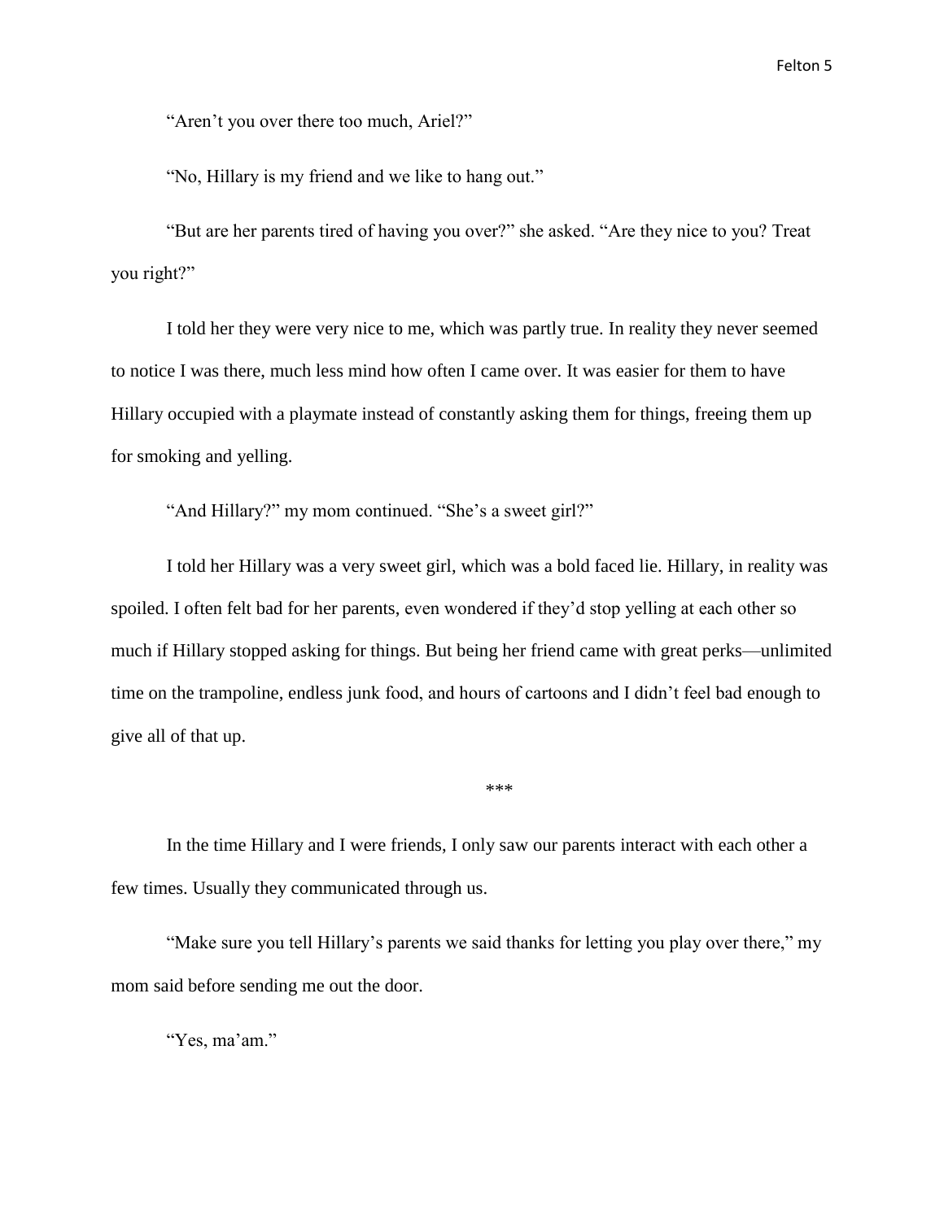"Aren't you over there too much, Ariel?"

"No, Hillary is my friend and we like to hang out."

"But are her parents tired of having you over?" she asked. "Are they nice to you? Treat you right?"

I told her they were very nice to me, which was partly true. In reality they never seemed to notice I was there, much less mind how often I came over. It was easier for them to have Hillary occupied with a playmate instead of constantly asking them for things, freeing them up for smoking and yelling.

"And Hillary?" my mom continued. "She's a sweet girl?"

I told her Hillary was a very sweet girl, which was a bold faced lie. Hillary, in reality was spoiled. I often felt bad for her parents, even wondered if they'd stop yelling at each other so much if Hillary stopped asking for things. But being her friend came with great perks—unlimited time on the trampoline, endless junk food, and hours of cartoons and I didn't feel bad enough to give all of that up.

***

In the time Hillary and I were friends, I only saw our parents interact with each other a few times. Usually they communicated through us.

"Make sure you tell Hillary's parents we said thanks for letting you play over there," my mom said before sending me out the door.

"Yes, ma'am."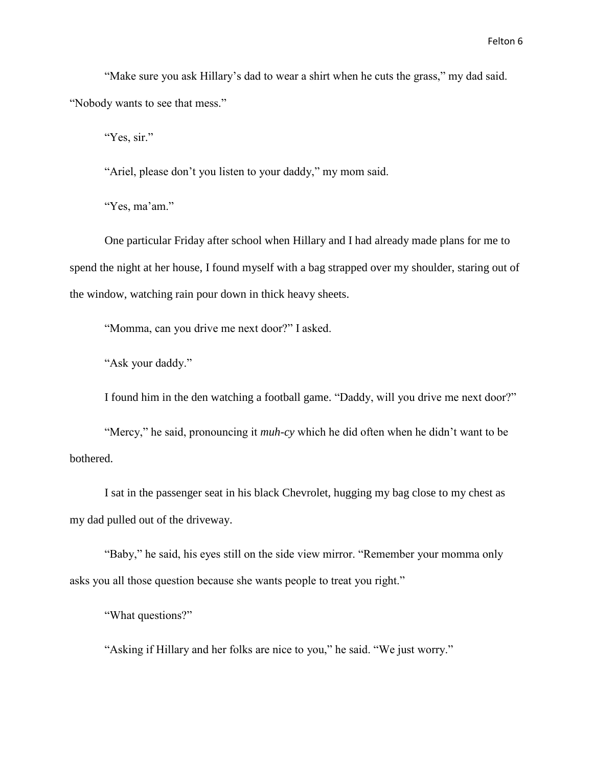"Make sure you ask Hillary's dad to wear a shirt when he cuts the grass," my dad said. "Nobody wants to see that mess."

"Yes, sir."

"Ariel, please don't you listen to your daddy," my mom said.

"Yes, ma'am."

One particular Friday after school when Hillary and I had already made plans for me to spend the night at her house, I found myself with a bag strapped over my shoulder, staring out of the window, watching rain pour down in thick heavy sheets.

"Momma, can you drive me next door?" I asked.

"Ask your daddy."

I found him in the den watching a football game. "Daddy, will you drive me next door?"

"Mercy," he said, pronouncing it *muh-cy* which he did often when he didn't want to be bothered.

I sat in the passenger seat in his black Chevrolet, hugging my bag close to my chest as my dad pulled out of the driveway.

"Baby," he said, his eyes still on the side view mirror. "Remember your momma only asks you all those question because she wants people to treat you right."

"What questions?"

"Asking if Hillary and her folks are nice to you," he said. "We just worry."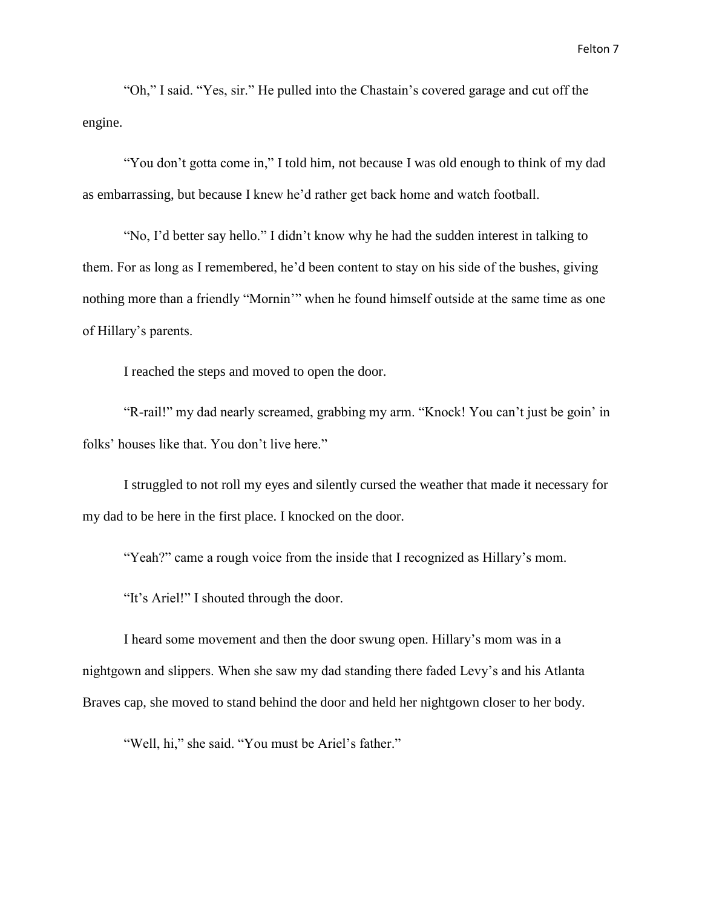"Oh," I said. "Yes, sir." He pulled into the Chastain's covered garage and cut off the engine.

"You don't gotta come in," I told him, not because I was old enough to think of my dad as embarrassing, but because I knew he'd rather get back home and watch football.

"No, I'd better say hello." I didn't know why he had the sudden interest in talking to them. For as long as I remembered, he'd been content to stay on his side of the bushes, giving nothing more than a friendly "Mornin'" when he found himself outside at the same time as one of Hillary's parents.

I reached the steps and moved to open the door.

"R-rail!" my dad nearly screamed, grabbing my arm. "Knock! You can't just be goin' in folks' houses like that. You don't live here."

I struggled to not roll my eyes and silently cursed the weather that made it necessary for my dad to be here in the first place. I knocked on the door.

"Yeah?" came a rough voice from the inside that I recognized as Hillary's mom.

"It's Ariel!" I shouted through the door.

I heard some movement and then the door swung open. Hillary's mom was in a nightgown and slippers. When she saw my dad standing there faded Levy's and his Atlanta Braves cap, she moved to stand behind the door and held her nightgown closer to her body.

"Well, hi," she said. "You must be Ariel's father."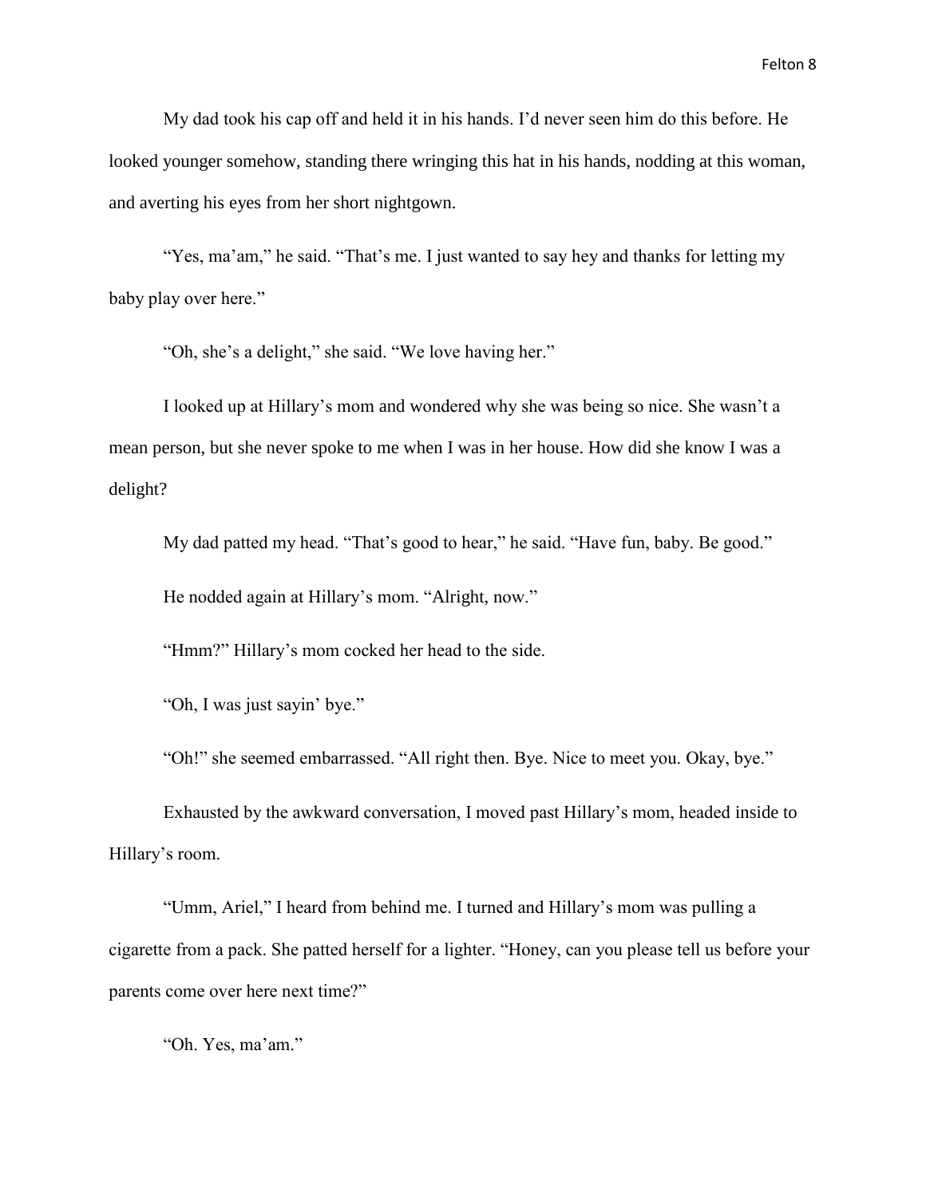My dad took his cap off and held it in his hands. I'd never seen him do this before. He looked younger somehow, standing there wringing this hat in his hands, nodding at this woman, and averting his eyes from her short nightgown.

"Yes, ma'am," he said. "That's me. I just wanted to say hey and thanks for letting my baby play over here."

"Oh, she's a delight," she said. "We love having her."

I looked up at Hillary's mom and wondered why she was being so nice. She wasn't a mean person, but she never spoke to me when I was in her house. How did she know I was a delight?

My dad patted my head. "That's good to hear," he said. "Have fun, baby. Be good."

He nodded again at Hillary's mom. "Alright, now."

"Hmm?" Hillary's mom cocked her head to the side.

"Oh, I was just sayin' bye."

"Oh!" she seemed embarrassed. "All right then. Bye. Nice to meet you. Okay, bye."

Exhausted by the awkward conversation, I moved past Hillary's mom, headed inside to Hillary's room.

"Umm, Ariel," I heard from behind me. I turned and Hillary's mom was pulling a cigarette from a pack. She patted herself for a lighter. "Honey, can you please tell us before your parents come over here next time?"

"Oh. Yes, ma'am."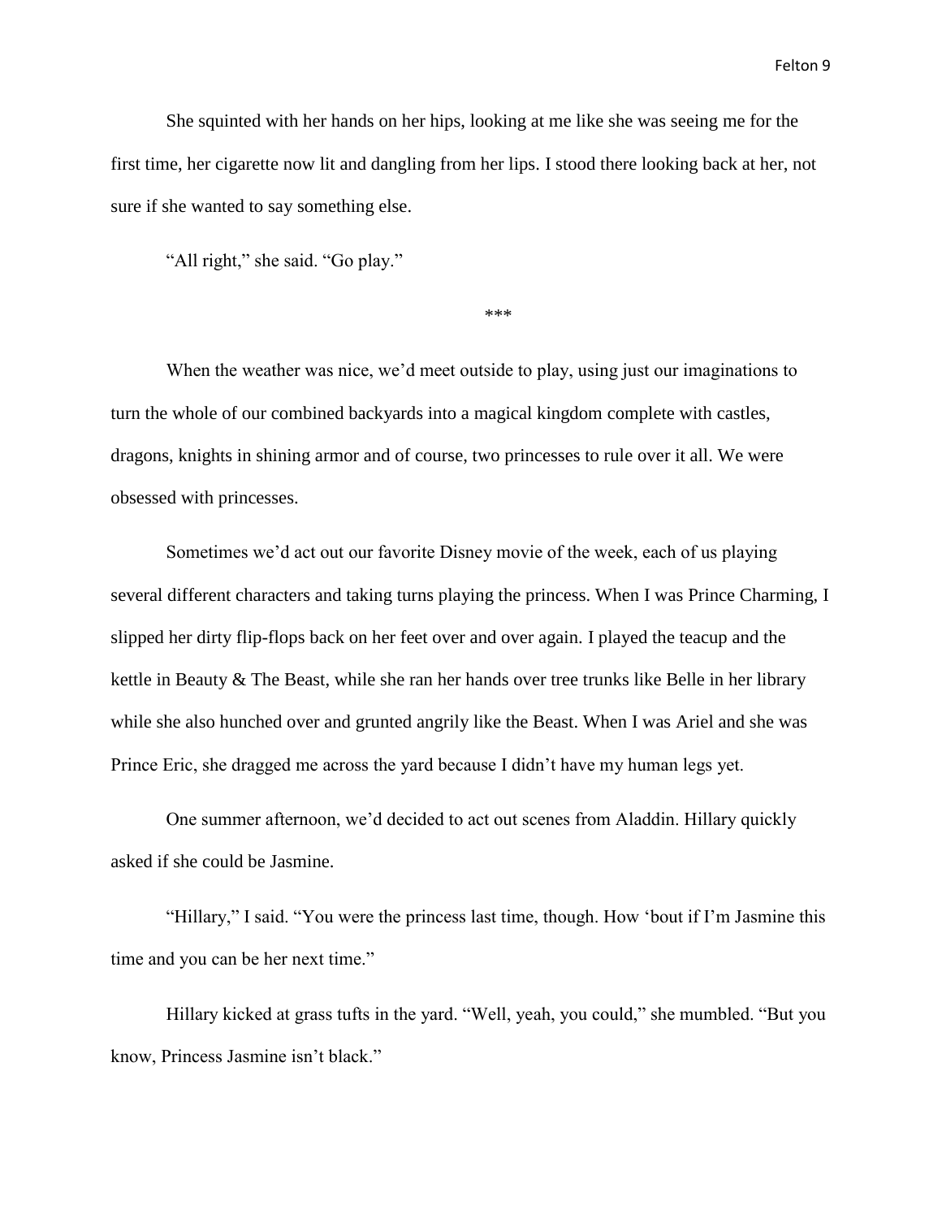She squinted with her hands on her hips, looking at me like she was seeing me for the first time, her cigarette now lit and dangling from her lips. I stood there looking back at her, not sure if she wanted to say something else.

"All right," she said. "Go play."

***

When the weather was nice, we'd meet outside to play, using just our imaginations to turn the whole of our combined backyards into a magical kingdom complete with castles, dragons, knights in shining armor and of course, two princesses to rule over it all. We were obsessed with princesses.

Sometimes we'd act out our favorite Disney movie of the week, each of us playing several different characters and taking turns playing the princess. When I was Prince Charming, I slipped her dirty flip-flops back on her feet over and over again. I played the teacup and the kettle in Beauty & The Beast, while she ran her hands over tree trunks like Belle in her library while she also hunched over and grunted angrily like the Beast. When I was Ariel and she was Prince Eric, she dragged me across the yard because I didn't have my human legs yet.

One summer afternoon, we'd decided to act out scenes from Aladdin. Hillary quickly asked if she could be Jasmine.

"Hillary," I said. "You were the princess last time, though. How 'bout if I'm Jasmine this time and you can be her next time."

Hillary kicked at grass tufts in the yard. "Well, yeah, you could," she mumbled. "But you know, Princess Jasmine isn't black."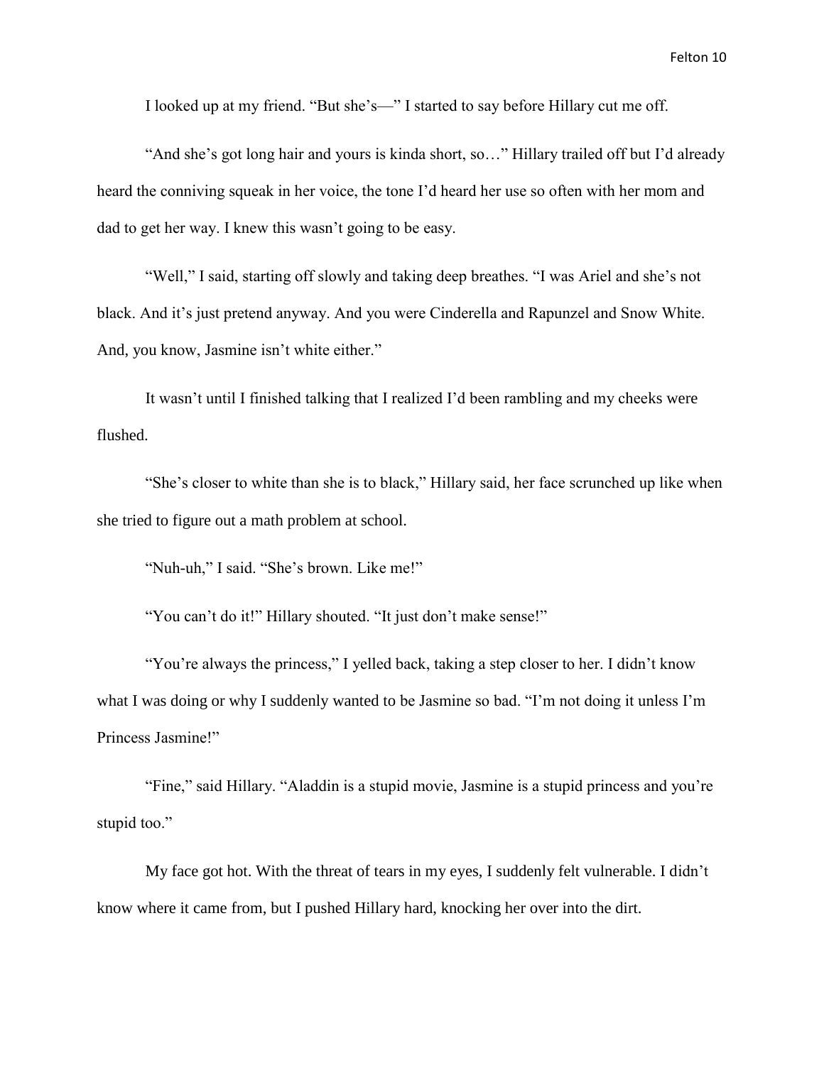I looked up at my friend. "But she's—" I started to say before Hillary cut me off.

"And she's got long hair and yours is kinda short, so…" Hillary trailed off but I'd already heard the conniving squeak in her voice, the tone I'd heard her use so often with her mom and dad to get her way. I knew this wasn't going to be easy.

"Well," I said, starting off slowly and taking deep breathes. "I was Ariel and she's not black. And it's just pretend anyway. And you were Cinderella and Rapunzel and Snow White. And, you know, Jasmine isn't white either."

It wasn't until I finished talking that I realized I'd been rambling and my cheeks were flushed.

"She's closer to white than she is to black," Hillary said, her face scrunched up like when she tried to figure out a math problem at school.

"Nuh-uh," I said. "She's brown. Like me!"

"You can't do it!" Hillary shouted. "It just don't make sense!"

"You're always the princess," I yelled back, taking a step closer to her. I didn't know what I was doing or why I suddenly wanted to be Jasmine so bad. "I'm not doing it unless I'm Princess Jasmine!"

"Fine," said Hillary. "Aladdin is a stupid movie, Jasmine is a stupid princess and you're stupid too."

My face got hot. With the threat of tears in my eyes, I suddenly felt vulnerable. I didn't know where it came from, but I pushed Hillary hard, knocking her over into the dirt.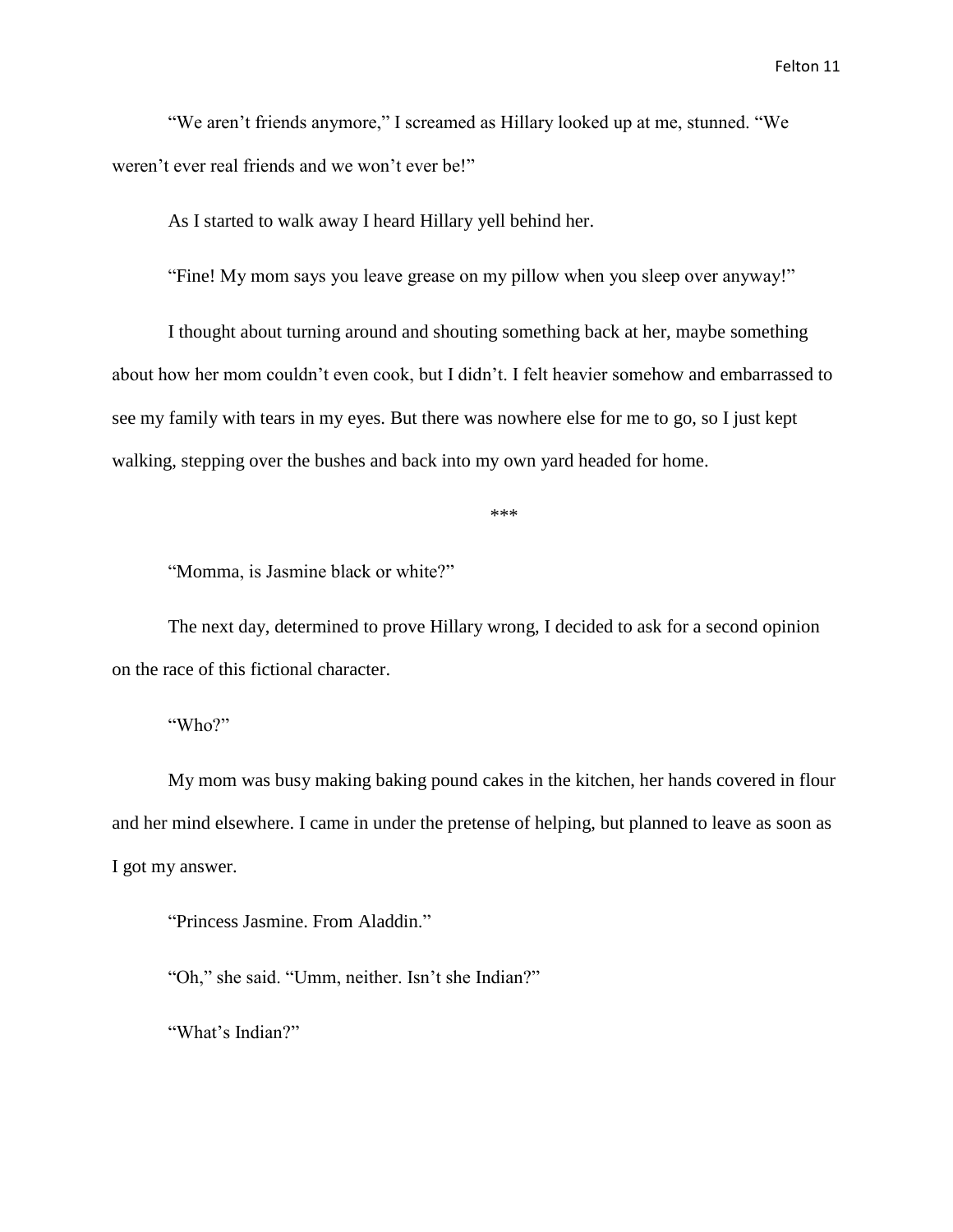"We aren't friends anymore," I screamed as Hillary looked up at me, stunned. "We weren't ever real friends and we won't ever be!"

As I started to walk away I heard Hillary yell behind her.

"Fine! My mom says you leave grease on my pillow when you sleep over anyway!"

I thought about turning around and shouting something back at her, maybe something about how her mom couldn't even cook, but I didn't. I felt heavier somehow and embarrassed to see my family with tears in my eyes. But there was nowhere else for me to go, so I just kept walking, stepping over the bushes and back into my own yard headed for home.

***

"Momma, is Jasmine black or white?"

The next day, determined to prove Hillary wrong, I decided to ask for a second opinion on the race of this fictional character.

"Who?"

My mom was busy making baking pound cakes in the kitchen, her hands covered in flour and her mind elsewhere. I came in under the pretense of helping, but planned to leave as soon as I got my answer.

"Princess Jasmine. From Aladdin."

"Oh," she said. "Umm, neither. Isn't she Indian?"

"What's Indian?"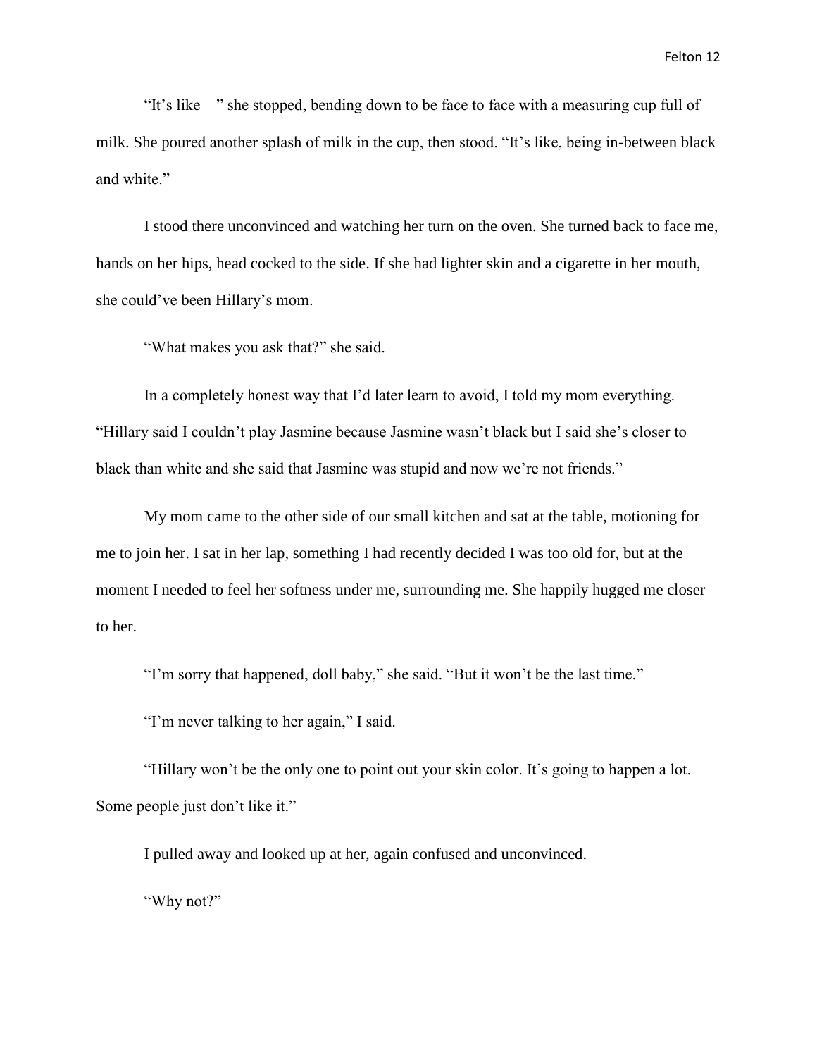"It's like—" she stopped, bending down to be face to face with a measuring cup full of milk. She poured another splash of milk in the cup, then stood. "It's like, being in-between black and white."

I stood there unconvinced and watching her turn on the oven. She turned back to face me, hands on her hips, head cocked to the side. If she had lighter skin and a cigarette in her mouth, she could've been Hillary's mom.

"What makes you ask that?" she said.

In a completely honest way that I'd later learn to avoid, I told my mom everything. "Hillary said I couldn't play Jasmine because Jasmine wasn't black but I said she's closer to black than white and she said that Jasmine was stupid and now we're not friends."

My mom came to the other side of our small kitchen and sat at the table, motioning for me to join her. I sat in her lap, something I had recently decided I was too old for, but at the moment I needed to feel her softness under me, surrounding me. She happily hugged me closer to her.

"I'm sorry that happened, doll baby," she said. "But it won't be the last time."

"I'm never talking to her again," I said.

"Hillary won't be the only one to point out your skin color. It's going to happen a lot. Some people just don't like it."

I pulled away and looked up at her, again confused and unconvinced.

"Why not?"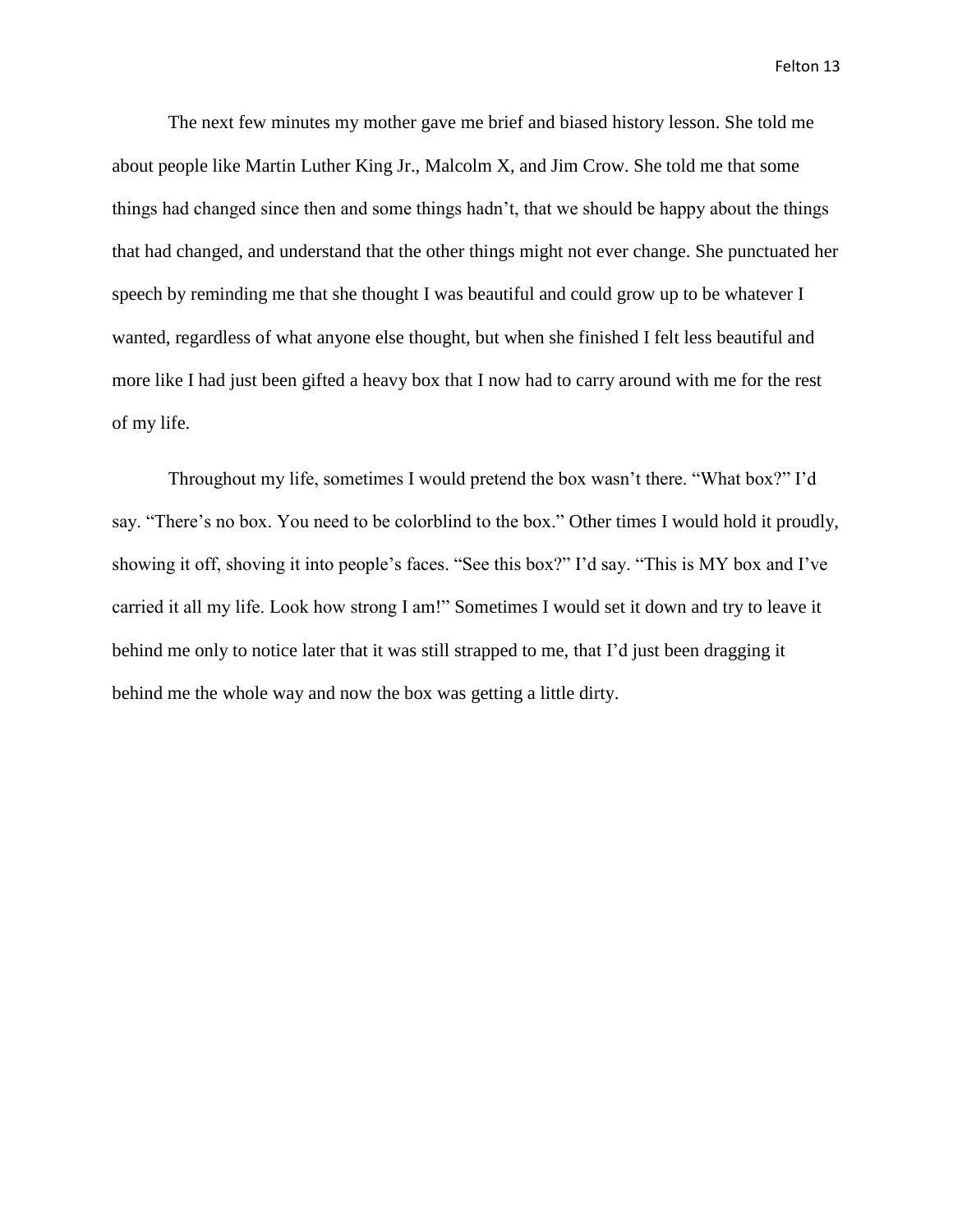The next few minutes my mother gave me brief and biased history lesson. She told me about people like Martin Luther King Jr., Malcolm X, and Jim Crow. She told me that some things had changed since then and some things hadn't, that we should be happy about the things that had changed, and understand that the other things might not ever change. She punctuated her speech by reminding me that she thought I was beautiful and could grow up to be whatever I wanted, regardless of what anyone else thought, but when she finished I felt less beautiful and more like I had just been gifted a heavy box that I now had to carry around with me for the rest of my life.

Throughout my life, sometimes I would pretend the box wasn't there. "What box?" I'd say. "There's no box. You need to be colorblind to the box." Other times I would hold it proudly, showing it off, shoving it into people's faces. "See this box?" I'd say. "This is MY box and I've carried it all my life. Look how strong I am!" Sometimes I would set it down and try to leave it behind me only to notice later that it was still strapped to me, that I'd just been dragging it behind me the whole way and now the box was getting a little dirty.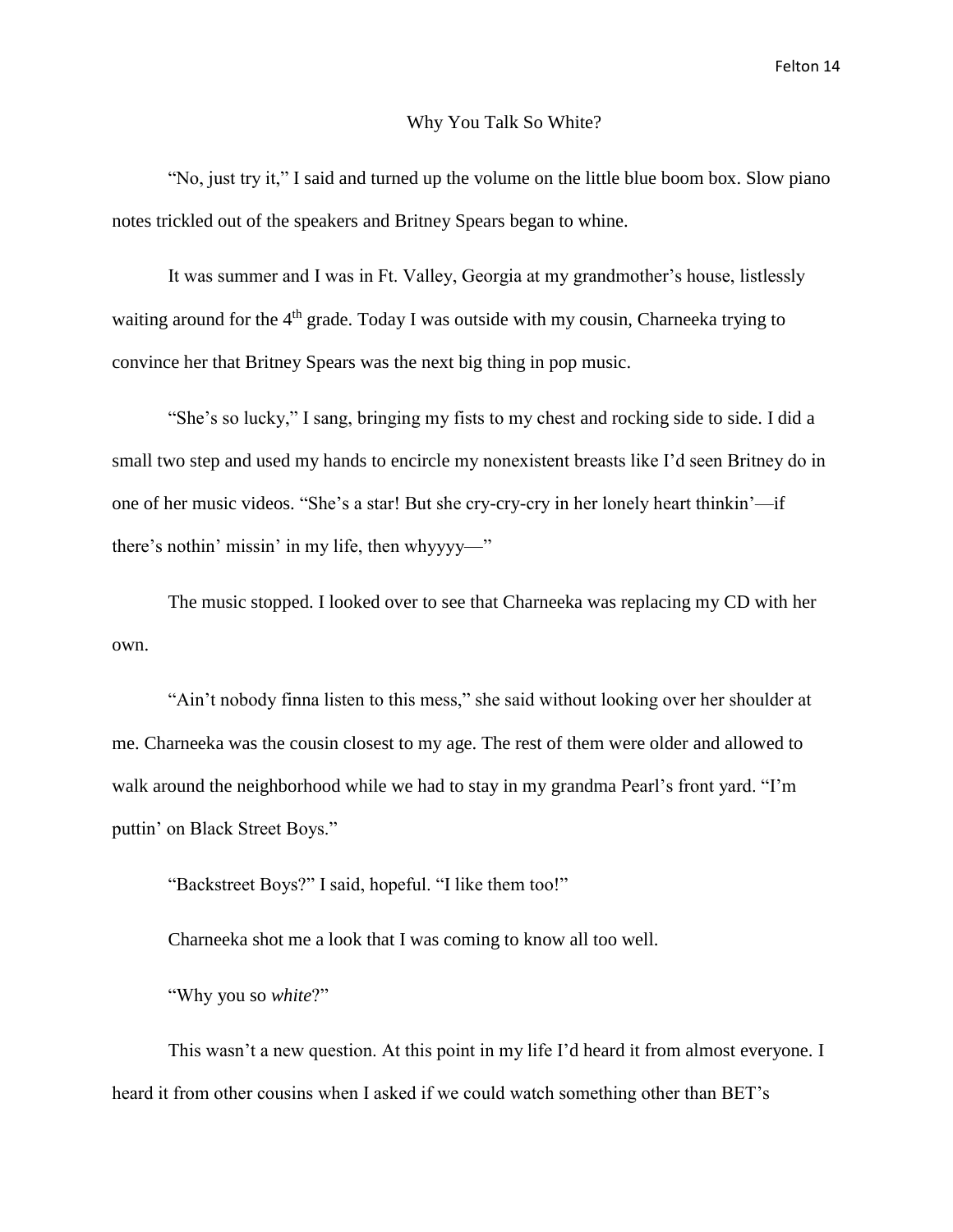## Why You Talk So White?

"No, just try it," I said and turned up the volume on the little blue boom box. Slow piano notes trickled out of the speakers and Britney Spears began to whine.

It was summer and I was in Ft. Valley, Georgia at my grandmother's house, listlessly waiting around for the 4th grade. Today I was outside with my cousin, Charneeka trying to convince her that Britney Spears was the next big thing in pop music.

"She's so lucky," I sang, bringing my fists to my chest and rocking side to side. I did a small two step and used my hands to encircle my nonexistent breasts like I'd seen Britney do in one of her music videos. "She's a star! But she cry-cry-cry in her lonely heart thinkin'—if there's nothin' missin' in my life, then whyyyy—"

The music stopped. I looked over to see that Charneeka was replacing my CD with her own.

"Ain't nobody finna listen to this mess," she said without looking over her shoulder at me. Charneeka was the cousin closest to my age. The rest of them were older and allowed to walk around the neighborhood while we had to stay in my grandma Pearl's front yard. "I'm puttin' on Black Street Boys."

"Backstreet Boys?" I said, hopeful. "I like them too!"

Charneeka shot me a look that I was coming to know all too well.

"Why you so *white*?"

This wasn't a new question. At this point in my life I'd heard it from almost everyone. I heard it from other cousins when I asked if we could watch something other than BET's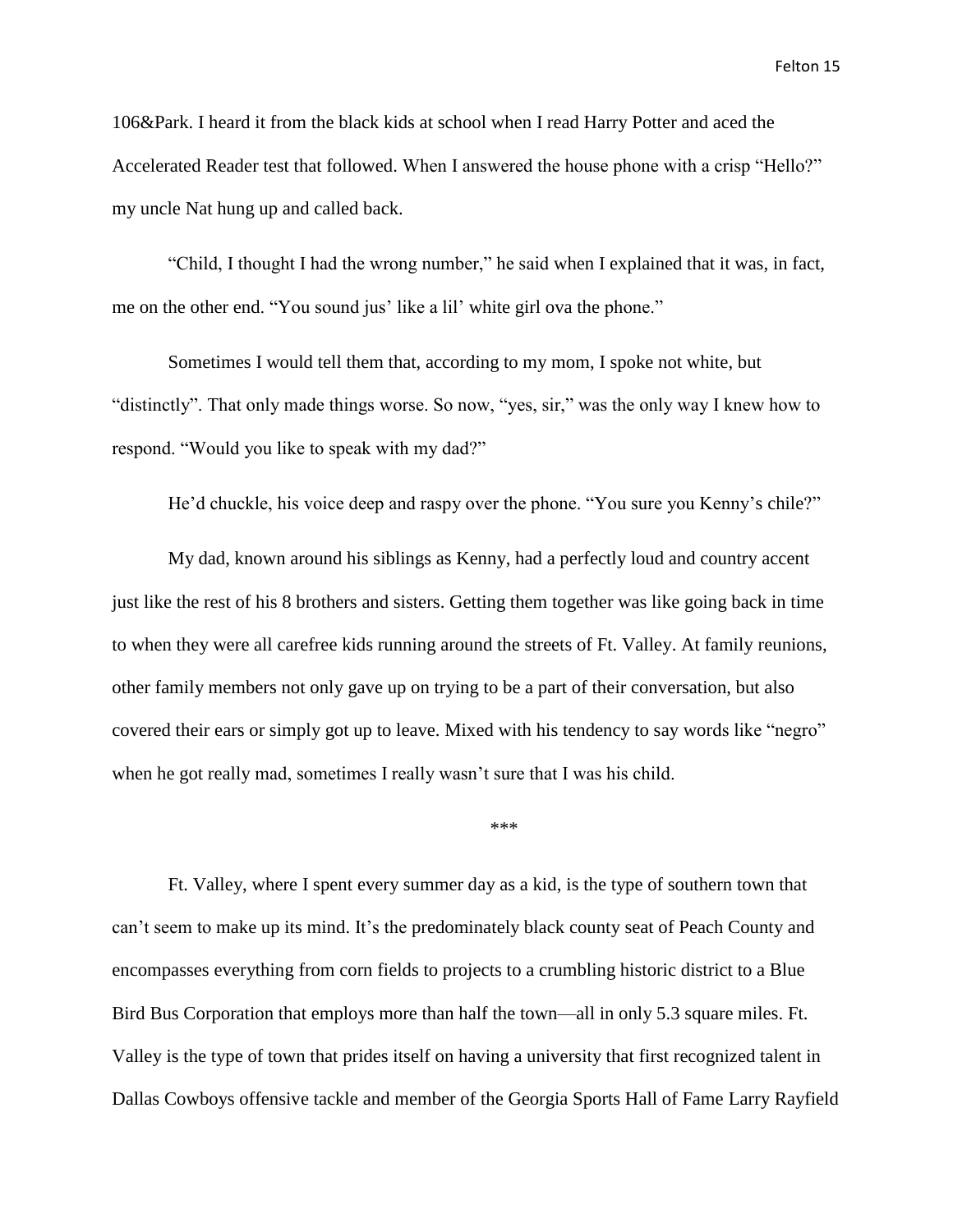106&Park. I heard it from the black kids at school when I read Harry Potter and aced the Accelerated Reader test that followed. When I answered the house phone with a crisp "Hello?" my uncle Nat hung up and called back.

"Child, I thought I had the wrong number," he said when I explained that it was, in fact, me on the other end. "You sound jus' like a lil' white girl ova the phone."

Sometimes I would tell them that, according to my mom, I spoke not white, but "distinctly". That only made things worse. So now, "yes, sir," was the only way I knew how to respond. "Would you like to speak with my dad?"

He'd chuckle, his voice deep and raspy over the phone. "You sure you Kenny's chile?"

My dad, known around his siblings as Kenny, had a perfectly loud and country accent just like the rest of his 8 brothers and sisters. Getting them together was like going back in time to when they were all carefree kids running around the streets of Ft. Valley. At family reunions, other family members not only gave up on trying to be a part of their conversation, but also covered their ears or simply got up to leave. Mixed with his tendency to say words like "negro" when he got really mad, sometimes I really wasn't sure that I was his child.

***

Ft. Valley, where I spent every summer day as a kid, is the type of southern town that can't seem to make up its mind. It's the predominately black county seat of Peach County and encompasses everything from corn fields to projects to a crumbling historic district to a Blue Bird Bus Corporation that employs more than half the town—all in only 5.3 square miles. Ft. Valley is the type of town that prides itself on having a university that first recognized talent in Dallas Cowboys offensive tackle and member of the Georgia Sports Hall of Fame Larry Rayfield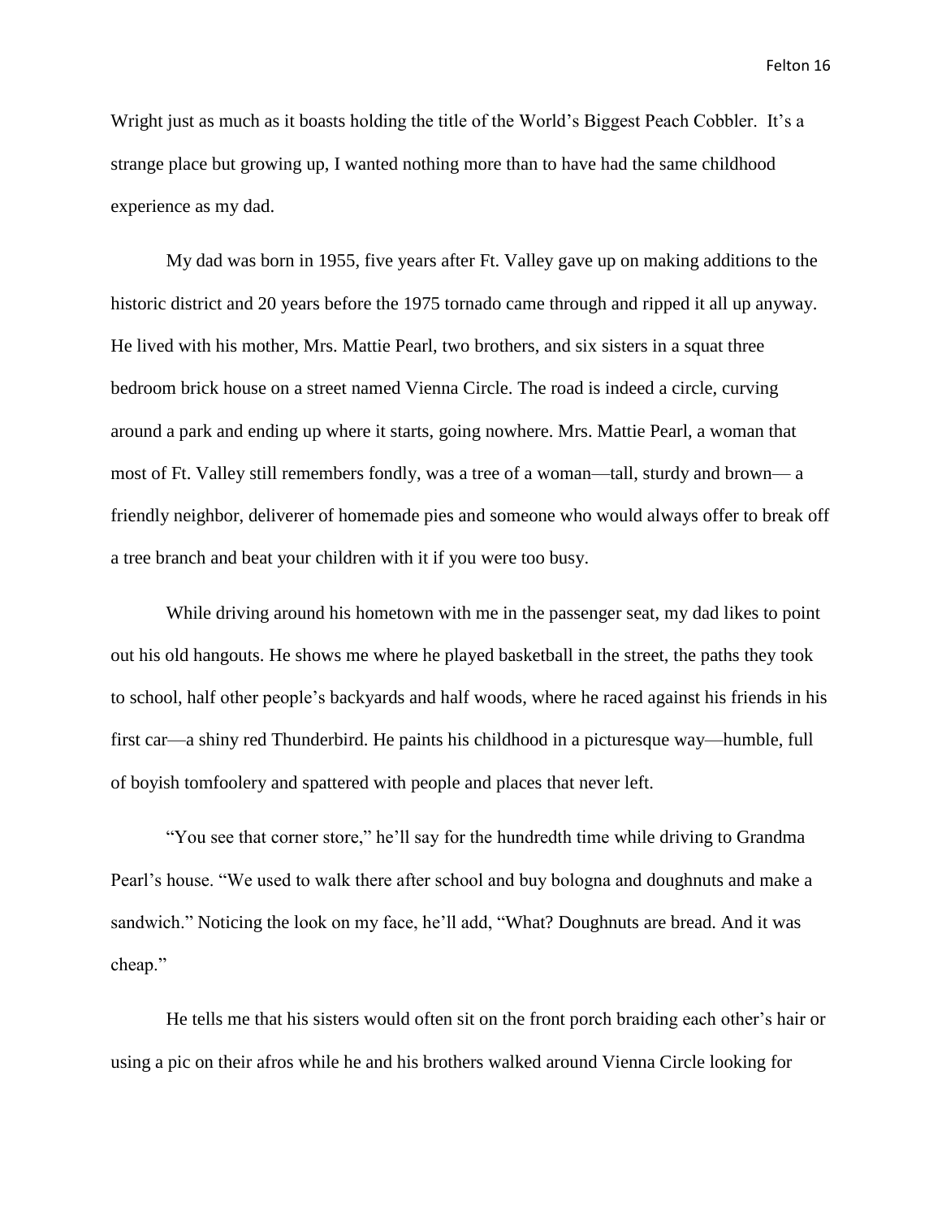Wright just as much as it boasts holding the title of the World's Biggest Peach Cobbler. It's a strange place but growing up, I wanted nothing more than to have had the same childhood experience as my dad.

My dad was born in 1955, five years after Ft. Valley gave up on making additions to the historic district and 20 years before the 1975 tornado came through and ripped it all up anyway. He lived with his mother, Mrs. Mattie Pearl, two brothers, and six sisters in a squat three bedroom brick house on a street named Vienna Circle. The road is indeed a circle, curving around a park and ending up where it starts, going nowhere. Mrs. Mattie Pearl, a woman that most of Ft. Valley still remembers fondly, was a tree of a woman—tall, sturdy and brown— a friendly neighbor, deliverer of homemade pies and someone who would always offer to break off a tree branch and beat your children with it if you were too busy.

While driving around his hometown with me in the passenger seat, my dad likes to point out his old hangouts. He shows me where he played basketball in the street, the paths they took to school, half other people's backyards and half woods, where he raced against his friends in his first car—a shiny red Thunderbird. He paints his childhood in a picturesque way—humble, full of boyish tomfoolery and spattered with people and places that never left.

"You see that corner store," he'll say for the hundredth time while driving to Grandma Pearl's house. "We used to walk there after school and buy bologna and doughnuts and make a sandwich." Noticing the look on my face, he'll add, "What? Doughnuts are bread. And it was cheap."

He tells me that his sisters would often sit on the front porch braiding each other's hair or using a pic on their afros while he and his brothers walked around Vienna Circle looking for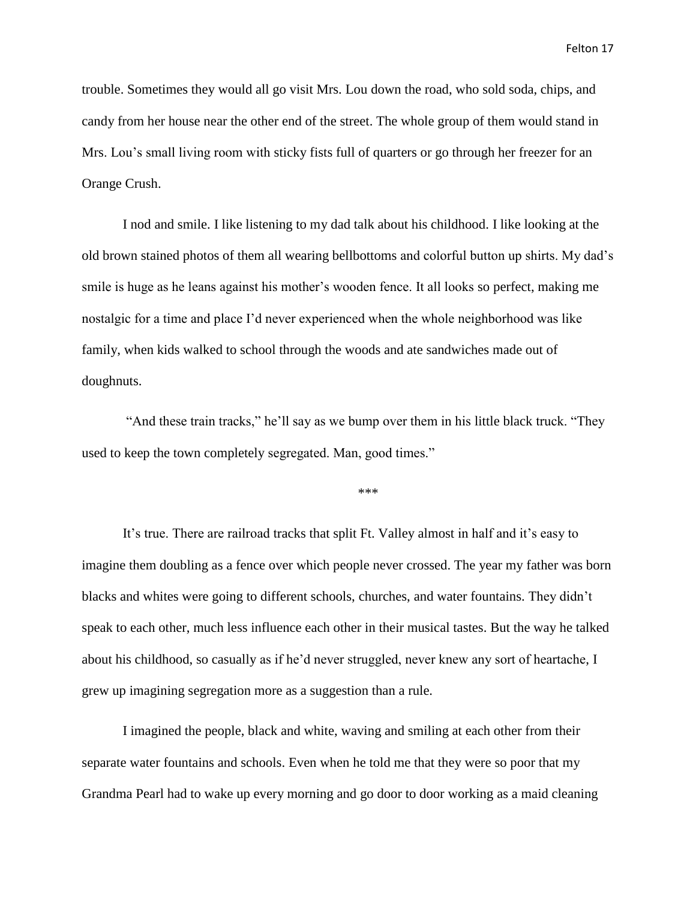trouble. Sometimes they would all go visit Mrs. Lou down the road, who sold soda, chips, and candy from her house near the other end of the street. The whole group of them would stand in Mrs. Lou's small living room with sticky fists full of quarters or go through her freezer for an Orange Crush.

I nod and smile. I like listening to my dad talk about his childhood. I like looking at the old brown stained photos of them all wearing bellbottoms and colorful button up shirts. My dad's smile is huge as he leans against his mother's wooden fence. It all looks so perfect, making me nostalgic for a time and place I'd never experienced when the whole neighborhood was like family, when kids walked to school through the woods and ate sandwiches made out of doughnuts.

"And these train tracks," he'll say as we bump over them in his little black truck. "They used to keep the town completely segregated. Man, good times."

***

It's true. There are railroad tracks that split Ft. Valley almost in half and it's easy to imagine them doubling as a fence over which people never crossed. The year my father was born blacks and whites were going to different schools, churches, and water fountains. They didn't speak to each other, much less influence each other in their musical tastes. But the way he talked about his childhood, so casually as if he'd never struggled, never knew any sort of heartache, I grew up imagining segregation more as a suggestion than a rule.

I imagined the people, black and white, waving and smiling at each other from their separate water fountains and schools. Even when he told me that they were so poor that my Grandma Pearl had to wake up every morning and go door to door working as a maid cleaning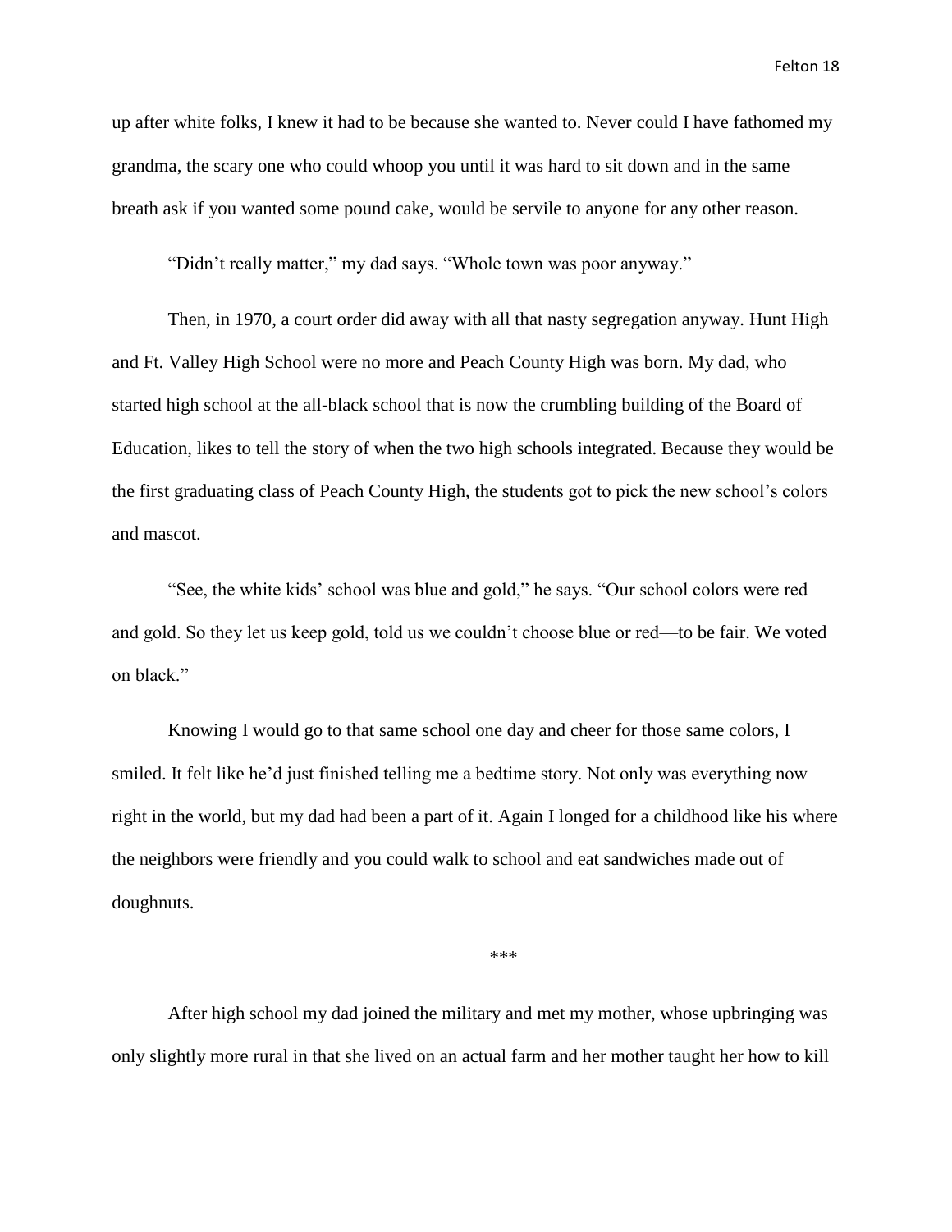up after white folks, I knew it had to be because she wanted to. Never could I have fathomed my grandma, the scary one who could whoop you until it was hard to sit down and in the same breath ask if you wanted some pound cake, would be servile to anyone for any other reason.

"Didn't really matter," my dad says. "Whole town was poor anyway."

Then, in 1970, a court order did away with all that nasty segregation anyway. Hunt High and Ft. Valley High School were no more and Peach County High was born. My dad, who started high school at the all-black school that is now the crumbling building of the Board of Education, likes to tell the story of when the two high schools integrated. Because they would be the first graduating class of Peach County High, the students got to pick the new school's colors and mascot.

"See, the white kids' school was blue and gold," he says. "Our school colors were red and gold. So they let us keep gold, told us we couldn't choose blue or red—to be fair. We voted on black."

Knowing I would go to that same school one day and cheer for those same colors, I smiled. It felt like he'd just finished telling me a bedtime story. Not only was everything now right in the world, but my dad had been a part of it. Again I longed for a childhood like his where the neighbors were friendly and you could walk to school and eat sandwiches made out of doughnuts.

***

After high school my dad joined the military and met my mother, whose upbringing was only slightly more rural in that she lived on an actual farm and her mother taught her how to kill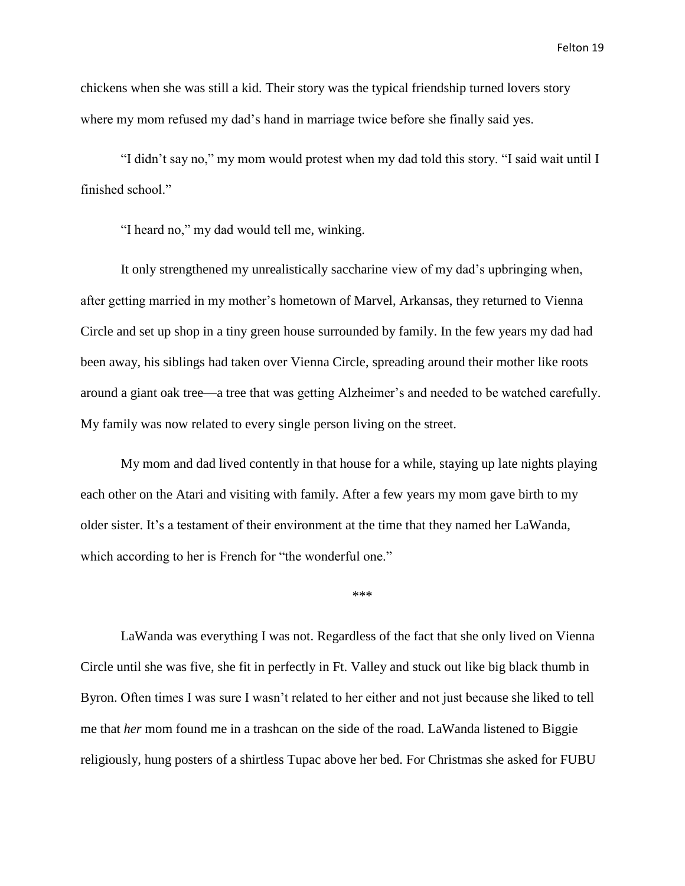chickens when she was still a kid. Their story was the typical friendship turned lovers story where my mom refused my dad's hand in marriage twice before she finally said yes.

"I didn't say no," my mom would protest when my dad told this story. "I said wait until I finished school."

"I heard no," my dad would tell me, winking.

It only strengthened my unrealistically saccharine view of my dad's upbringing when, after getting married in my mother's hometown of Marvel, Arkansas, they returned to Vienna Circle and set up shop in a tiny green house surrounded by family. In the few years my dad had been away, his siblings had taken over Vienna Circle, spreading around their mother like roots around a giant oak tree—a tree that was getting Alzheimer's and needed to be watched carefully. My family was now related to every single person living on the street.

My mom and dad lived contently in that house for a while, staying up late nights playing each other on the Atari and visiting with family. After a few years my mom gave birth to my older sister. It's a testament of their environment at the time that they named her LaWanda, which according to her is French for "the wonderful one."

***

LaWanda was everything I was not. Regardless of the fact that she only lived on Vienna Circle until she was five, she fit in perfectly in Ft. Valley and stuck out like big black thumb in Byron. Often times I was sure I wasn't related to her either and not just because she liked to tell me that *her* mom found me in a trashcan on the side of the road. LaWanda listened to Biggie religiously, hung posters of a shirtless Tupac above her bed. For Christmas she asked for FUBU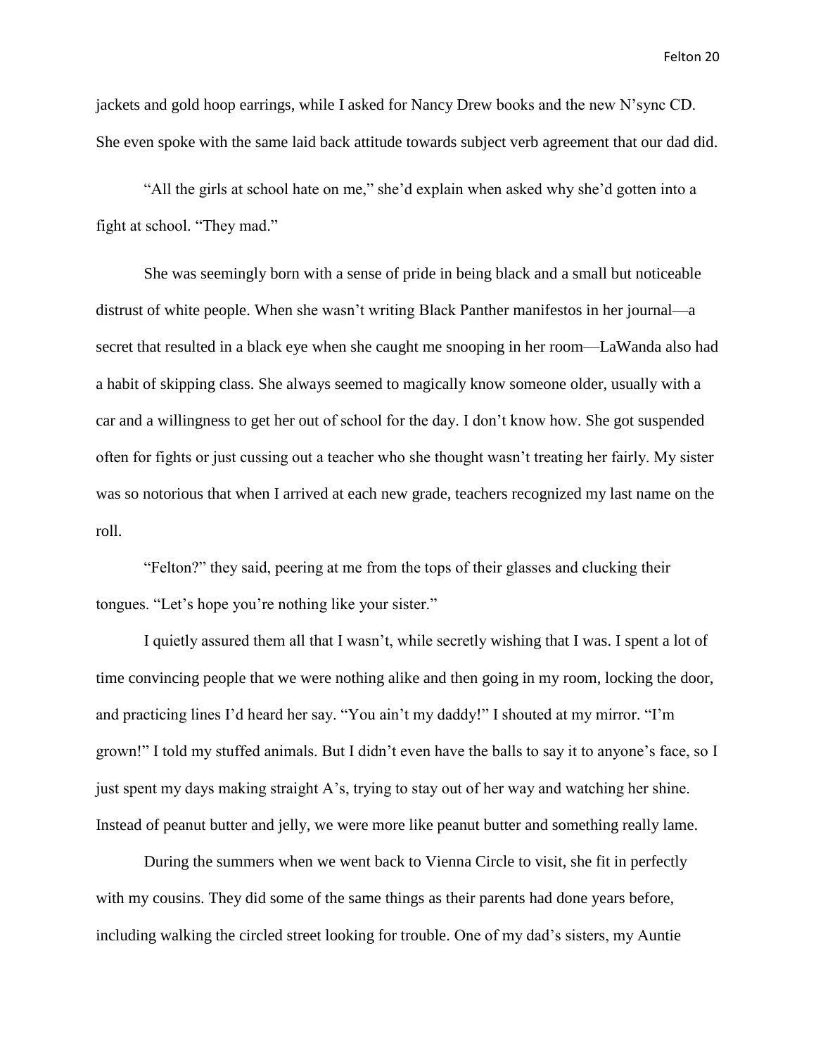jackets and gold hoop earrings, while I asked for Nancy Drew books and the new N'sync CD. She even spoke with the same laid back attitude towards subject verb agreement that our dad did.

"All the girls at school hate on me," she'd explain when asked why she'd gotten into a fight at school. "They mad."

She was seemingly born with a sense of pride in being black and a small but noticeable distrust of white people. When she wasn't writing Black Panther manifestos in her journal—a secret that resulted in a black eye when she caught me snooping in her room—LaWanda also had a habit of skipping class. She always seemed to magically know someone older, usually with a car and a willingness to get her out of school for the day. I don't know how. She got suspended often for fights or just cussing out a teacher who she thought wasn't treating her fairly. My sister was so notorious that when I arrived at each new grade, teachers recognized my last name on the roll.

"Felton?" they said, peering at me from the tops of their glasses and clucking their tongues. "Let's hope you're nothing like your sister."

I quietly assured them all that I wasn't, while secretly wishing that I was. I spent a lot of time convincing people that we were nothing alike and then going in my room, locking the door, and practicing lines I'd heard her say. "You ain't my daddy!" I shouted at my mirror. "I'm grown!" I told my stuffed animals. But I didn't even have the balls to say it to anyone's face, so I just spent my days making straight A's, trying to stay out of her way and watching her shine. Instead of peanut butter and jelly, we were more like peanut butter and something really lame.

During the summers when we went back to Vienna Circle to visit, she fit in perfectly with my cousins. They did some of the same things as their parents had done years before, including walking the circled street looking for trouble. One of my dad's sisters, my Auntie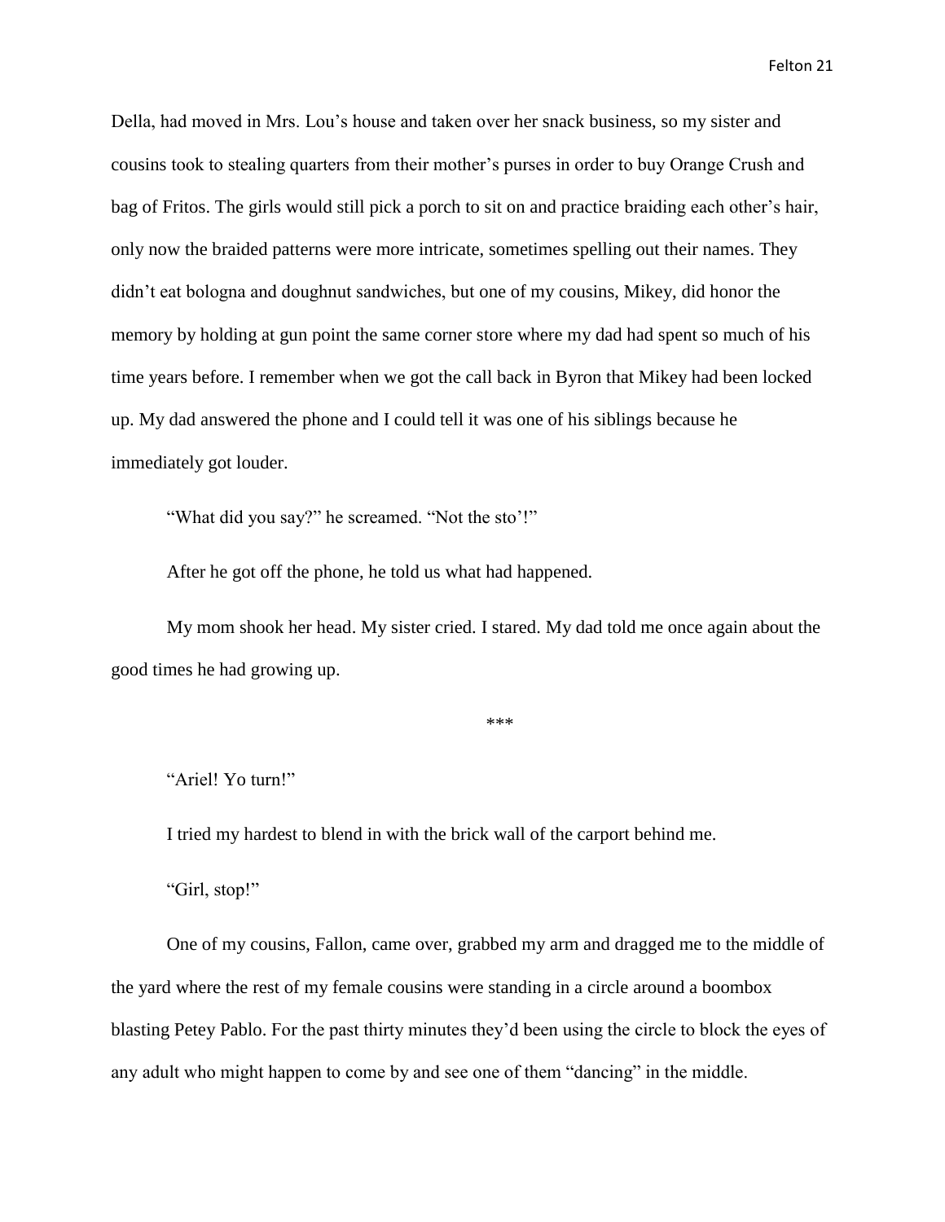Della, had moved in Mrs. Lou's house and taken over her snack business, so my sister and cousins took to stealing quarters from their mother's purses in order to buy Orange Crush and bag of Fritos. The girls would still pick a porch to sit on and practice braiding each other's hair, only now the braided patterns were more intricate, sometimes spelling out their names. They didn't eat bologna and doughnut sandwiches, but one of my cousins, Mikey, did honor the memory by holding at gun point the same corner store where my dad had spent so much of his time years before. I remember when we got the call back in Byron that Mikey had been locked up. My dad answered the phone and I could tell it was one of his siblings because he immediately got louder.

"What did you say?" he screamed. "Not the sto'!"

After he got off the phone, he told us what had happened.

My mom shook her head. My sister cried. I stared. My dad told me once again about the good times he had growing up.

\*\*\*

"Ariel! Yo turn!"

I tried my hardest to blend in with the brick wall of the carport behind me.

"Girl, stop!"

One of my cousins, Fallon, came over, grabbed my arm and dragged me to the middle of the yard where the rest of my female cousins were standing in a circle around a boombox blasting Petey Pablo. For the past thirty minutes they'd been using the circle to block the eyes of any adult who might happen to come by and see one of them "dancing" in the middle.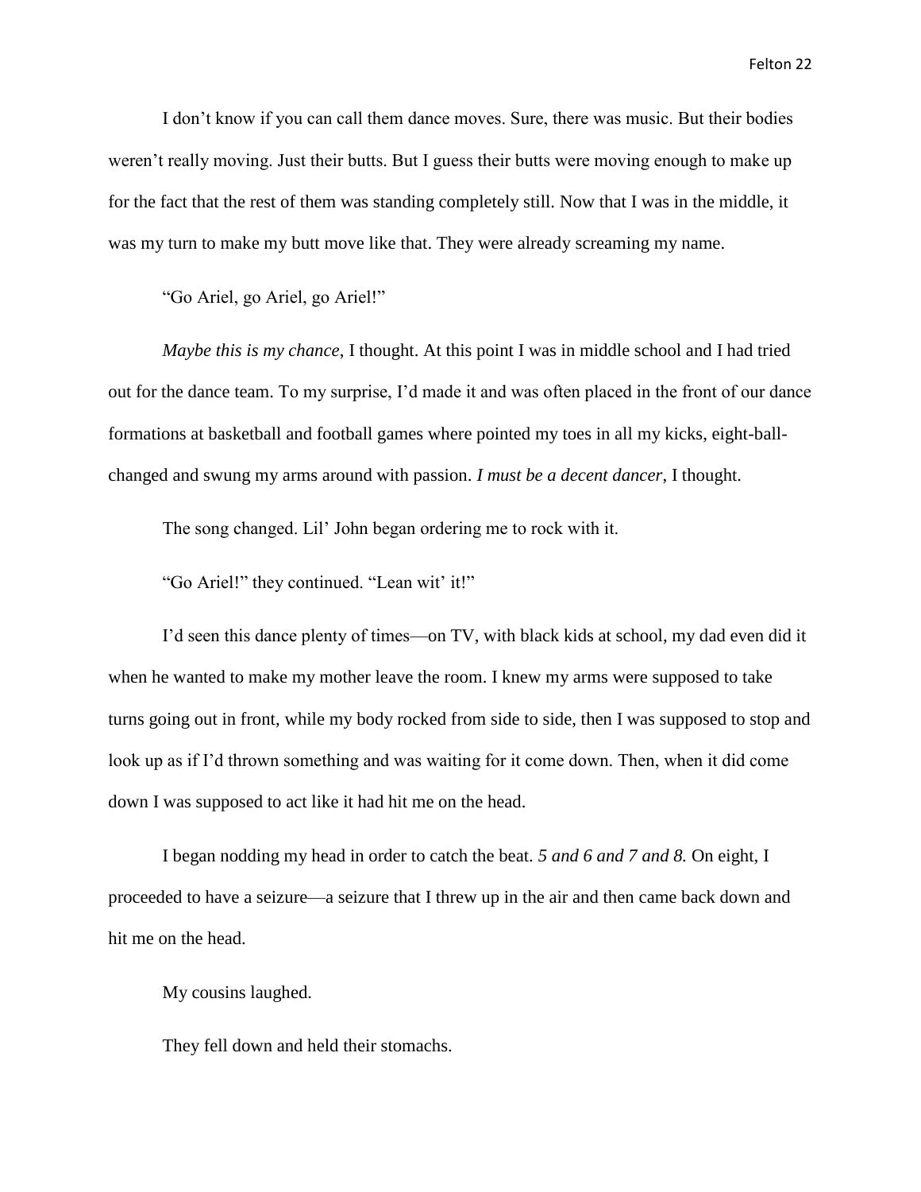I don't know if you can call them dance moves. Sure, there was music. But their bodies weren't really moving. Just their butts. But I guess their butts were moving enough to make up for the fact that the rest of them was standing completely still. Now that I was in the middle, it was my turn to make my butt move like that. They were already screaming my name.

"Go Ariel, go Ariel, go Ariel!"

*Maybe this is my chance*, I thought. At this point I was in middle school and I had tried out for the dance team. To my surprise, I'd made it and was often placed in the front of our dance formations at basketball and football games where pointed my toes in all my kicks, eight-ball-changed and swung my arms around with passion. *I must be a decent dancer*, I thought.

The song changed. Lil' John began ordering me to rock with it.

"Go Ariel!" they continued. "Lean wit' it!"

I'd seen this dance plenty of times—on TV, with black kids at school, my dad even did it when he wanted to make my mother leave the room. I knew my arms were supposed to take turns going out in front, while my body rocked from side to side, then I was supposed to stop and look up as if I'd thrown something and was waiting for it come down. Then, when it did come down I was supposed to act like it had hit me on the head.

I began nodding my head in order to catch the beat. *5 and 6 and 7 and 8.* On eight, I proceeded to have a seizure—a seizure that I threw up in the air and then came back down and hit me on the head.

My cousins laughed.

They fell down and held their stomachs.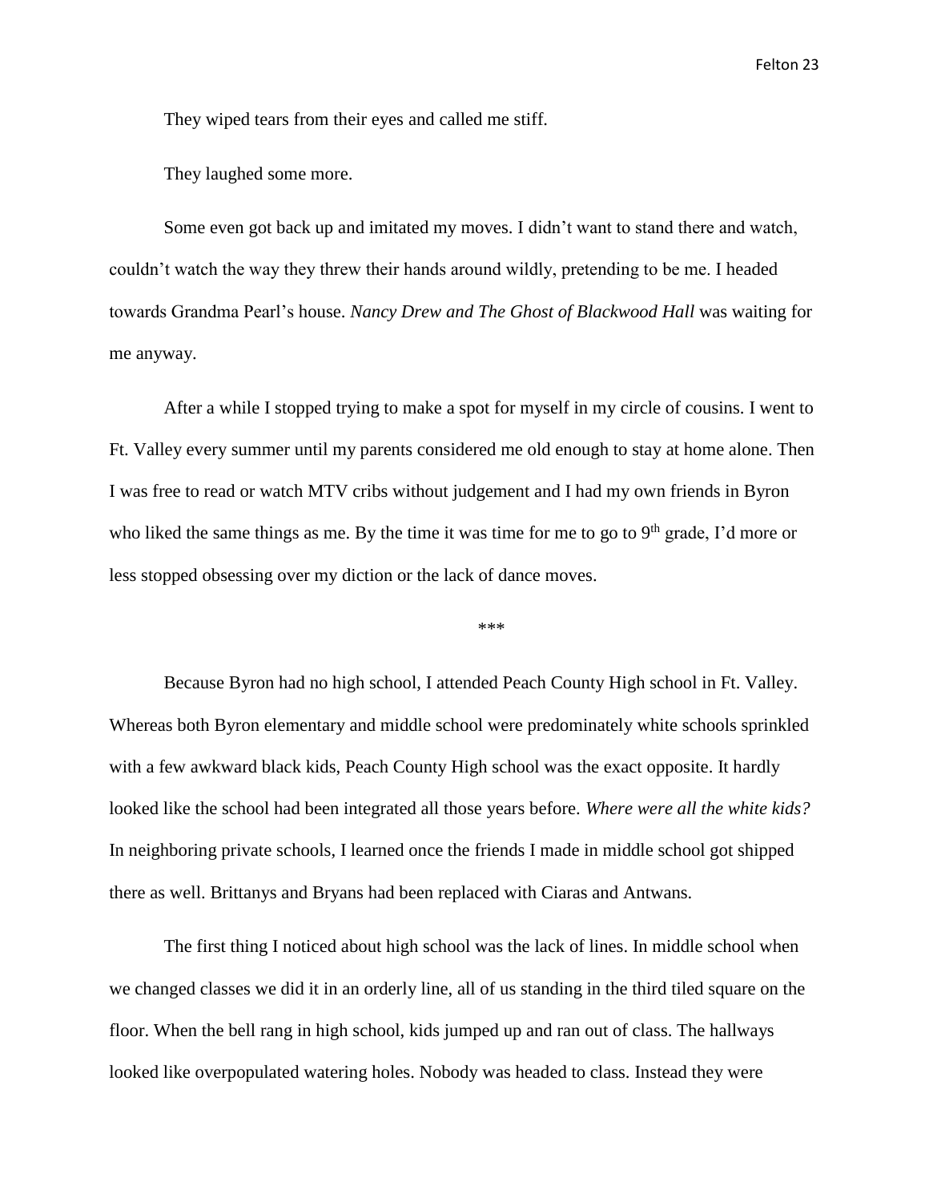They wiped tears from their eyes and called me stiff.

They laughed some more.

Some even got back up and imitated my moves. I didn't want to stand there and watch, couldn't watch the way they threw their hands around wildly, pretending to be me. I headed towards Grandma Pearl's house. *Nancy Drew and The Ghost of Blackwood Hall* was waiting for me anyway.

After a while I stopped trying to make a spot for myself in my circle of cousins. I went to Ft. Valley every summer until my parents considered me old enough to stay at home alone. Then I was free to read or watch MTV cribs without judgement and I had my own friends in Byron who liked the same things as me. By the time it was time for me to go to 9th grade, I'd more or less stopped obsessing over my diction or the lack of dance moves.

\*\*\*

Because Byron had no high school, I attended Peach County High school in Ft. Valley. Whereas both Byron elementary and middle school were predominately white schools sprinkled with a few awkward black kids, Peach County High school was the exact opposite. It hardly looked like the school had been integrated all those years before. *Where were all the white kids?* In neighboring private schools, I learned once the friends I made in middle school got shipped there as well. Brittanys and Bryans had been replaced with Ciaras and Antwans.

The first thing I noticed about high school was the lack of lines. In middle school when we changed classes we did it in an orderly line, all of us standing in the third tiled square on the floor. When the bell rang in high school, kids jumped up and ran out of class. The hallways looked like overpopulated watering holes. Nobody was headed to class. Instead they were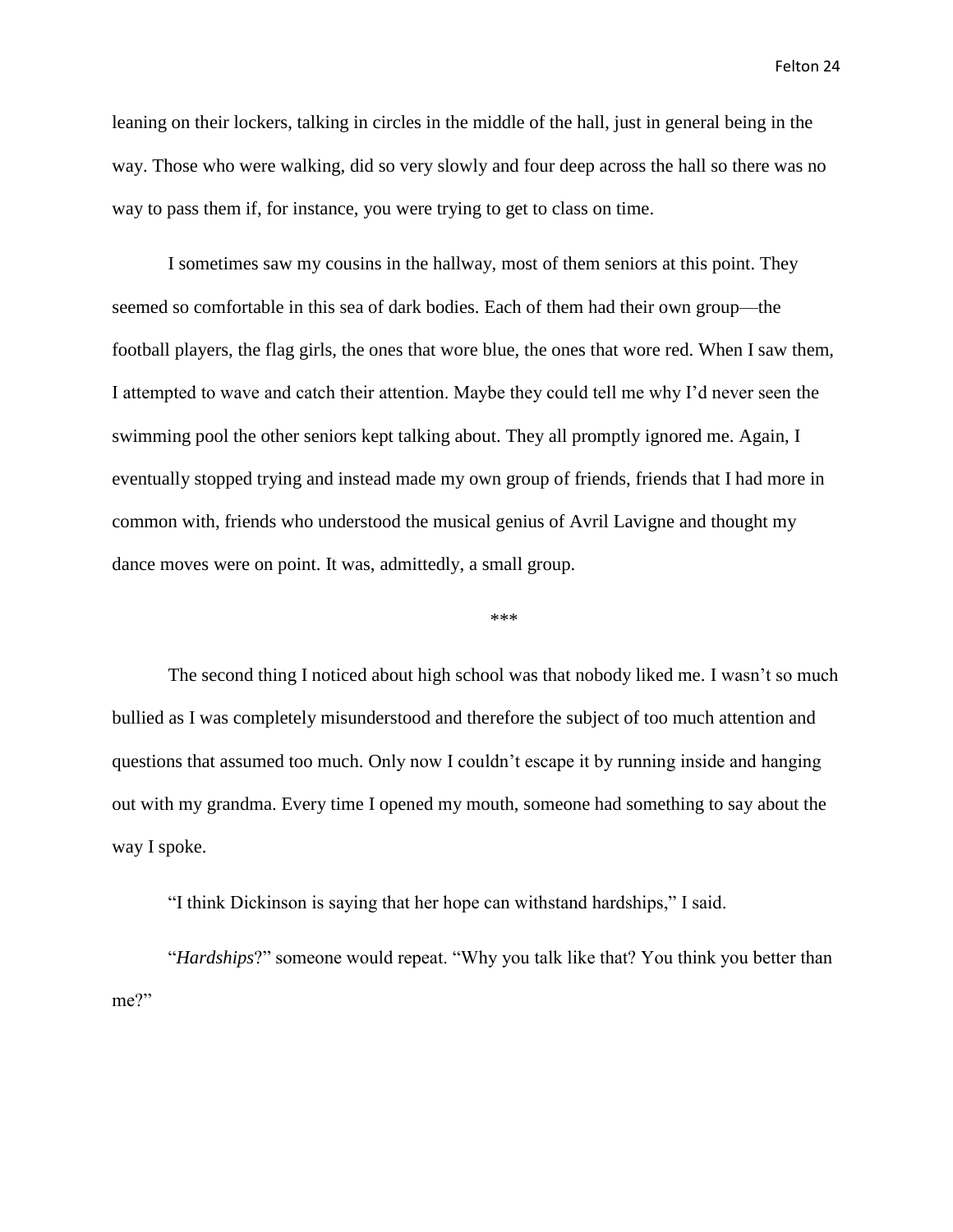leaning on their lockers, talking in circles in the middle of the hall, just in general being in the way. Those who were walking, did so very slowly and four deep across the hall so there was no way to pass them if, for instance, you were trying to get to class on time.

I sometimes saw my cousins in the hallway, most of them seniors at this point. They seemed so comfortable in this sea of dark bodies. Each of them had their own group—the football players, the flag girls, the ones that wore blue, the ones that wore red. When I saw them, I attempted to wave and catch their attention. Maybe they could tell me why I'd never seen the swimming pool the other seniors kept talking about. They all promptly ignored me. Again, I eventually stopped trying and instead made my own group of friends, friends that I had more in common with, friends who understood the musical genius of Avril Lavigne and thought my dance moves were on point. It was, admittedly, a small group.

***

The second thing I noticed about high school was that nobody liked me. I wasn't so much bullied as I was completely misunderstood and therefore the subject of too much attention and questions that assumed too much. Only now I couldn't escape it by running inside and hanging out with my grandma. Every time I opened my mouth, someone had something to say about the way I spoke.

"I think Dickinson is saying that her hope can withstand hardships," I said.

"*Hardships*?" someone would repeat. "Why you talk like that? You think you better than me?"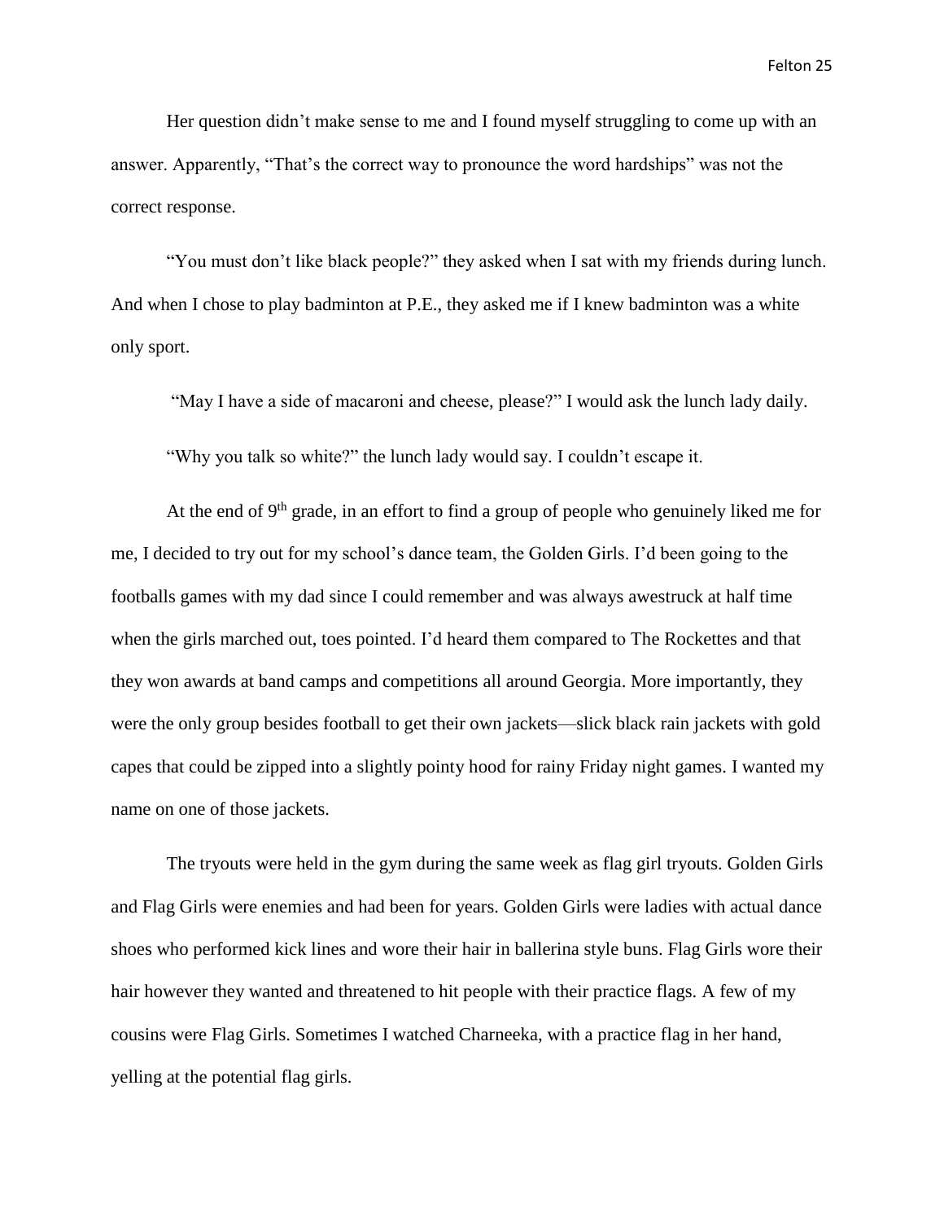Her question didn't make sense to me and I found myself struggling to come up with an answer. Apparently, "That's the correct way to pronounce the word hardships" was not the correct response.

"You must don't like black people?" they asked when I sat with my friends during lunch. And when I chose to play badminton at P.E., they asked me if I knew badminton was a white only sport.

"May I have a side of macaroni and cheese, please?" I would ask the lunch lady daily.

"Why you talk so white?" the lunch lady would say. I couldn't escape it.

At the end of 9th grade, in an effort to find a group of people who genuinely liked me for me, I decided to try out for my school's dance team, the Golden Girls. I'd been going to the footballs games with my dad since I could remember and was always awestruck at half time when the girls marched out, toes pointed. I'd heard them compared to The Rockettes and that they won awards at band camps and competitions all around Georgia. More importantly, they were the only group besides football to get their own jackets—slick black rain jackets with gold capes that could be zipped into a slightly pointy hood for rainy Friday night games. I wanted my name on one of those jackets.

The tryouts were held in the gym during the same week as flag girl tryouts. Golden Girls and Flag Girls were enemies and had been for years. Golden Girls were ladies with actual dance shoes who performed kick lines and wore their hair in ballerina style buns. Flag Girls wore their hair however they wanted and threatened to hit people with their practice flags. A few of my cousins were Flag Girls. Sometimes I watched Charneeka, with a practice flag in her hand, yelling at the potential flag girls.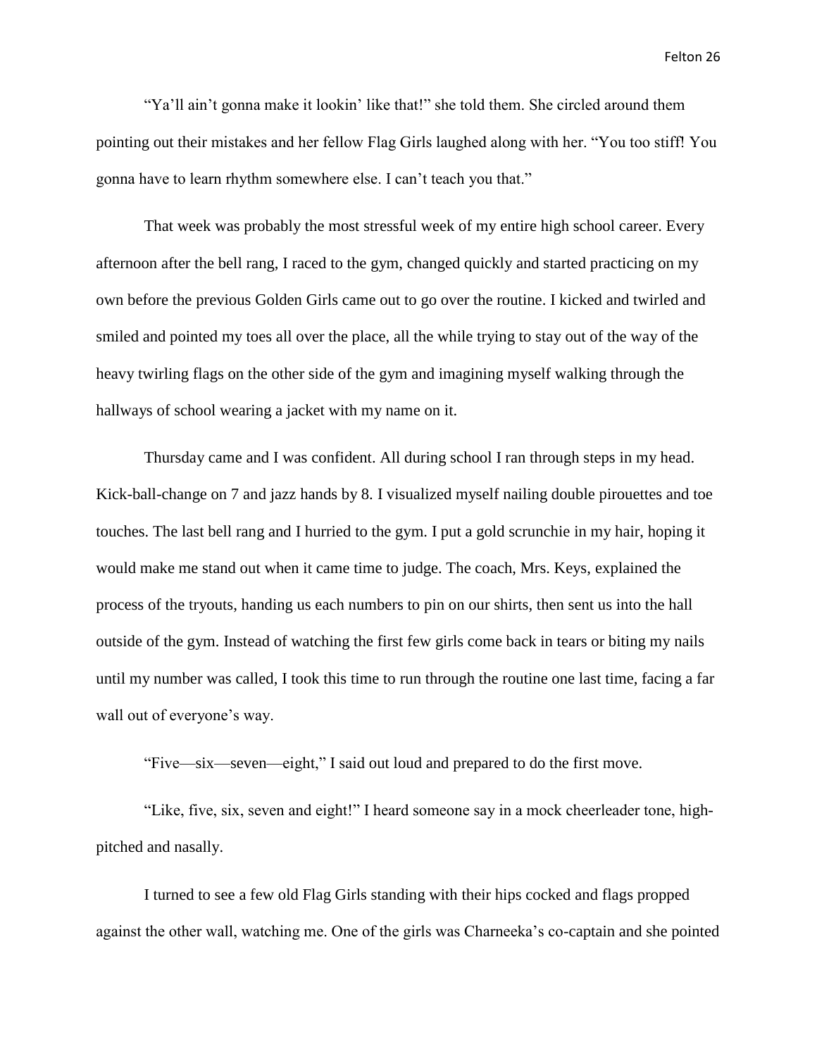"Ya'll ain't gonna make it lookin' like that!" she told them. She circled around them pointing out their mistakes and her fellow Flag Girls laughed along with her. "You too stiff! You gonna have to learn rhythm somewhere else. I can't teach you that."

That week was probably the most stressful week of my entire high school career. Every afternoon after the bell rang, I raced to the gym, changed quickly and started practicing on my own before the previous Golden Girls came out to go over the routine. I kicked and twirled and smiled and pointed my toes all over the place, all the while trying to stay out of the way of the heavy twirling flags on the other side of the gym and imagining myself walking through the hallways of school wearing a jacket with my name on it.

Thursday came and I was confident. All during school I ran through steps in my head. Kick-ball-change on 7 and jazz hands by 8. I visualized myself nailing double pirouettes and toe touches. The last bell rang and I hurried to the gym. I put a gold scrunchie in my hair, hoping it would make me stand out when it came time to judge. The coach, Mrs. Keys, explained the process of the tryouts, handing us each numbers to pin on our shirts, then sent us into the hall outside of the gym. Instead of watching the first few girls come back in tears or biting my nails until my number was called, I took this time to run through the routine one last time, facing a far wall out of everyone's way.

"Five—six—seven—eight," I said out loud and prepared to do the first move.

"Like, five, six, seven and eight!" I heard someone say in a mock cheerleader tone, high-pitched and nasally.

I turned to see a few old Flag Girls standing with their hips cocked and flags propped against the other wall, watching me. One of the girls was Charneeka's co-captain and she pointed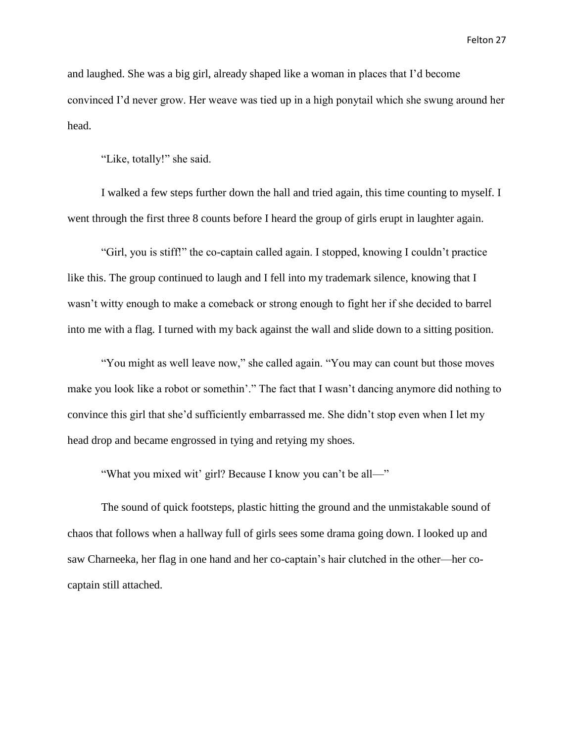and laughed. She was a big girl, already shaped like a woman in places that I'd become convinced I'd never grow. Her weave was tied up in a high ponytail which she swung around her head.

"Like, totally!" she said.

I walked a few steps further down the hall and tried again, this time counting to myself. I went through the first three 8 counts before I heard the group of girls erupt in laughter again.

"Girl, you is stiff!" the co-captain called again. I stopped, knowing I couldn't practice like this. The group continued to laugh and I fell into my trademark silence, knowing that I wasn't witty enough to make a comeback or strong enough to fight her if she decided to barrel into me with a flag. I turned with my back against the wall and slide down to a sitting position.

"You might as well leave now," she called again. "You may can count but those moves make you look like a robot or somethin'." The fact that I wasn't dancing anymore did nothing to convince this girl that she'd sufficiently embarrassed me. She didn't stop even when I let my head drop and became engrossed in tying and retying my shoes.

"What you mixed wit' girl? Because I know you can't be all—"

The sound of quick footsteps, plastic hitting the ground and the unmistakable sound of chaos that follows when a hallway full of girls sees some drama going down. I looked up and saw Charneeka, her flag in one hand and her co-captain's hair clutched in the other—her co-captain still attached.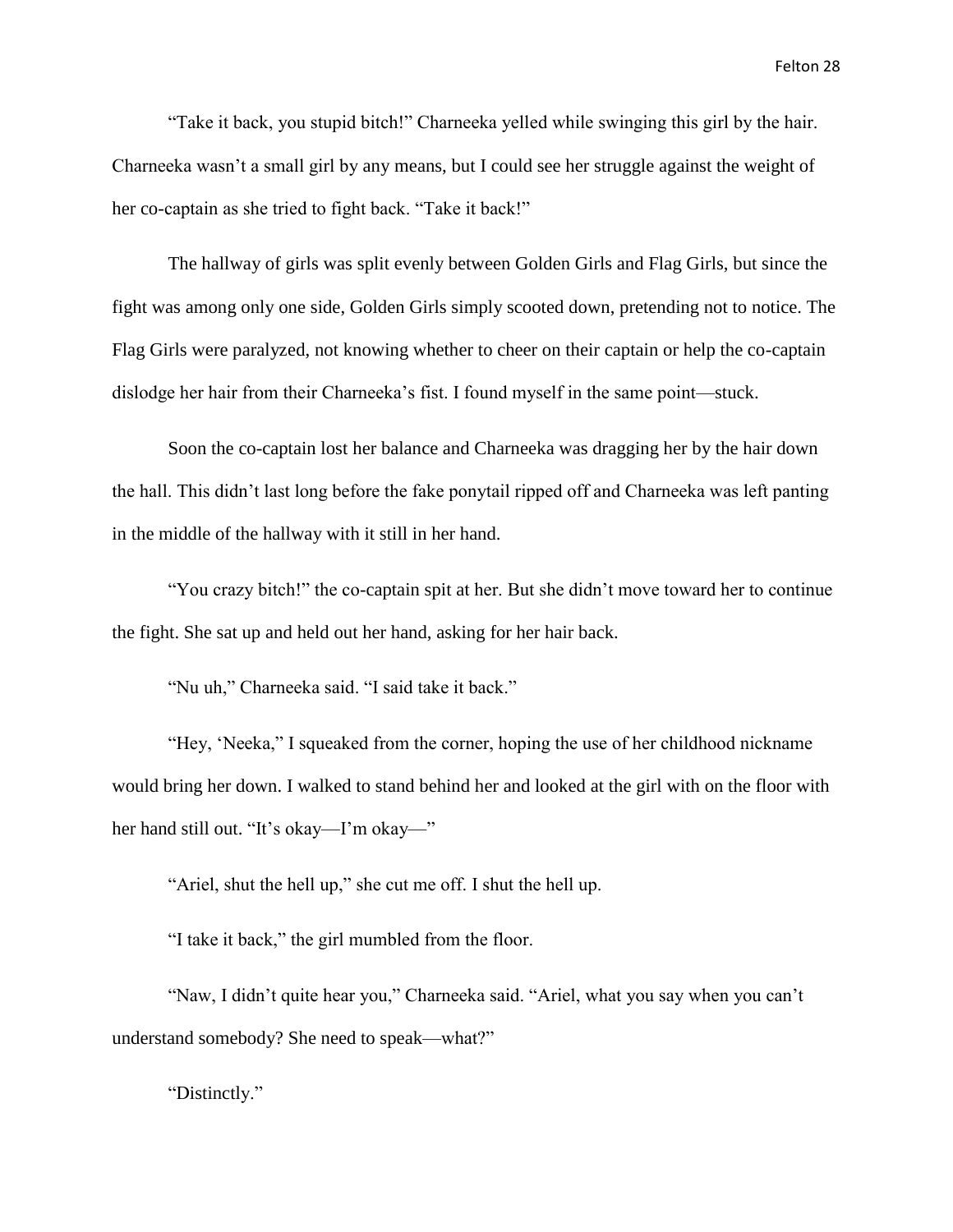"Take it back, you stupid bitch!" Charneeka yelled while swinging this girl by the hair. Charneeka wasn't a small girl by any means, but I could see her struggle against the weight of her co-captain as she tried to fight back. "Take it back!"

The hallway of girls was split evenly between Golden Girls and Flag Girls, but since the fight was among only one side, Golden Girls simply scooted down, pretending not to notice. The Flag Girls were paralyzed, not knowing whether to cheer on their captain or help the co-captain dislodge her hair from their Charneeka's fist. I found myself in the same point—stuck.

Soon the co-captain lost her balance and Charneeka was dragging her by the hair down the hall. This didn't last long before the fake ponytail ripped off and Charneeka was left panting in the middle of the hallway with it still in her hand.

"You crazy bitch!" the co-captain spit at her. But she didn't move toward her to continue the fight. She sat up and held out her hand, asking for her hair back.

"Nu uh," Charneeka said. "I said take it back."

"Hey, 'Neeka," I squeaked from the corner, hoping the use of her childhood nickname would bring her down. I walked to stand behind her and looked at the girl with on the floor with her hand still out. "It's okay—I'm okay—"

"Ariel, shut the hell up," she cut me off. I shut the hell up.

"I take it back," the girl mumbled from the floor.

"Naw, I didn't quite hear you," Charneeka said. "Ariel, what you say when you can't understand somebody? She need to speak—what?"

"Distinctly."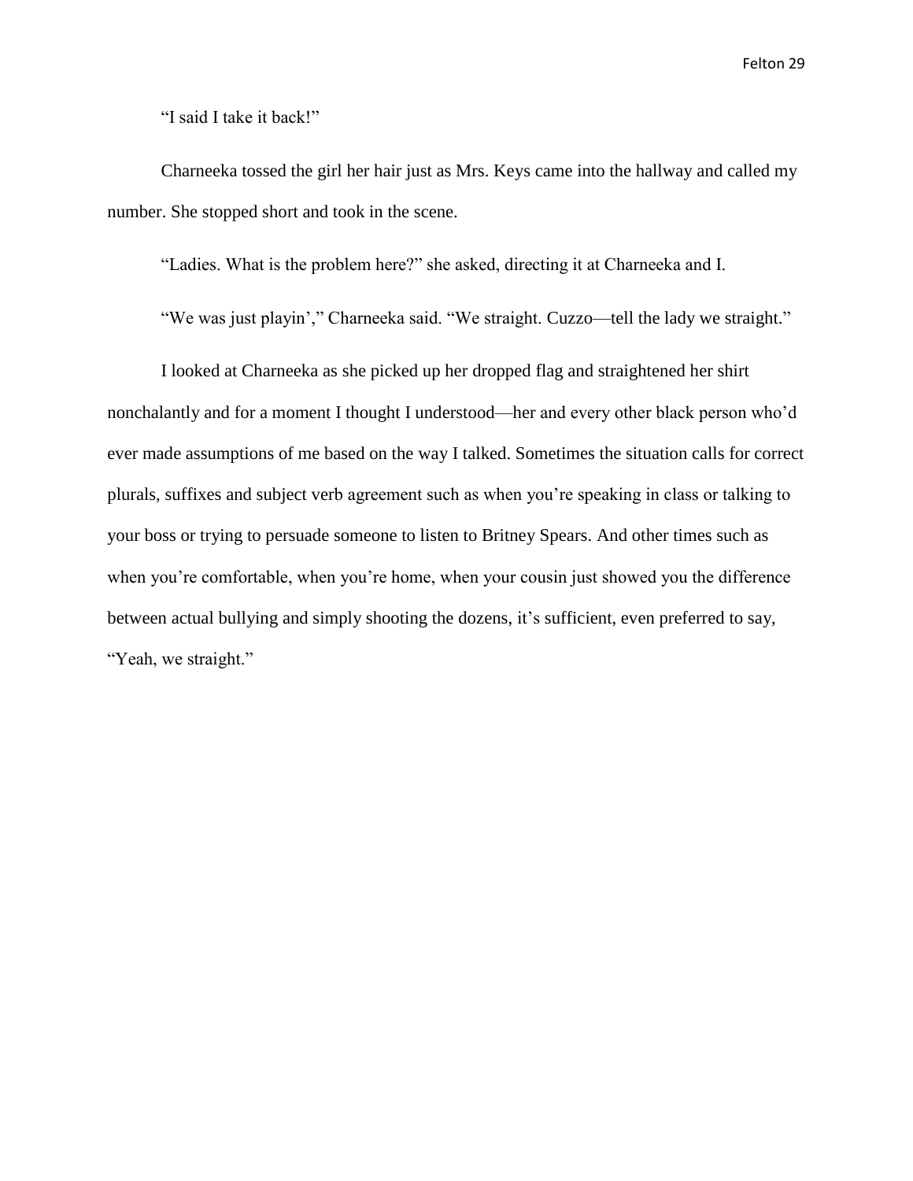"I said I take it back!"

Charneeka tossed the girl her hair just as Mrs. Keys came into the hallway and called my number. She stopped short and took in the scene.

"Ladies. What is the problem here?" she asked, directing it at Charneeka and I.

"We was just playin'," Charneeka said. "We straight. Cuzzo—tell the lady we straight."

I looked at Charneeka as she picked up her dropped flag and straightened her shirt nonchalantly and for a moment I thought I understood—her and every other black person who'd ever made assumptions of me based on the way I talked. Sometimes the situation calls for correct plurals, suffixes and subject verb agreement such as when you're speaking in class or talking to your boss or trying to persuade someone to listen to Britney Spears. And other times such as when you're comfortable, when you're home, when your cousin just showed you the difference between actual bullying and simply shooting the dozens, it's sufficient, even preferred to say, "Yeah, we straight."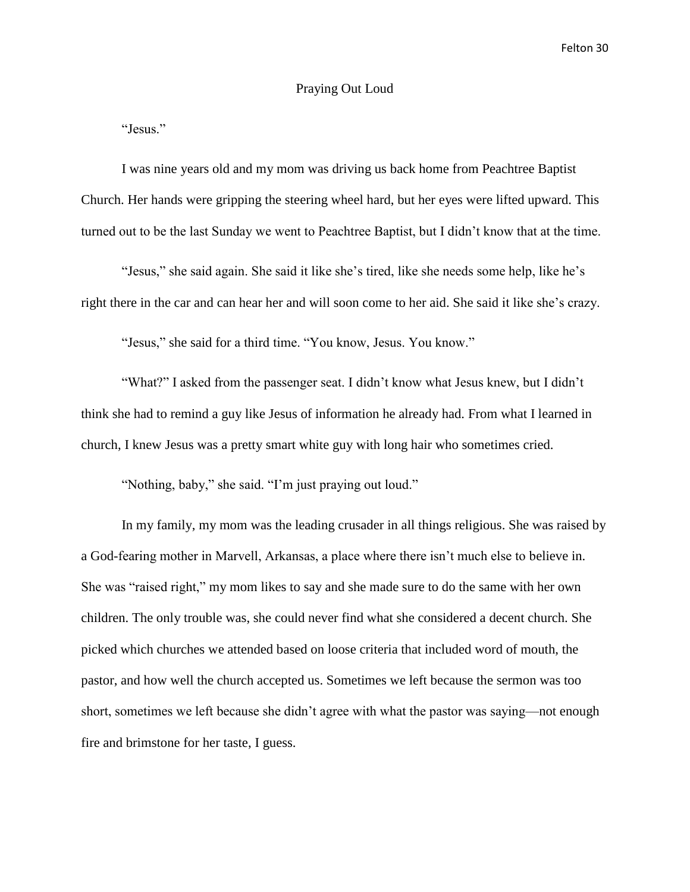## Praying Out Loud

"Jesus."

I was nine years old and my mom was driving us back home from Peachtree Baptist Church. Her hands were gripping the steering wheel hard, but her eyes were lifted upward. This turned out to be the last Sunday we went to Peachtree Baptist, but I didn't know that at the time.

"Jesus," she said again. She said it like she's tired, like she needs some help, like he's right there in the car and can hear her and will soon come to her aid. She said it like she's crazy.

"Jesus," she said for a third time. "You know, Jesus. You know."

"What?" I asked from the passenger seat. I didn't know what Jesus knew, but I didn't think she had to remind a guy like Jesus of information he already had. From what I learned in church, I knew Jesus was a pretty smart white guy with long hair who sometimes cried.

"Nothing, baby," she said. "I'm just praying out loud."

In my family, my mom was the leading crusader in all things religious. She was raised by a God-fearing mother in Marvell, Arkansas, a place where there isn't much else to believe in. She was "raised right," my mom likes to say and she made sure to do the same with her own children. The only trouble was, she could never find what she considered a decent church. She picked which churches we attended based on loose criteria that included word of mouth, the pastor, and how well the church accepted us. Sometimes we left because the sermon was too short, sometimes we left because she didn't agree with what the pastor was saying—not enough fire and brimstone for her taste, I guess.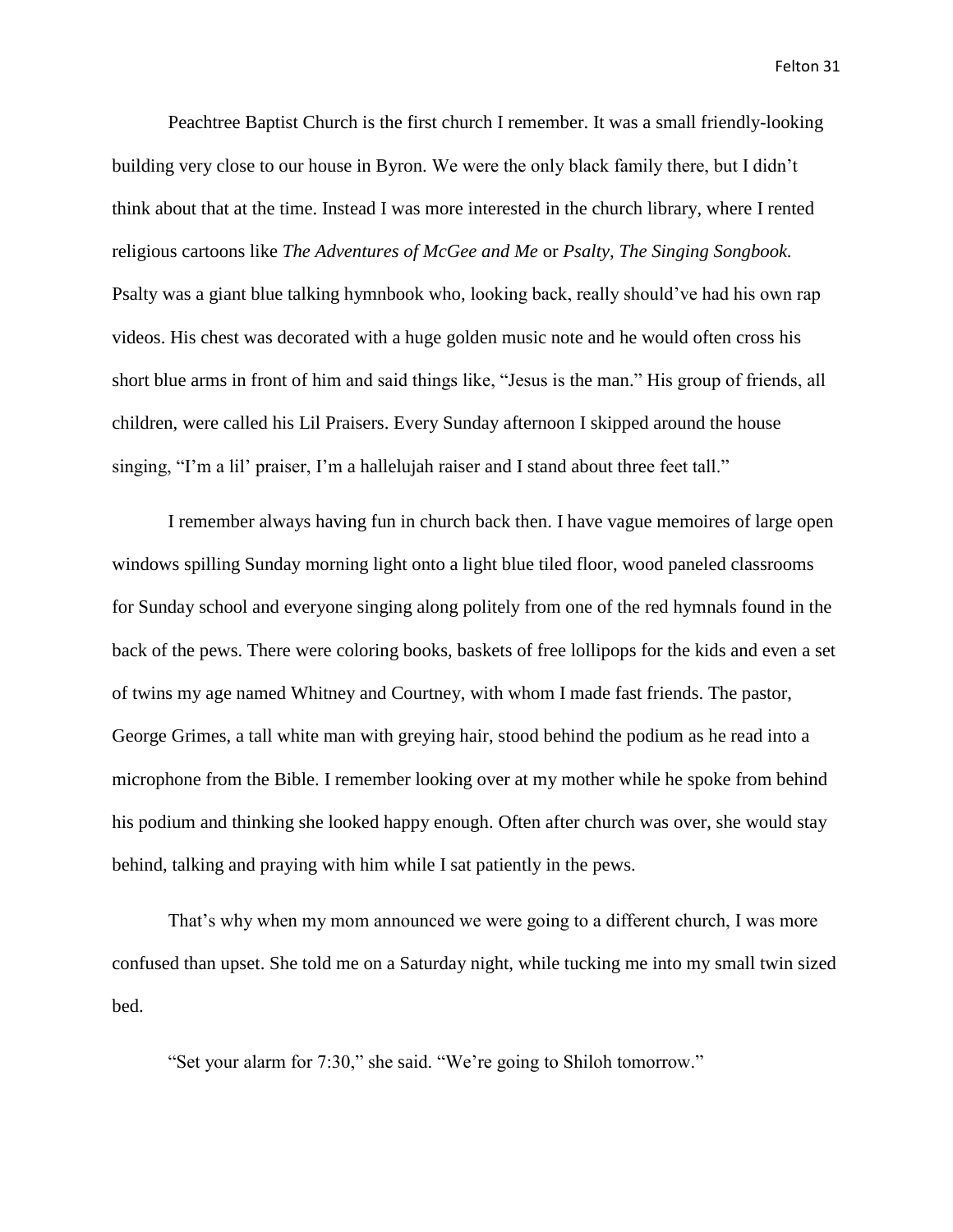Peachtree Baptist Church is the first church I remember. It was a small friendly-looking building very close to our house in Byron. We were the only black family there, but I didn't think about that at the time. Instead I was more interested in the church library, where I rented religious cartoons like *The Adventures of McGee and Me* or *Psalty, The Singing Songbook.* Psalty was a giant blue talking hymnbook who, looking back, really should've had his own rap videos. His chest was decorated with a huge golden music note and he would often cross his short blue arms in front of him and said things like, "Jesus is the man." His group of friends, all children, were called his Lil Praisers. Every Sunday afternoon I skipped around the house singing, "I'm a lil' praiser, I'm a hallelujah raiser and I stand about three feet tall."

I remember always having fun in church back then. I have vague memoires of large open windows spilling Sunday morning light onto a light blue tiled floor, wood paneled classrooms for Sunday school and everyone singing along politely from one of the red hymnals found in the back of the pews. There were coloring books, baskets of free lollipops for the kids and even a set of twins my age named Whitney and Courtney, with whom I made fast friends. The pastor, George Grimes, a tall white man with greying hair, stood behind the podium as he read into a microphone from the Bible. I remember looking over at my mother while he spoke from behind his podium and thinking she looked happy enough. Often after church was over, she would stay behind, talking and praying with him while I sat patiently in the pews.

That's why when my mom announced we were going to a different church, I was more confused than upset. She told me on a Saturday night, while tucking me into my small twin sized bed.

"Set your alarm for 7:30," she said. "We're going to Shiloh tomorrow."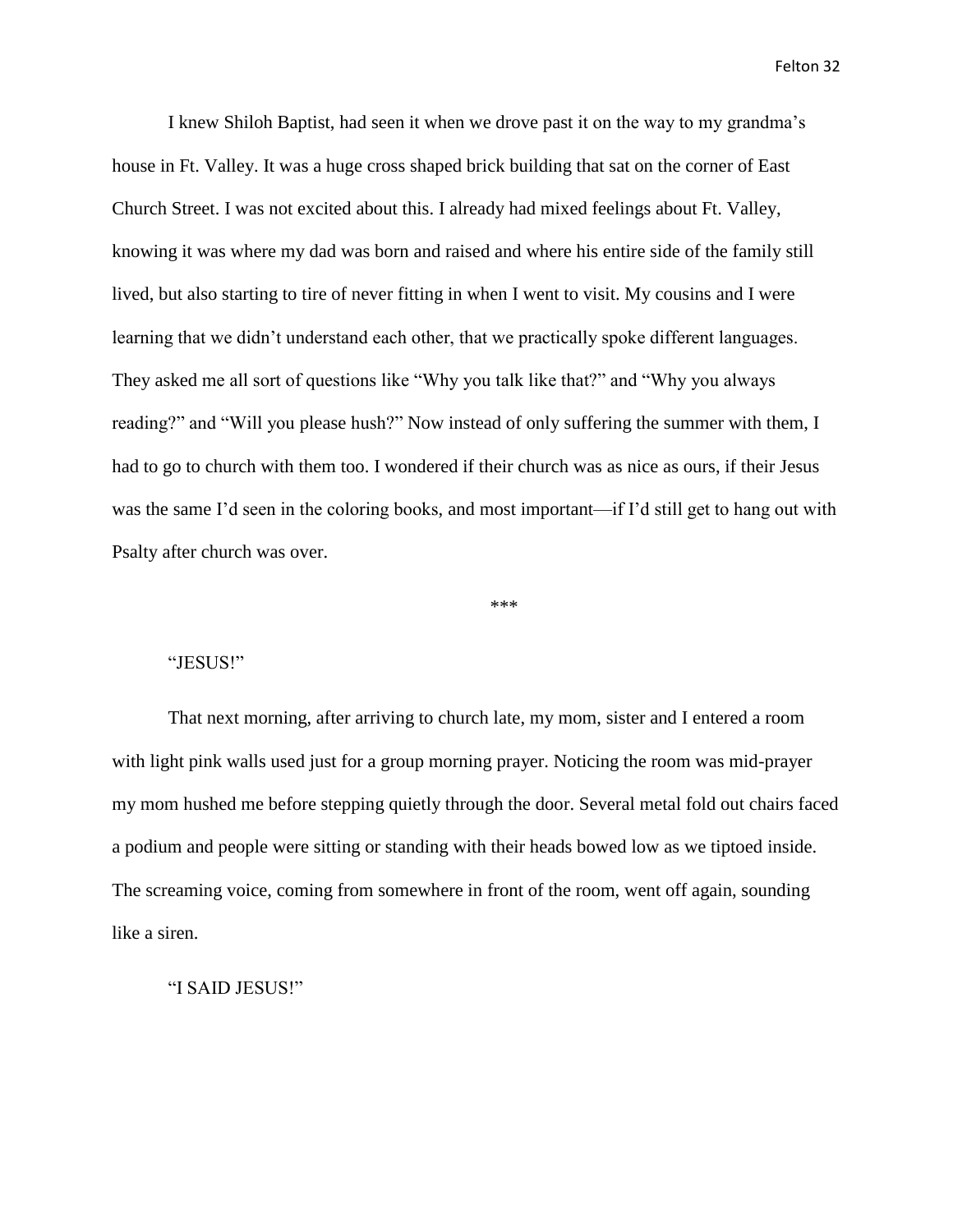I knew Shiloh Baptist, had seen it when we drove past it on the way to my grandma's house in Ft. Valley. It was a huge cross shaped brick building that sat on the corner of East Church Street. I was not excited about this. I already had mixed feelings about Ft. Valley, knowing it was where my dad was born and raised and where his entire side of the family still lived, but also starting to tire of never fitting in when I went to visit. My cousins and I were learning that we didn't understand each other, that we practically spoke different languages. They asked me all sort of questions like "Why you talk like that?" and "Why you always reading?" and "Will you please hush?" Now instead of only suffering the summer with them, I had to go to church with them too. I wondered if their church was as nice as ours, if their Jesus was the same I'd seen in the coloring books, and most important—if I'd still get to hang out with Psalty after church was over.

***

"JESUS!"

That next morning, after arriving to church late, my mom, sister and I entered a room with light pink walls used just for a group morning prayer. Noticing the room was mid-prayer my mom hushed me before stepping quietly through the door. Several metal fold out chairs faced a podium and people were sitting or standing with their heads bowed low as we tiptoed inside. The screaming voice, coming from somewhere in front of the room, went off again, sounding like a siren.

"I SAID JESUS!"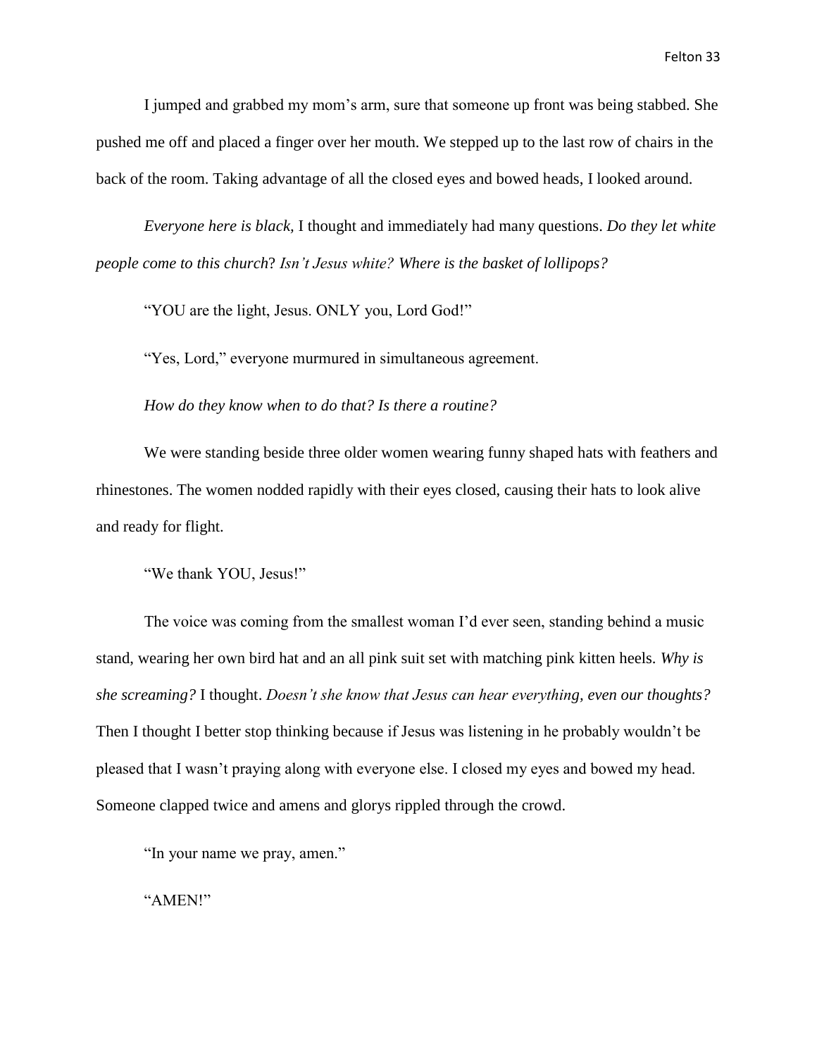I jumped and grabbed my mom's arm, sure that someone up front was being stabbed. She pushed me off and placed a finger over her mouth. We stepped up to the last row of chairs in the back of the room. Taking advantage of all the closed eyes and bowed heads, I looked around.

*Everyone here is black,* I thought and immediately had many questions. *Do they let white people come to this church*? *Isn't Jesus white? Where is the basket of lollipops?*

"YOU are the light, Jesus. ONLY you, Lord God!"

"Yes, Lord," everyone murmured in simultaneous agreement.

*How do they know when to do that? Is there a routine?*

We were standing beside three older women wearing funny shaped hats with feathers and rhinestones. The women nodded rapidly with their eyes closed, causing their hats to look alive and ready for flight.

"We thank YOU, Jesus!"

The voice was coming from the smallest woman I'd ever seen, standing behind a music stand, wearing her own bird hat and an all pink suit set with matching pink kitten heels. *Why is she screaming?* I thought. *Doesn't she know that Jesus can hear everything, even our thoughts?* Then I thought I better stop thinking because if Jesus was listening in he probably wouldn't be pleased that I wasn't praying along with everyone else. I closed my eyes and bowed my head. Someone clapped twice and amens and glorys rippled through the crowd.

"In your name we pray, amen."

"AMEN!"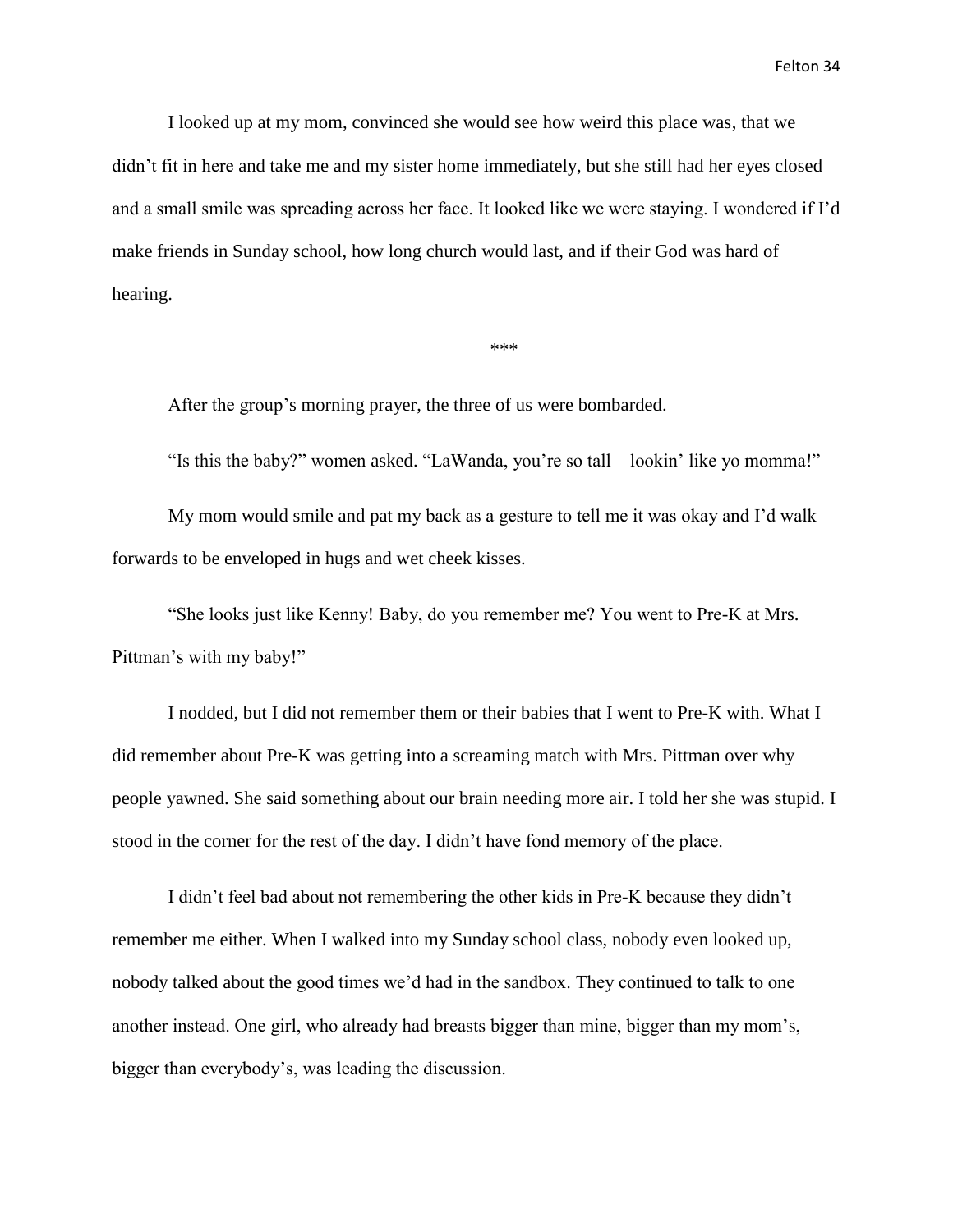I looked up at my mom, convinced she would see how weird this place was, that we didn't fit in here and take me and my sister home immediately, but she still had her eyes closed and a small smile was spreading across her face. It looked like we were staying. I wondered if I'd make friends in Sunday school, how long church would last, and if their God was hard of hearing.

***

After the group's morning prayer, the three of us were bombarded.

"Is this the baby?" women asked. "LaWanda, you're so tall—lookin' like yo momma!"

My mom would smile and pat my back as a gesture to tell me it was okay and I'd walk forwards to be enveloped in hugs and wet cheek kisses.

"She looks just like Kenny! Baby, do you remember me? You went to Pre-K at Mrs. Pittman's with my baby!"

I nodded, but I did not remember them or their babies that I went to Pre-K with. What I did remember about Pre-K was getting into a screaming match with Mrs. Pittman over why people yawned. She said something about our brain needing more air. I told her she was stupid. I stood in the corner for the rest of the day. I didn't have fond memory of the place.

I didn't feel bad about not remembering the other kids in Pre-K because they didn't remember me either. When I walked into my Sunday school class, nobody even looked up, nobody talked about the good times we'd had in the sandbox. They continued to talk to one another instead. One girl, who already had breasts bigger than mine, bigger than my mom's, bigger than everybody's, was leading the discussion.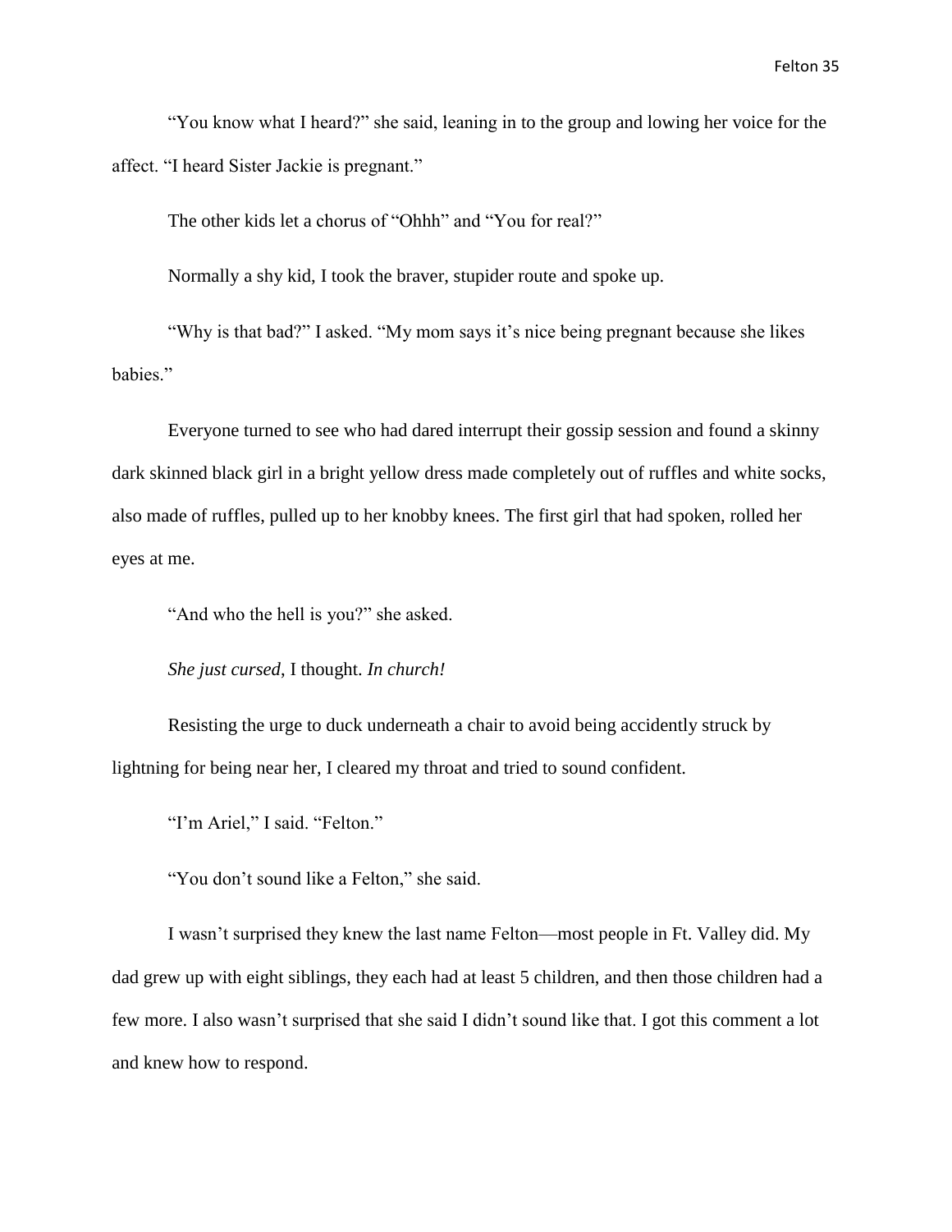"You know what I heard?" she said, leaning in to the group and lowing her voice for the affect. "I heard Sister Jackie is pregnant."

The other kids let a chorus of "Ohhh" and "You for real?"

Normally a shy kid, I took the braver, stupider route and spoke up.

"Why is that bad?" I asked. "My mom says it's nice being pregnant because she likes babies."

Everyone turned to see who had dared interrupt their gossip session and found a skinny dark skinned black girl in a bright yellow dress made completely out of ruffles and white socks, also made of ruffles, pulled up to her knobby knees. The first girl that had spoken, rolled her eyes at me.

"And who the hell is you?" she asked.

*She just cursed*, I thought. *In church!*

Resisting the urge to duck underneath a chair to avoid being accidently struck by lightning for being near her, I cleared my throat and tried to sound confident.

"I'm Ariel," I said. "Felton."

"You don't sound like a Felton," she said.

I wasn't surprised they knew the last name Felton—most people in Ft. Valley did. My dad grew up with eight siblings, they each had at least 5 children, and then those children had a few more. I also wasn't surprised that she said I didn't sound like that. I got this comment a lot and knew how to respond.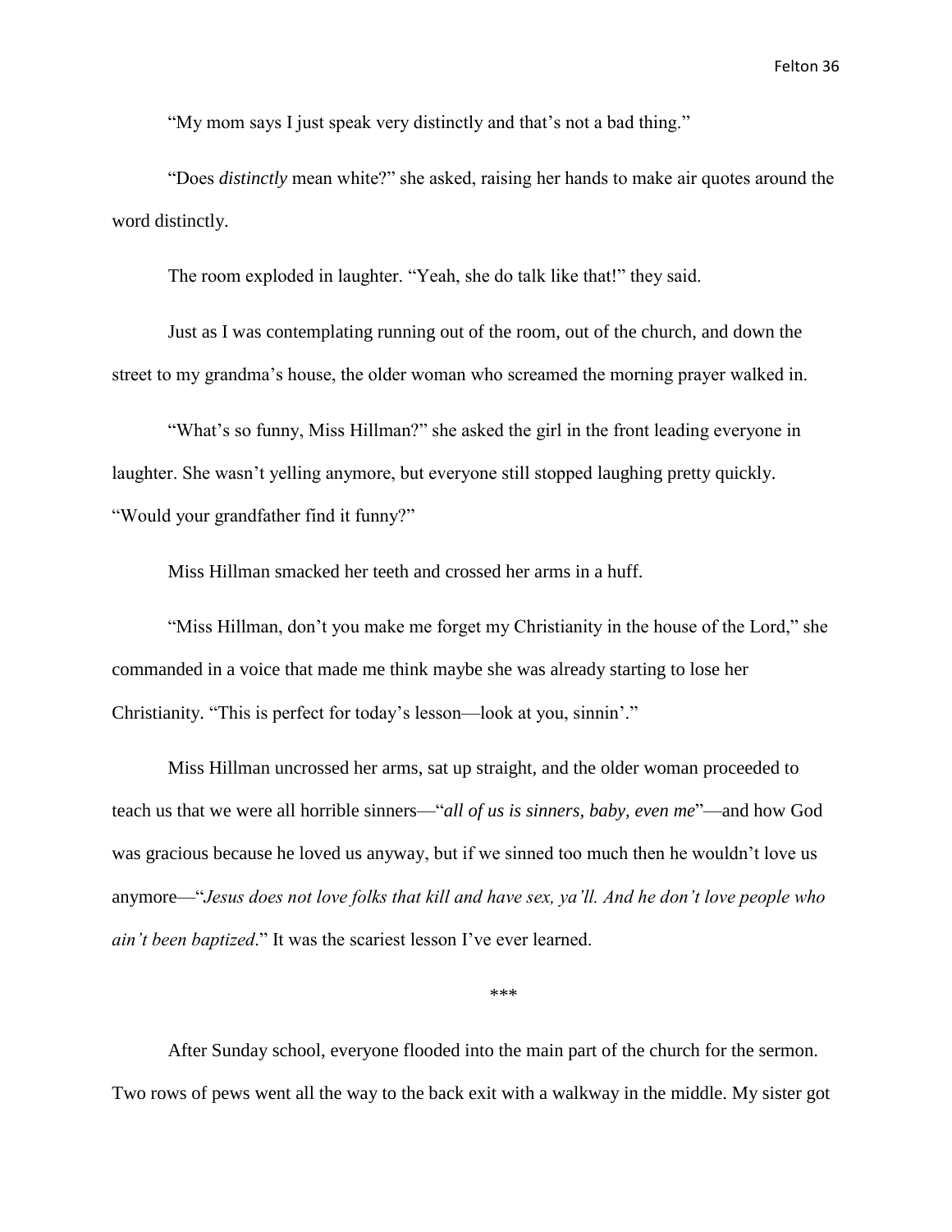"My mom says I just speak very distinctly and that's not a bad thing."

"Does *distinctly* mean white?" she asked, raising her hands to make air quotes around the word distinctly.

The room exploded in laughter. "Yeah, she do talk like that!" they said.

Just as I was contemplating running out of the room, out of the church, and down the street to my grandma's house, the older woman who screamed the morning prayer walked in.

"What's so funny, Miss Hillman?" she asked the girl in the front leading everyone in laughter. She wasn't yelling anymore, but everyone still stopped laughing pretty quickly. "Would your grandfather find it funny?"

Miss Hillman smacked her teeth and crossed her arms in a huff.

"Miss Hillman, don't you make me forget my Christianity in the house of the Lord," she commanded in a voice that made me think maybe she was already starting to lose her Christianity. "This is perfect for today's lesson—look at you, sinnin'."

Miss Hillman uncrossed her arms, sat up straight, and the older woman proceeded to teach us that we were all horrible sinners—"*all of us is sinners, baby, even me*"—and how God was gracious because he loved us anyway, but if we sinned too much then he wouldn't love us anymore—"*Jesus does not love folks that kill and have sex, ya'll. And he don't love people who ain't been baptized*." It was the scariest lesson I've ever learned.

***

After Sunday school, everyone flooded into the main part of the church for the sermon. Two rows of pews went all the way to the back exit with a walkway in the middle. My sister got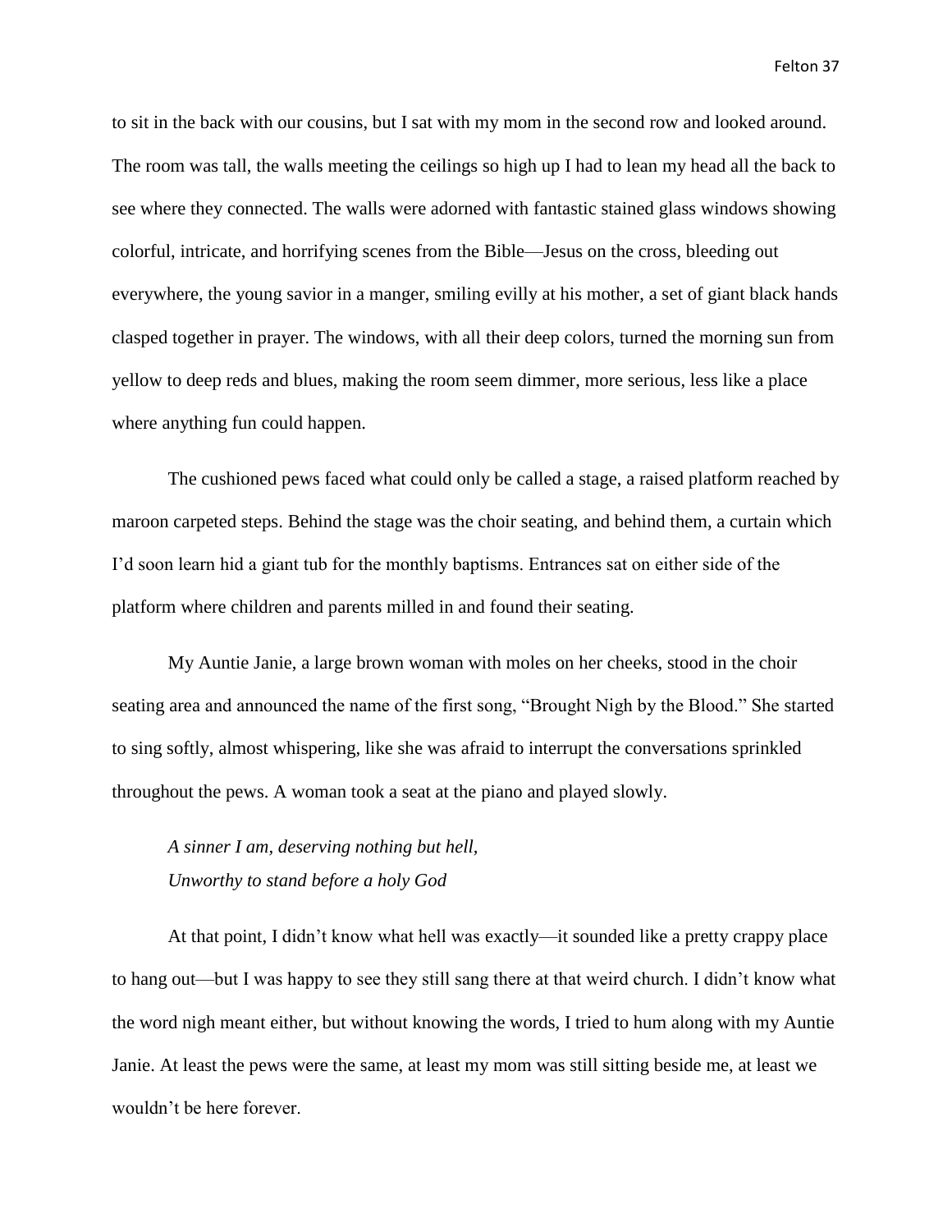to sit in the back with our cousins, but I sat with my mom in the second row and looked around. The room was tall, the walls meeting the ceilings so high up I had to lean my head all the back to see where they connected. The walls were adorned with fantastic stained glass windows showing colorful, intricate, and horrifying scenes from the Bible—Jesus on the cross, bleeding out everywhere, the young savior in a manger, smiling evilly at his mother, a set of giant black hands clasped together in prayer. The windows, with all their deep colors, turned the morning sun from yellow to deep reds and blues, making the room seem dimmer, more serious, less like a place where anything fun could happen.

The cushioned pews faced what could only be called a stage, a raised platform reached by maroon carpeted steps. Behind the stage was the choir seating, and behind them, a curtain which I'd soon learn hid a giant tub for the monthly baptisms. Entrances sat on either side of the platform where children and parents milled in and found their seating.

My Auntie Janie, a large brown woman with moles on her cheeks, stood in the choir seating area and announced the name of the first song, "Brought Nigh by the Blood." She started to sing softly, almost whispering, like she was afraid to interrupt the conversations sprinkled throughout the pews. A woman took a seat at the piano and played slowly.

*A sinner I am, deserving nothing but hell,*
*Unworthy to stand before a holy God*

At that point, I didn't know what hell was exactly—it sounded like a pretty crappy place to hang out—but I was happy to see they still sang there at that weird church. I didn't know what the word nigh meant either, but without knowing the words, I tried to hum along with my Auntie Janie. At least the pews were the same, at least my mom was still sitting beside me, at least we wouldn't be here forever.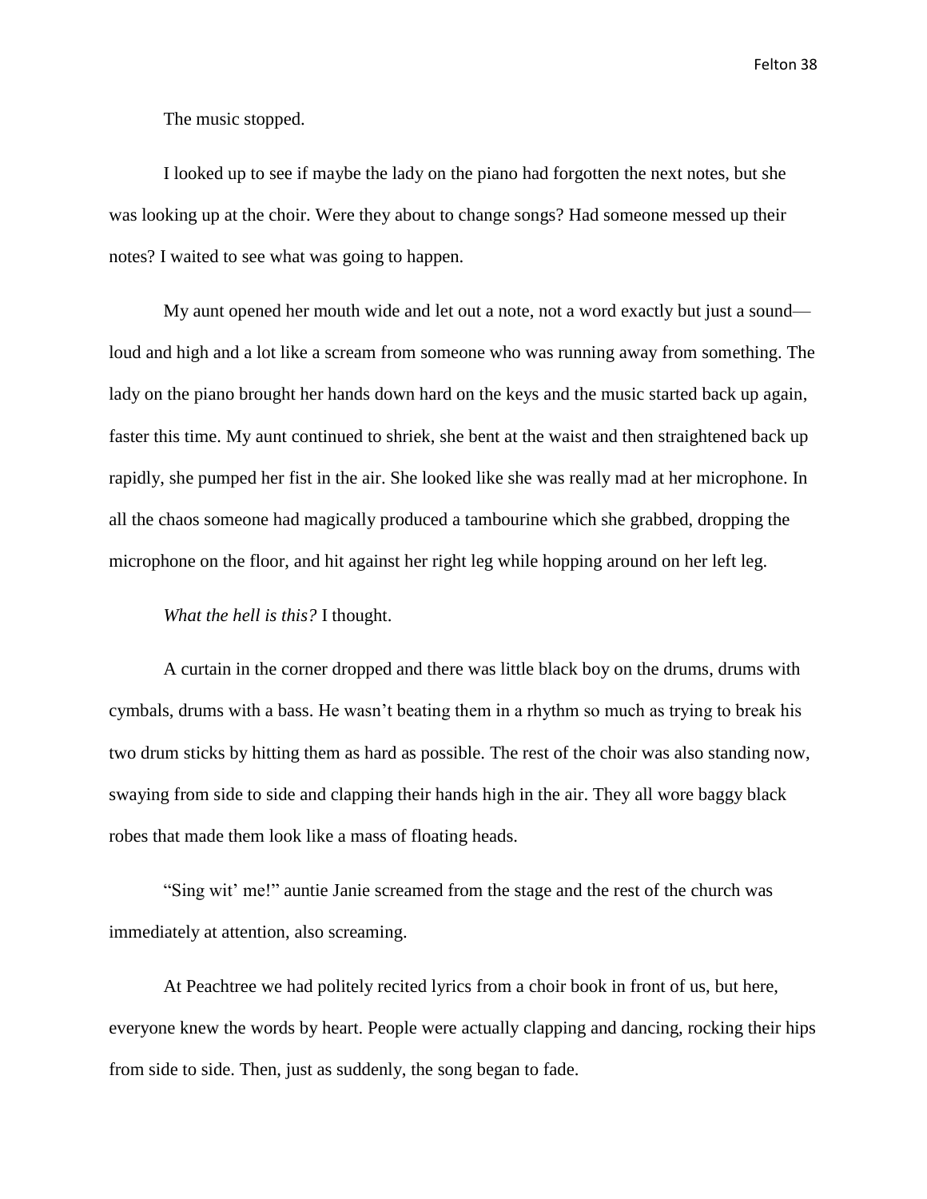The music stopped.

I looked up to see if maybe the lady on the piano had forgotten the next notes, but she was looking up at the choir. Were they about to change songs? Had someone messed up their notes? I waited to see what was going to happen.

My aunt opened her mouth wide and let out a note, not a word exactly but just a sound—loud and high and a lot like a scream from someone who was running away from something. The lady on the piano brought her hands down hard on the keys and the music started back up again, faster this time. My aunt continued to shriek, she bent at the waist and then straightened back up rapidly, she pumped her fist in the air. She looked like she was really mad at her microphone. In all the chaos someone had magically produced a tambourine which she grabbed, dropping the microphone on the floor, and hit against her right leg while hopping around on her left leg.

*What the hell is this?* I thought.

A curtain in the corner dropped and there was little black boy on the drums, drums with cymbals, drums with a bass. He wasn't beating them in a rhythm so much as trying to break his two drum sticks by hitting them as hard as possible. The rest of the choir was also standing now, swaying from side to side and clapping their hands high in the air. They all wore baggy black robes that made them look like a mass of floating heads.

"Sing wit' me!" auntie Janie screamed from the stage and the rest of the church was immediately at attention, also screaming.

At Peachtree we had politely recited lyrics from a choir book in front of us, but here, everyone knew the words by heart. People were actually clapping and dancing, rocking their hips from side to side. Then, just as suddenly, the song began to fade.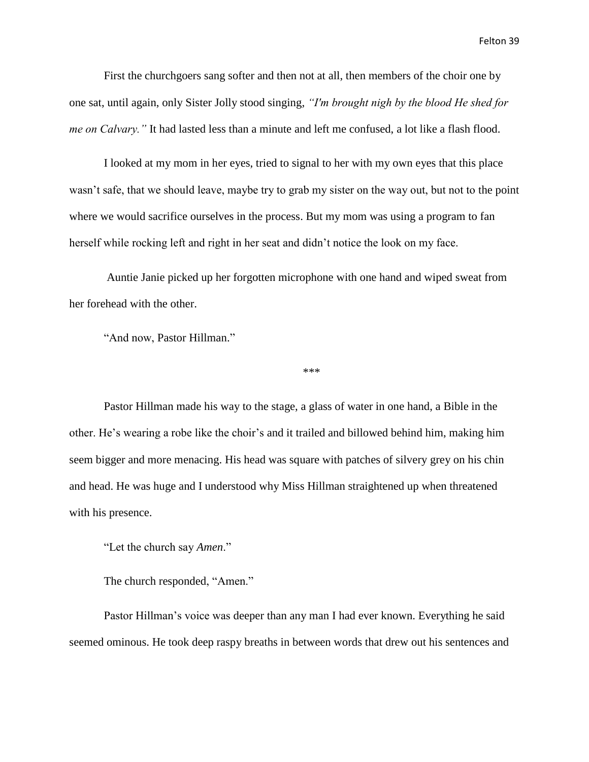First the churchgoers sang softer and then not at all, then members of the choir one by one sat, until again, only Sister Jolly stood singing, *"I'm brought nigh by the blood He shed for me on Calvary."* It had lasted less than a minute and left me confused, a lot like a flash flood.

I looked at my mom in her eyes, tried to signal to her with my own eyes that this place wasn't safe, that we should leave, maybe try to grab my sister on the way out, but not to the point where we would sacrifice ourselves in the process. But my mom was using a program to fan herself while rocking left and right in her seat and didn't notice the look on my face.

Auntie Janie picked up her forgotten microphone with one hand and wiped sweat from her forehead with the other.

"And now, Pastor Hillman."

***

Pastor Hillman made his way to the stage, a glass of water in one hand, a Bible in the other. He's wearing a robe like the choir's and it trailed and billowed behind him, making him seem bigger and more menacing. His head was square with patches of silvery grey on his chin and head. He was huge and I understood why Miss Hillman straightened up when threatened with his presence.

"Let the church say *Amen*."

The church responded, "Amen."

Pastor Hillman's voice was deeper than any man I had ever known. Everything he said seemed ominous. He took deep raspy breaths in between words that drew out his sentences and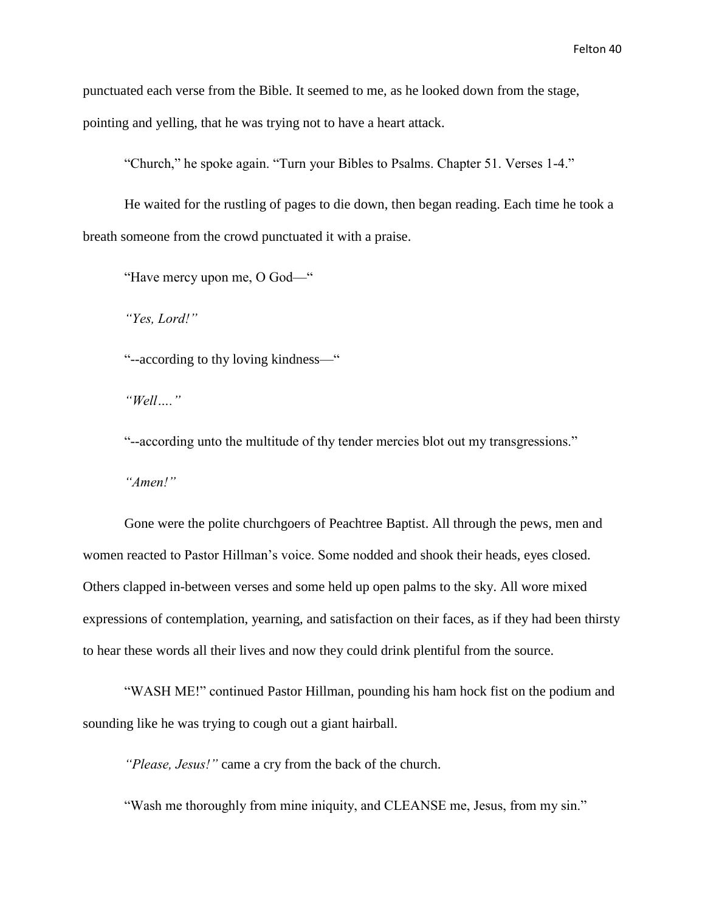punctuated each verse from the Bible. It seemed to me, as he looked down from the stage, pointing and yelling, that he was trying not to have a heart attack.

"Church," he spoke again. "Turn your Bibles to Psalms. Chapter 51. Verses 1-4."

He waited for the rustling of pages to die down, then began reading. Each time he took a breath someone from the crowd punctuated it with a praise.

"Have mercy upon me, O God—"

*"Yes, Lord!"*

"--according to thy loving kindness—"

*"Well…."*

"--according unto the multitude of thy tender mercies blot out my transgressions."

*"Amen!"*

Gone were the polite churchgoers of Peachtree Baptist. All through the pews, men and women reacted to Pastor Hillman's voice. Some nodded and shook their heads, eyes closed. Others clapped in-between verses and some held up open palms to the sky. All wore mixed expressions of contemplation, yearning, and satisfaction on their faces, as if they had been thirsty to hear these words all their lives and now they could drink plentiful from the source.

"WASH ME!" continued Pastor Hillman, pounding his ham hock fist on the podium and sounding like he was trying to cough out a giant hairball.

*"Please, Jesus!"* came a cry from the back of the church.

"Wash me thoroughly from mine iniquity, and CLEANSE me, Jesus, from my sin."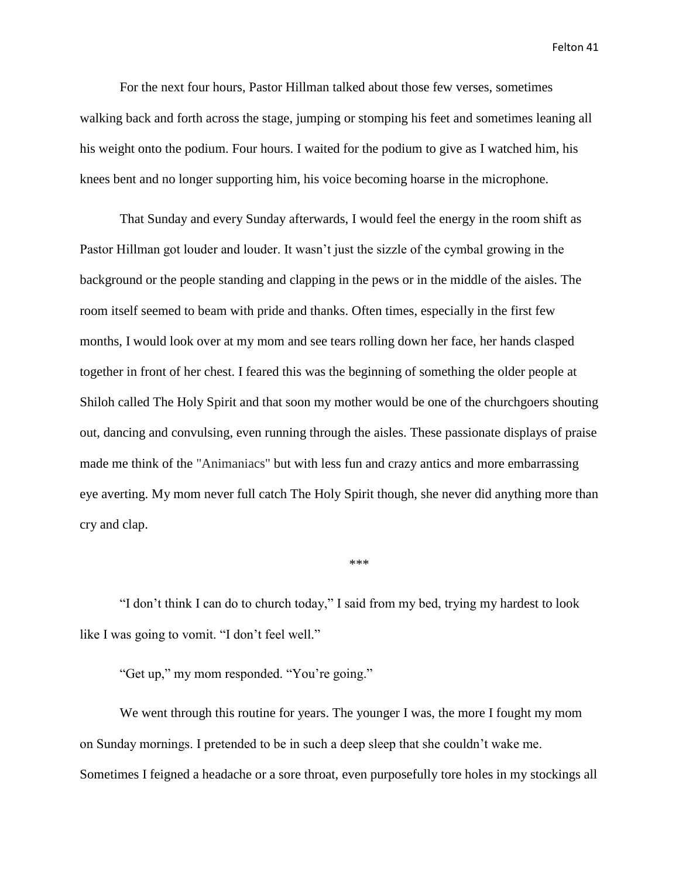For the next four hours, Pastor Hillman talked about those few verses, sometimes walking back and forth across the stage, jumping or stomping his feet and sometimes leaning all his weight onto the podium. Four hours. I waited for the podium to give as I watched him, his knees bent and no longer supporting him, his voice becoming hoarse in the microphone.

That Sunday and every Sunday afterwards, I would feel the energy in the room shift as Pastor Hillman got louder and louder. It wasn't just the sizzle of the cymbal growing in the background or the people standing and clapping in the pews or in the middle of the aisles. The room itself seemed to beam with pride and thanks. Often times, especially in the first few months, I would look over at my mom and see tears rolling down her face, her hands clasped together in front of her chest. I feared this was the beginning of something the older people at Shiloh called The Holy Spirit and that soon my mother would be one of the churchgoers shouting out, dancing and convulsing, even running through the aisles. These passionate displays of praise made me think of the "Animaniacs" but with less fun and crazy antics and more embarrassing eye averting. My mom never full catch The Holy Spirit though, she never did anything more than cry and clap.

***

"I don't think I can do to church today," I said from my bed, trying my hardest to look like I was going to vomit. "I don't feel well."

"Get up," my mom responded. "You're going."

We went through this routine for years. The younger I was, the more I fought my mom on Sunday mornings. I pretended to be in such a deep sleep that she couldn't wake me. Sometimes I feigned a headache or a sore throat, even purposefully tore holes in my stockings all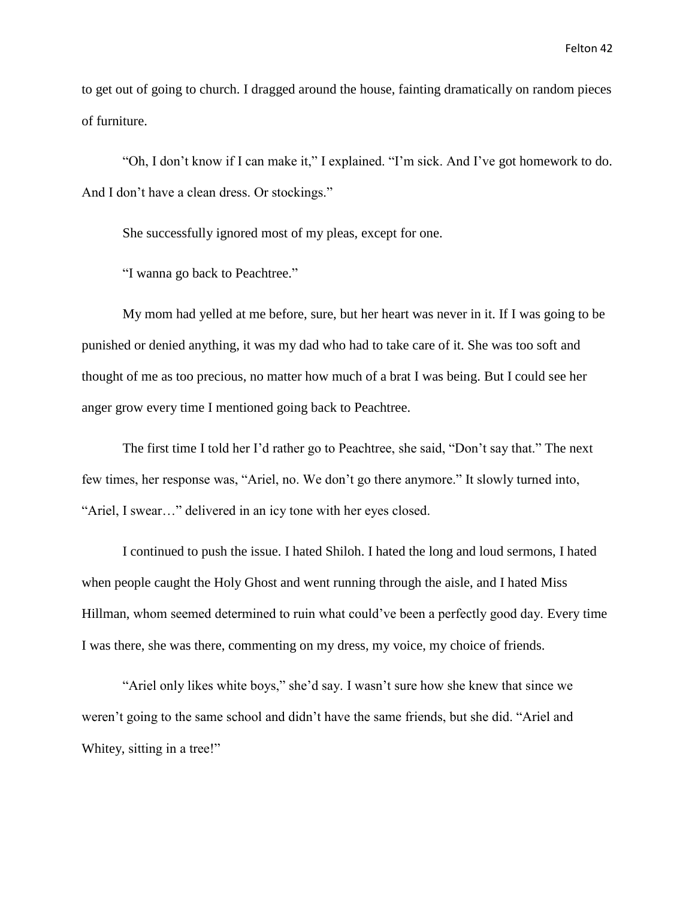to get out of going to church. I dragged around the house, fainting dramatically on random pieces of furniture.

"Oh, I don't know if I can make it," I explained. "I'm sick. And I've got homework to do. And I don't have a clean dress. Or stockings."

She successfully ignored most of my pleas, except for one.

"I wanna go back to Peachtree."

My mom had yelled at me before, sure, but her heart was never in it. If I was going to be punished or denied anything, it was my dad who had to take care of it. She was too soft and thought of me as too precious, no matter how much of a brat I was being. But I could see her anger grow every time I mentioned going back to Peachtree.

The first time I told her I'd rather go to Peachtree, she said, "Don't say that." The next few times, her response was, "Ariel, no. We don't go there anymore." It slowly turned into, "Ariel, I swear…" delivered in an icy tone with her eyes closed.

I continued to push the issue. I hated Shiloh. I hated the long and loud sermons, I hated when people caught the Holy Ghost and went running through the aisle, and I hated Miss Hillman, whom seemed determined to ruin what could've been a perfectly good day. Every time I was there, she was there, commenting on my dress, my voice, my choice of friends.

"Ariel only likes white boys," she'd say. I wasn't sure how she knew that since we weren't going to the same school and didn't have the same friends, but she did. "Ariel and Whitey, sitting in a tree!"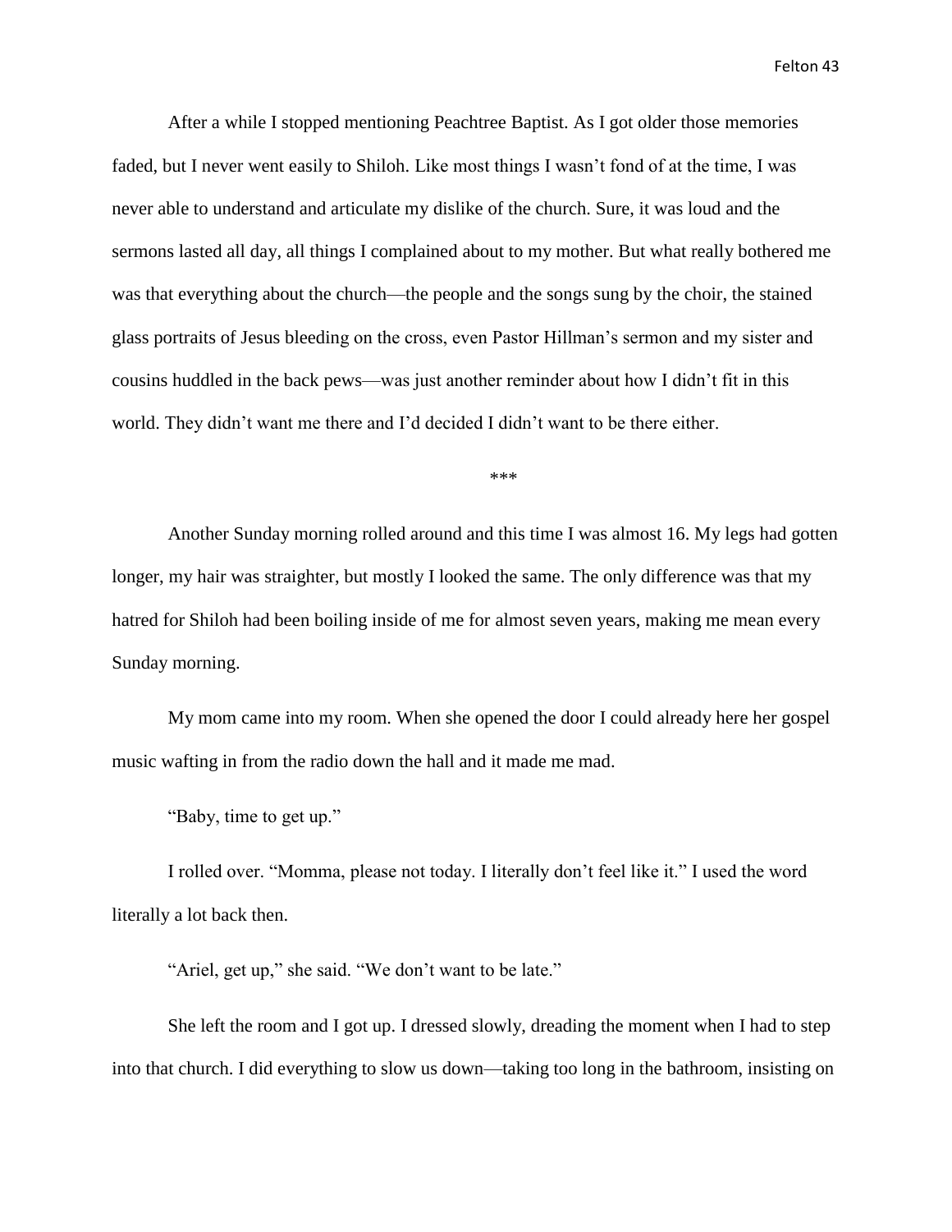After a while I stopped mentioning Peachtree Baptist. As I got older those memories faded, but I never went easily to Shiloh. Like most things I wasn't fond of at the time, I was never able to understand and articulate my dislike of the church. Sure, it was loud and the sermons lasted all day, all things I complained about to my mother. But what really bothered me was that everything about the church—the people and the songs sung by the choir, the stained glass portraits of Jesus bleeding on the cross, even Pastor Hillman's sermon and my sister and cousins huddled in the back pews—was just another reminder about how I didn't fit in this world. They didn't want me there and I'd decided I didn't want to be there either.

\*\*\*

Another Sunday morning rolled around and this time I was almost 16. My legs had gotten longer, my hair was straighter, but mostly I looked the same. The only difference was that my hatred for Shiloh had been boiling inside of me for almost seven years, making me mean every Sunday morning.

My mom came into my room. When she opened the door I could already here her gospel music wafting in from the radio down the hall and it made me mad.

"Baby, time to get up."

I rolled over. "Momma, please not today. I literally don't feel like it." I used the word literally a lot back then.

"Ariel, get up," she said. "We don't want to be late."

She left the room and I got up. I dressed slowly, dreading the moment when I had to step into that church. I did everything to slow us down—taking too long in the bathroom, insisting on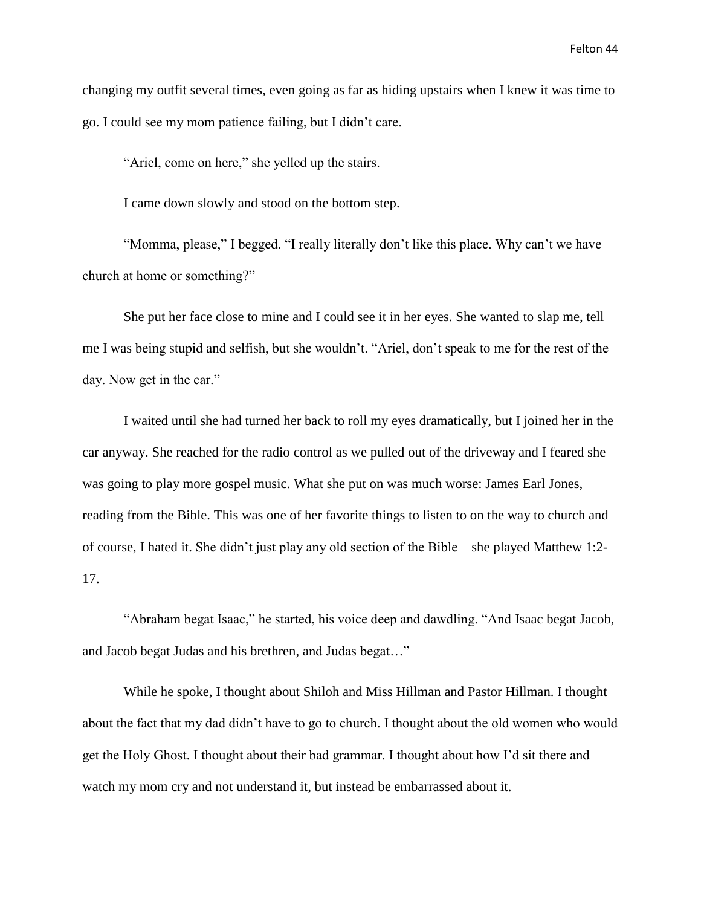changing my outfit several times, even going as far as hiding upstairs when I knew it was time to go. I could see my mom patience failing, but I didn't care.

"Ariel, come on here," she yelled up the stairs.

I came down slowly and stood on the bottom step.

"Momma, please," I begged. "I really literally don't like this place. Why can't we have church at home or something?"

She put her face close to mine and I could see it in her eyes. She wanted to slap me, tell me I was being stupid and selfish, but she wouldn't. "Ariel, don't speak to me for the rest of the day. Now get in the car."

I waited until she had turned her back to roll my eyes dramatically, but I joined her in the car anyway. She reached for the radio control as we pulled out of the driveway and I feared she was going to play more gospel music. What she put on was much worse: James Earl Jones, reading from the Bible. This was one of her favorite things to listen to on the way to church and of course, I hated it. She didn't just play any old section of the Bible—she played Matthew 1:2-17.

"Abraham begat Isaac," he started, his voice deep and dawdling. "And Isaac begat Jacob, and Jacob begat Judas and his brethren, and Judas begat…"

While he spoke, I thought about Shiloh and Miss Hillman and Pastor Hillman. I thought about the fact that my dad didn't have to go to church. I thought about the old women who would get the Holy Ghost. I thought about their bad grammar. I thought about how I'd sit there and watch my mom cry and not understand it, but instead be embarrassed about it.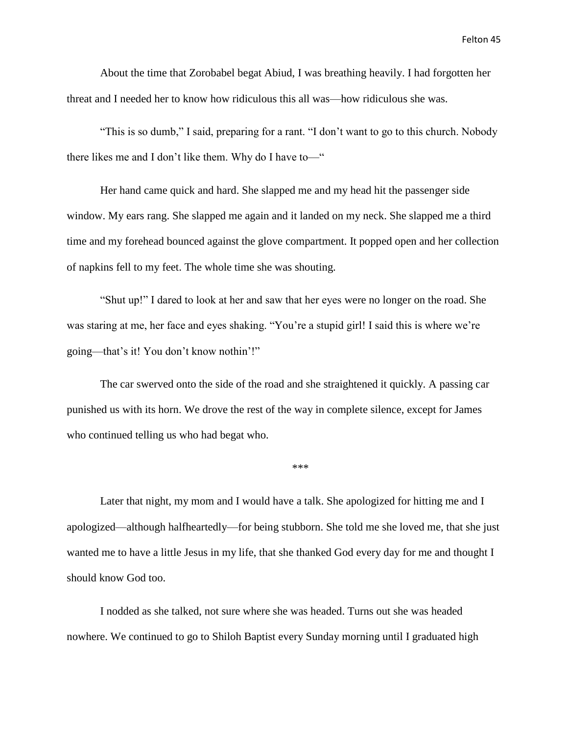About the time that Zorobabel begat Abiud, I was breathing heavily. I had forgotten her threat and I needed her to know how ridiculous this all was—how ridiculous she was.

"This is so dumb," I said, preparing for a rant. "I don't want to go to this church. Nobody there likes me and I don't like them. Why do I have to—"

Her hand came quick and hard. She slapped me and my head hit the passenger side window. My ears rang. She slapped me again and it landed on my neck. She slapped me a third time and my forehead bounced against the glove compartment. It popped open and her collection of napkins fell to my feet. The whole time she was shouting.

"Shut up!" I dared to look at her and saw that her eyes were no longer on the road. She was staring at me, her face and eyes shaking. "You're a stupid girl! I said this is where we're going—that's it! You don't know nothin'!"

The car swerved onto the side of the road and she straightened it quickly. A passing car punished us with its horn. We drove the rest of the way in complete silence, except for James who continued telling us who had begat who.

***

Later that night, my mom and I would have a talk. She apologized for hitting me and I apologized—although halfheartedly—for being stubborn. She told me she loved me, that she just wanted me to have a little Jesus in my life, that she thanked God every day for me and thought I should know God too.

I nodded as she talked, not sure where she was headed. Turns out she was headed nowhere. We continued to go to Shiloh Baptist every Sunday morning until I graduated high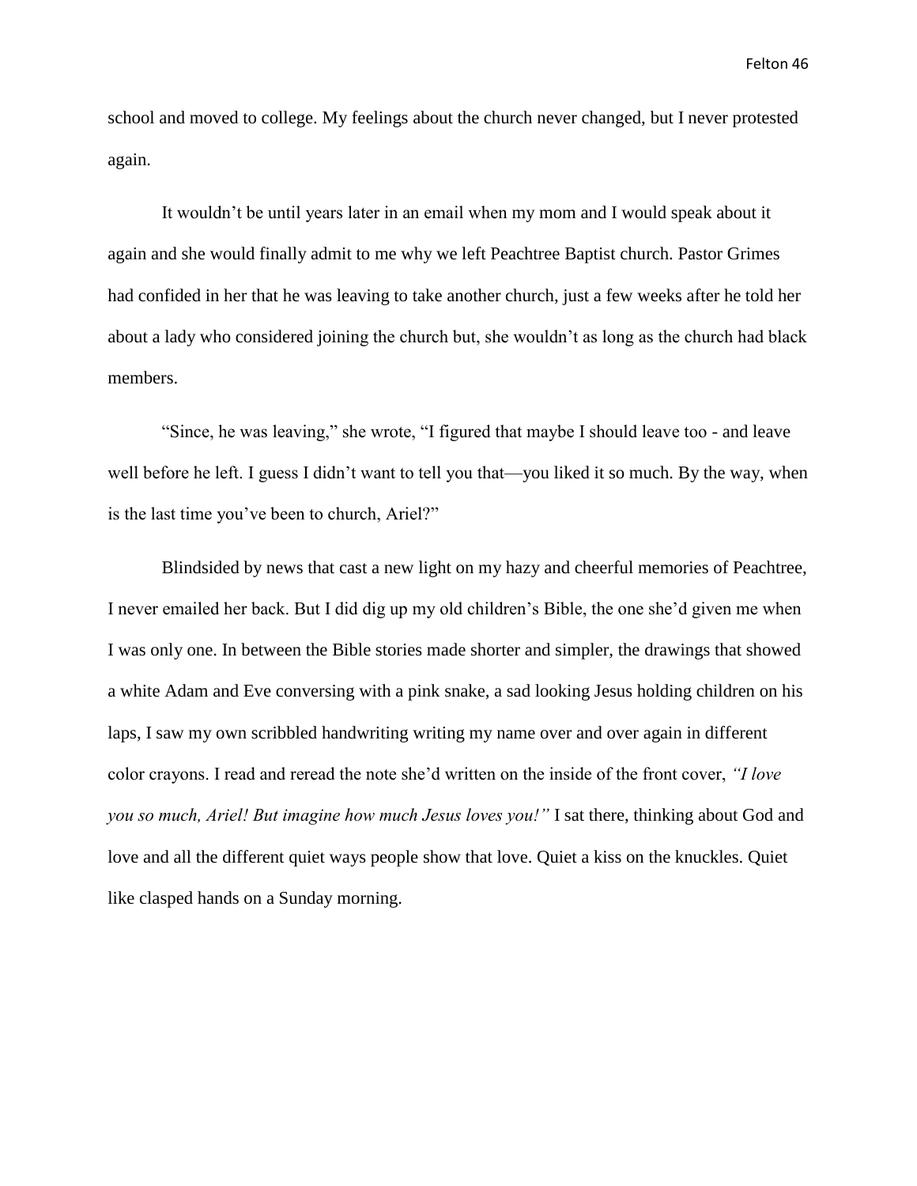school and moved to college. My feelings about the church never changed, but I never protested again.

It wouldn't be until years later in an email when my mom and I would speak about it again and she would finally admit to me why we left Peachtree Baptist church. Pastor Grimes had confided in her that he was leaving to take another church, just a few weeks after he told her about a lady who considered joining the church but, she wouldn't as long as the church had black members.

"Since, he was leaving," she wrote, "I figured that maybe I should leave too - and leave well before he left. I guess I didn't want to tell you that—you liked it so much. By the way, when is the last time you've been to church, Ariel?"

Blindsided by news that cast a new light on my hazy and cheerful memories of Peachtree, I never emailed her back. But I did dig up my old children's Bible, the one she'd given me when I was only one. In between the Bible stories made shorter and simpler, the drawings that showed a white Adam and Eve conversing with a pink snake, a sad looking Jesus holding children on his laps, I saw my own scribbled handwriting writing my name over and over again in different color crayons. I read and reread the note she'd written on the inside of the front cover, *"I love you so much, Ariel! But imagine how much Jesus loves you!"* I sat there, thinking about God and love and all the different quiet ways people show that love. Quiet a kiss on the knuckles. Quiet like clasped hands on a Sunday morning.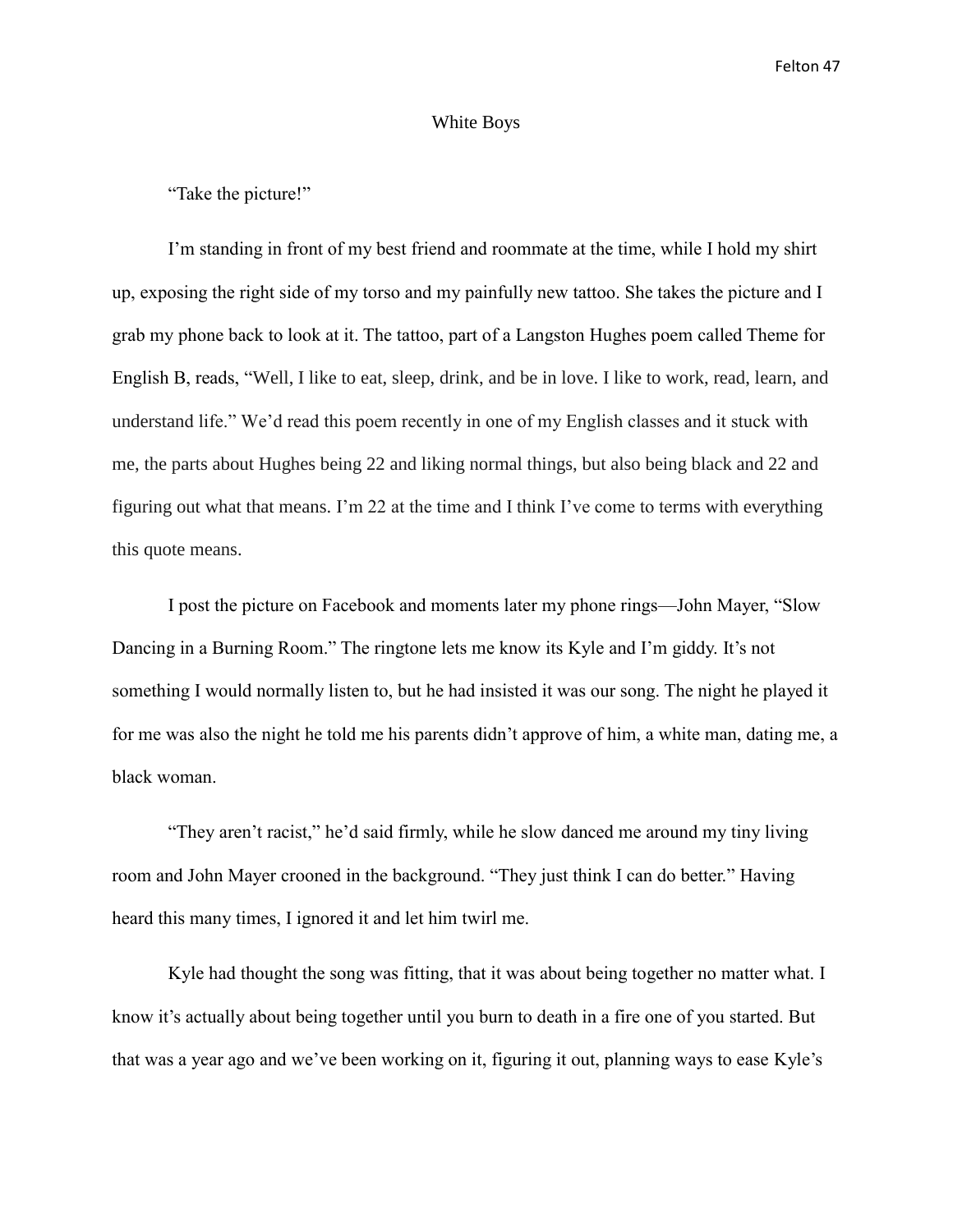# White Boys

"Take the picture!"

I'm standing in front of my best friend and roommate at the time, while I hold my shirt up, exposing the right side of my torso and my painfully new tattoo. She takes the picture and I grab my phone back to look at it. The tattoo, part of a Langston Hughes poem called Theme for English B, reads, "Well, I like to eat, sleep, drink, and be in love. I like to work, read, learn, and understand life." We'd read this poem recently in one of my English classes and it stuck with me, the parts about Hughes being 22 and liking normal things, but also being black and 22 and figuring out what that means. I'm 22 at the time and I think I've come to terms with everything this quote means.

I post the picture on Facebook and moments later my phone rings—John Mayer, "Slow Dancing in a Burning Room." The ringtone lets me know its Kyle and I'm giddy. It's not something I would normally listen to, but he had insisted it was our song. The night he played it for me was also the night he told me his parents didn't approve of him, a white man, dating me, a black woman.

"They aren't racist," he'd said firmly, while he slow danced me around my tiny living room and John Mayer crooned in the background. "They just think I can do better." Having heard this many times, I ignored it and let him twirl me.

Kyle had thought the song was fitting, that it was about being together no matter what. I know it's actually about being together until you burn to death in a fire one of you started. But that was a year ago and we've been working on it, figuring it out, planning ways to ease Kyle's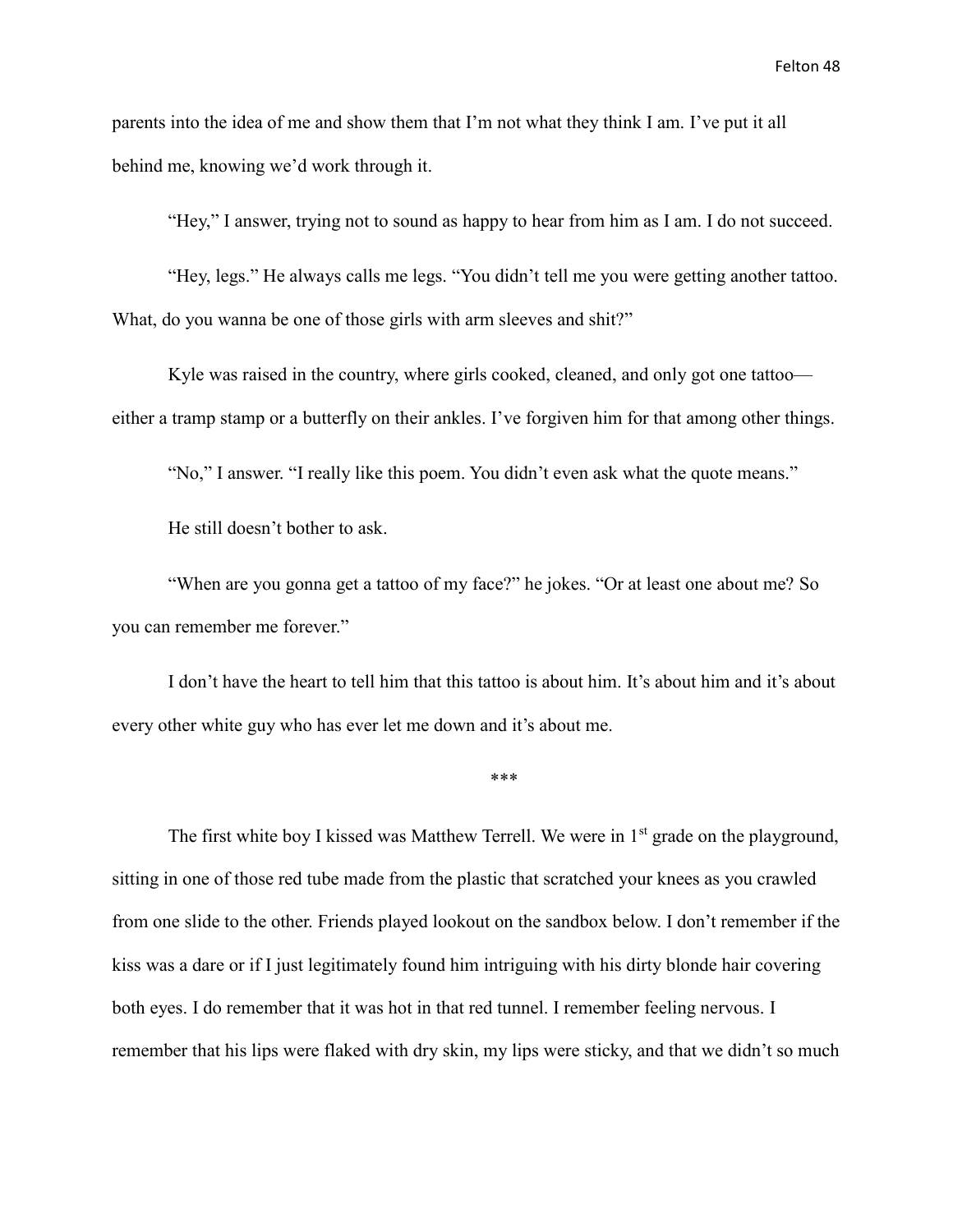parents into the idea of me and show them that I'm not what they think I am. I've put it all behind me, knowing we'd work through it.

"Hey," I answer, trying not to sound as happy to hear from him as I am. I do not succeed.

"Hey, legs." He always calls me legs. "You didn't tell me you were getting another tattoo. What, do you wanna be one of those girls with arm sleeves and shit?"

Kyle was raised in the country, where girls cooked, cleaned, and only got one tattoo—either a tramp stamp or a butterfly on their ankles. I've forgiven him for that among other things.

"No," I answer. "I really like this poem. You didn't even ask what the quote means."

He still doesn't bother to ask.

"When are you gonna get a tattoo of my face?" he jokes. "Or at least one about me? So you can remember me forever."

I don't have the heart to tell him that this tattoo is about him. It's about him and it's about every other white guy who has ever let me down and it's about me.

\*\*\*

The first white boy I kissed was Matthew Terrell. We were in 1st grade on the playground, sitting in one of those red tube made from the plastic that scratched your knees as you crawled from one slide to the other. Friends played lookout on the sandbox below. I don't remember if the kiss was a dare or if I just legitimately found him intriguing with his dirty blonde hair covering both eyes. I do remember that it was hot in that red tunnel. I remember feeling nervous. I remember that his lips were flaked with dry skin, my lips were sticky, and that we didn't so much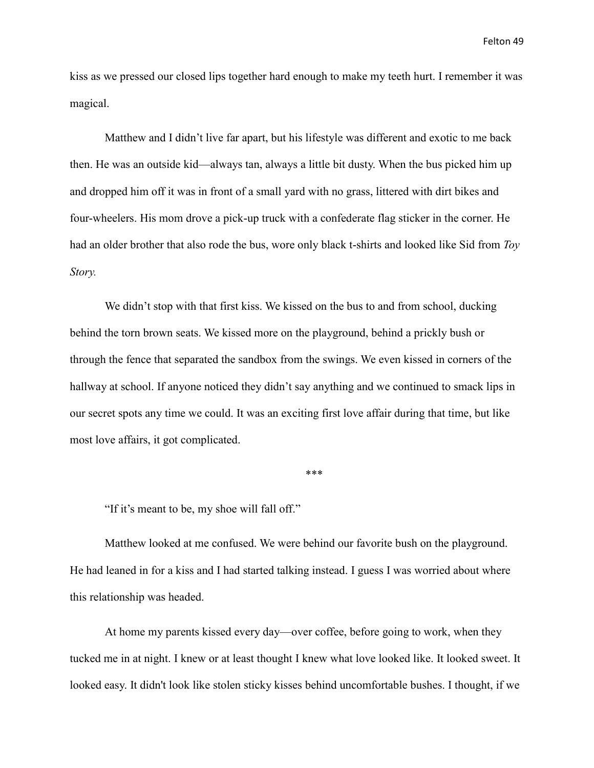kiss as we pressed our closed lips together hard enough to make my teeth hurt. I remember it was magical.

Matthew and I didn't live far apart, but his lifestyle was different and exotic to me back then. He was an outside kid—always tan, always a little bit dusty. When the bus picked him up and dropped him off it was in front of a small yard with no grass, littered with dirt bikes and four-wheelers. His mom drove a pick-up truck with a confederate flag sticker in the corner. He had an older brother that also rode the bus, wore only black t-shirts and looked like Sid from *Toy Story.*

We didn't stop with that first kiss. We kissed on the bus to and from school, ducking behind the torn brown seats. We kissed more on the playground, behind a prickly bush or through the fence that separated the sandbox from the swings. We even kissed in corners of the hallway at school. If anyone noticed they didn't say anything and we continued to smack lips in our secret spots any time we could. It was an exciting first love affair during that time, but like most love affairs, it got complicated.

***

"If it's meant to be, my shoe will fall off."

Matthew looked at me confused. We were behind our favorite bush on the playground. He had leaned in for a kiss and I had started talking instead. I guess I was worried about where this relationship was headed.

At home my parents kissed every day—over coffee, before going to work, when they tucked me in at night. I knew or at least thought I knew what love looked like. It looked sweet. It looked easy. It didn't look like stolen sticky kisses behind uncomfortable bushes. I thought, if we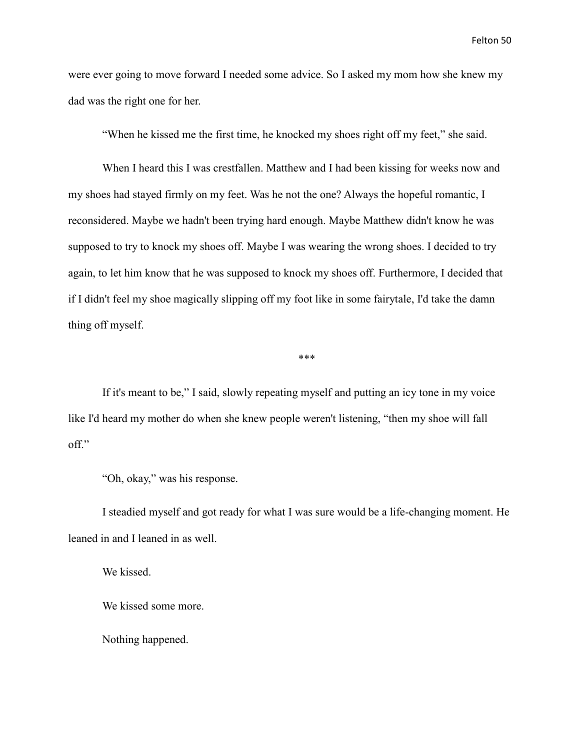were ever going to move forward I needed some advice. So I asked my mom how she knew my dad was the right one for her.

“When he kissed me the first time, he knocked my shoes right off my feet,” she said.

When I heard this I was crestfallen. Matthew and I had been kissing for weeks now and my shoes had stayed firmly on my feet. Was he not the one? Always the hopeful romantic, I reconsidered. Maybe we hadn't been trying hard enough. Maybe Matthew didn't know he was supposed to try to knock my shoes off. Maybe I was wearing the wrong shoes. I decided to try again, to let him know that he was supposed to knock my shoes off. Furthermore, I decided that if I didn't feel my shoe magically slipping off my foot like in some fairytale, I'd take the damn thing off myself.

***

If it's meant to be,” I said, slowly repeating myself and putting an icy tone in my voice like I'd heard my mother do when she knew people weren't listening, “then my shoe will fall off.”

“Oh, okay,” was his response.

I steadied myself and got ready for what I was sure would be a life-changing moment. He leaned in and I leaned in as well.

We kissed.

We kissed some more.

Nothing happened.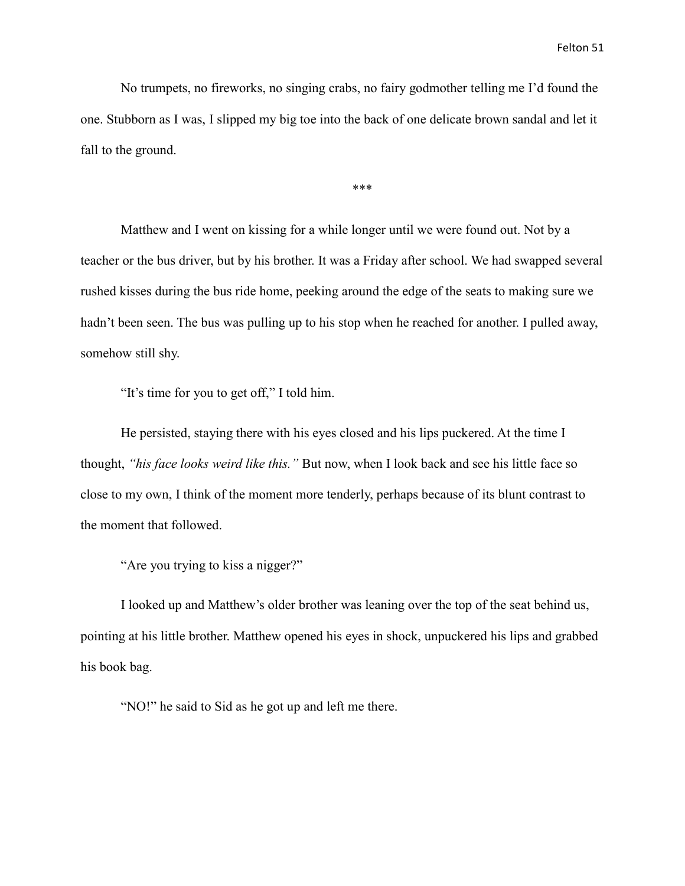No trumpets, no fireworks, no singing crabs, no fairy godmother telling me I'd found the one. Stubborn as I was, I slipped my big toe into the back of one delicate brown sandal and let it fall to the ground.

***

Matthew and I went on kissing for a while longer until we were found out. Not by a teacher or the bus driver, but by his brother. It was a Friday after school. We had swapped several rushed kisses during the bus ride home, peeking around the edge of the seats to making sure we hadn't been seen. The bus was pulling up to his stop when he reached for another. I pulled away, somehow still shy.

"It's time for you to get off," I told him.

He persisted, staying there with his eyes closed and his lips puckered. At the time I thought, *"his face looks weird like this."* But now, when I look back and see his little face so close to my own, I think of the moment more tenderly, perhaps because of its blunt contrast to the moment that followed.

"Are you trying to kiss a nigger?"

I looked up and Matthew's older brother was leaning over the top of the seat behind us, pointing at his little brother. Matthew opened his eyes in shock, unpuckered his lips and grabbed his book bag.

"NO!" he said to Sid as he got up and left me there.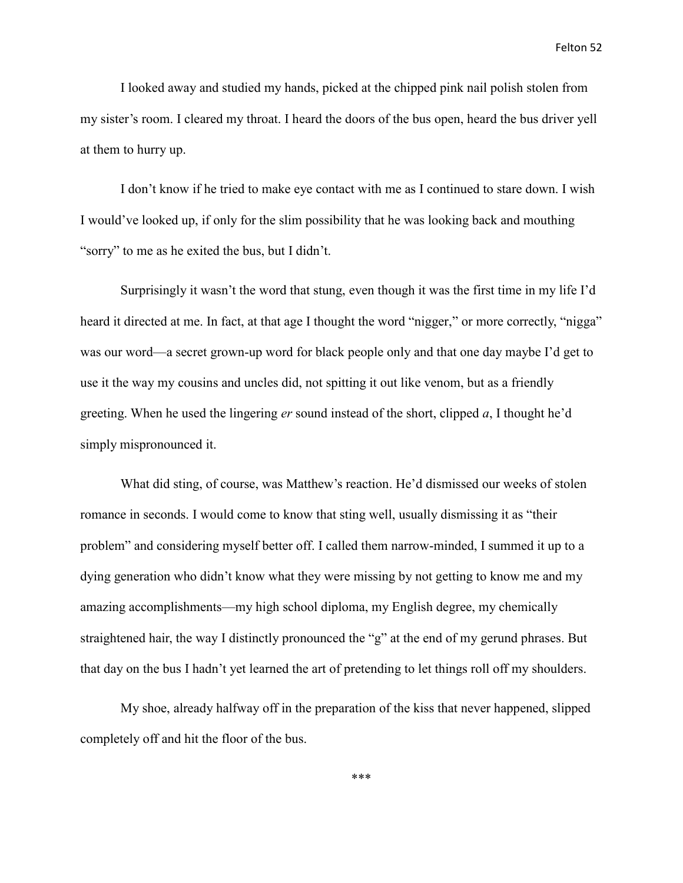I looked away and studied my hands, picked at the chipped pink nail polish stolen from my sister's room. I cleared my throat. I heard the doors of the bus open, heard the bus driver yell at them to hurry up.

I don't know if he tried to make eye contact with me as I continued to stare down. I wish I would've looked up, if only for the slim possibility that he was looking back and mouthing "sorry" to me as he exited the bus, but I didn't.

Surprisingly it wasn't the word that stung, even though it was the first time in my life I'd heard it directed at me. In fact, at that age I thought the word "nigger," or more correctly, "nigga" was our word—a secret grown-up word for black people only and that one day maybe I'd get to use it the way my cousins and uncles did, not spitting it out like venom, but as a friendly greeting. When he used the lingering *er* sound instead of the short, clipped *a*, I thought he'd simply mispronounced it.

What did sting, of course, was Matthew's reaction. He'd dismissed our weeks of stolen romance in seconds. I would come to know that sting well, usually dismissing it as "their problem" and considering myself better off. I called them narrow-minded, I summed it up to a dying generation who didn't know what they were missing by not getting to know me and my amazing accomplishments—my high school diploma, my English degree, my chemically straightened hair, the way I distinctly pronounced the "g" at the end of my gerund phrases. But that day on the bus I hadn't yet learned the art of pretending to let things roll off my shoulders.

My shoe, already halfway off in the preparation of the kiss that never happened, slipped completely off and hit the floor of the bus.

***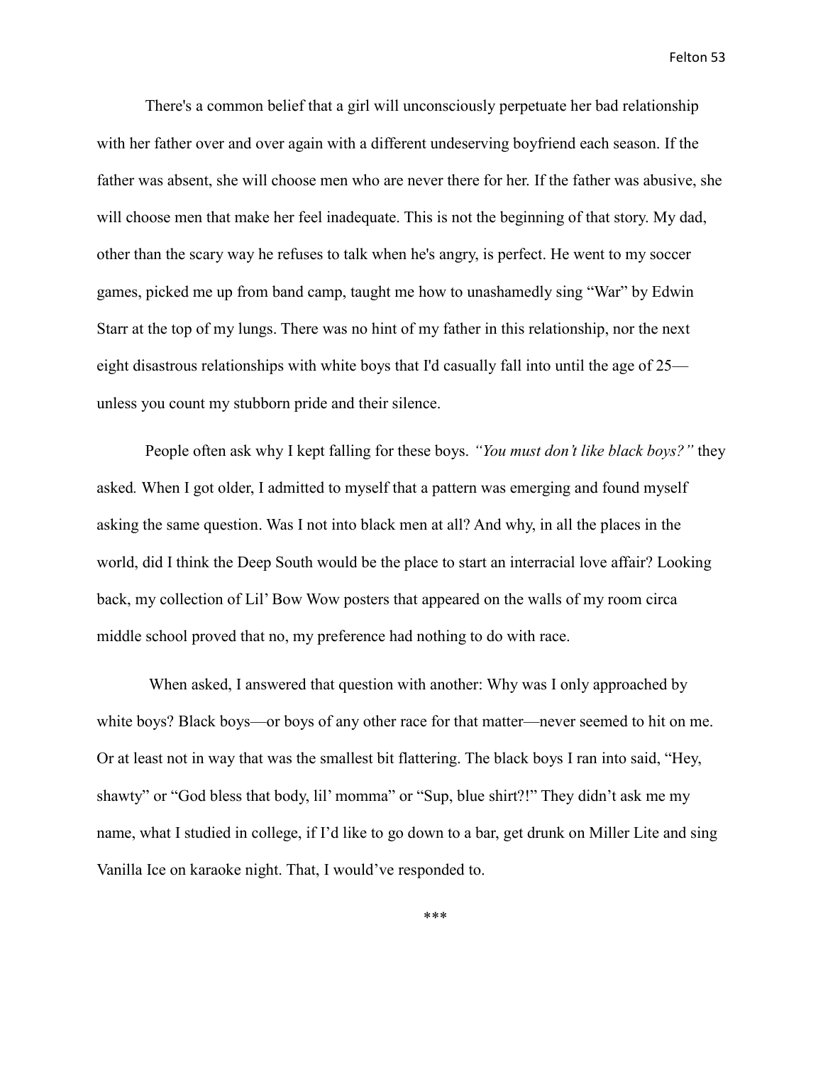There's a common belief that a girl will unconsciously perpetuate her bad relationship with her father over and over again with a different undeserving boyfriend each season. If the father was absent, she will choose men who are never there for her. If the father was abusive, she will choose men that make her feel inadequate. This is not the beginning of that story. My dad, other than the scary way he refuses to talk when he's angry, is perfect. He went to my soccer games, picked me up from band camp, taught me how to unashamedly sing "War" by Edwin Starr at the top of my lungs. There was no hint of my father in this relationship, nor the next eight disastrous relationships with white boys that I'd casually fall into until the age of 25—unless you count my stubborn pride and their silence.

People often ask why I kept falling for these boys. *"You must don't like black boys?"* they asked*.* When I got older, I admitted to myself that a pattern was emerging and found myself asking the same question. Was I not into black men at all? And why, in all the places in the world, did I think the Deep South would be the place to start an interracial love affair? Looking back, my collection of Lil' Bow Wow posters that appeared on the walls of my room circa middle school proved that no, my preference had nothing to do with race.

When asked, I answered that question with another: Why was I only approached by white boys? Black boys—or boys of any other race for that matter—never seemed to hit on me. Or at least not in way that was the smallest bit flattering. The black boys I ran into said, "Hey, shawty" or "God bless that body, lil' momma" or "Sup, blue shirt?!" They didn't ask me my name, what I studied in college, if I'd like to go down to a bar, get drunk on Miller Lite and sing Vanilla Ice on karaoke night. That, I would've responded to.

***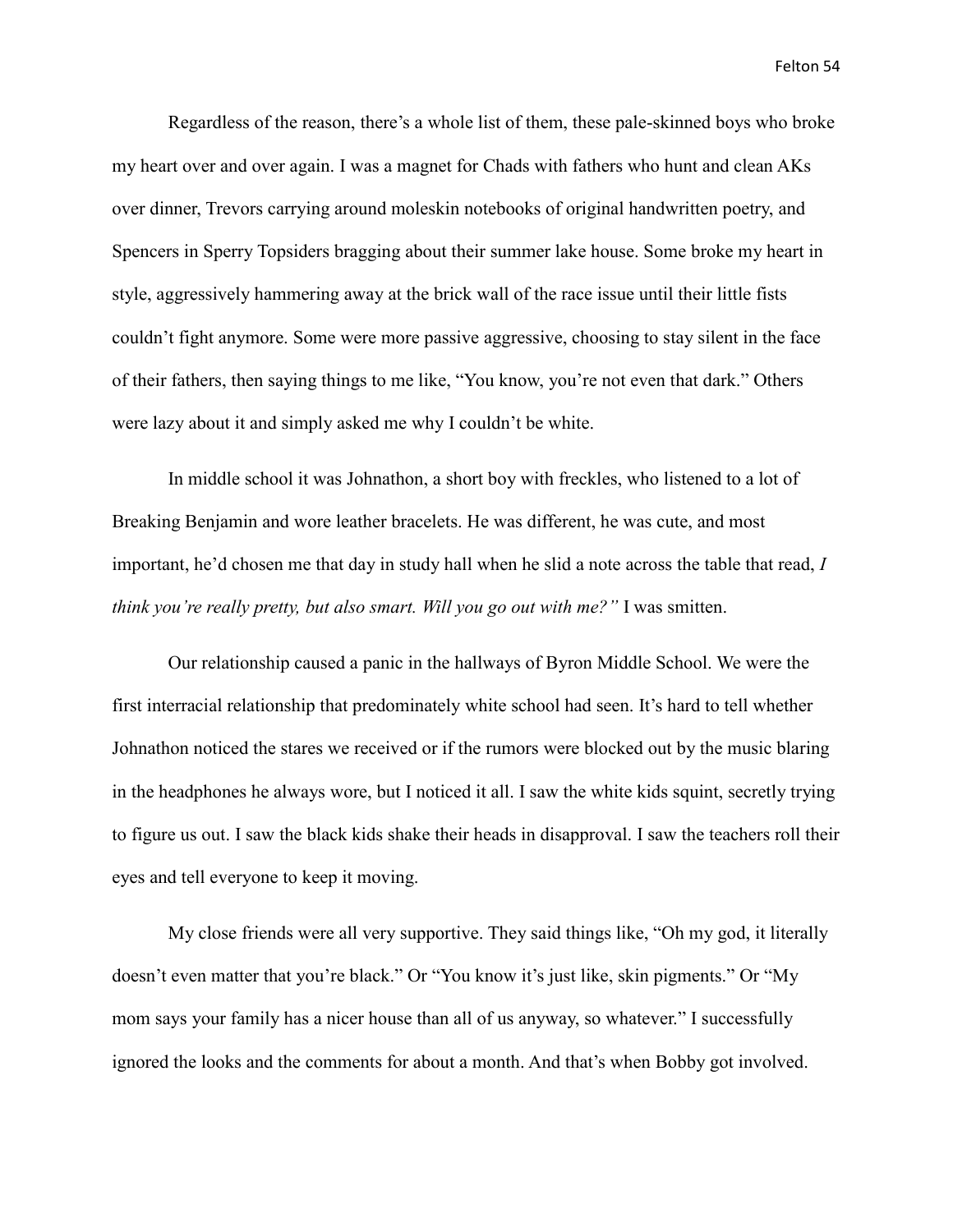Regardless of the reason, there's a whole list of them, these pale-skinned boys who broke my heart over and over again. I was a magnet for Chads with fathers who hunt and clean AKs over dinner, Trevors carrying around moleskin notebooks of original handwritten poetry, and Spencers in Sperry Topsiders bragging about their summer lake house. Some broke my heart in style, aggressively hammering away at the brick wall of the race issue until their little fists couldn't fight anymore. Some were more passive aggressive, choosing to stay silent in the face of their fathers, then saying things to me like, "You know, you're not even that dark." Others were lazy about it and simply asked me why I couldn't be white.

In middle school it was Johnathon, a short boy with freckles, who listened to a lot of Breaking Benjamin and wore leather bracelets. He was different, he was cute, and most important, he'd chosen me that day in study hall when he slid a note across the table that read, *I think you're really pretty, but also smart. Will you go out with me?"* I was smitten.

Our relationship caused a panic in the hallways of Byron Middle School. We were the first interracial relationship that predominately white school had seen. It's hard to tell whether Johnathon noticed the stares we received or if the rumors were blocked out by the music blaring in the headphones he always wore, but I noticed it all. I saw the white kids squint, secretly trying to figure us out. I saw the black kids shake their heads in disapproval. I saw the teachers roll their eyes and tell everyone to keep it moving.

My close friends were all very supportive. They said things like, "Oh my god, it literally doesn't even matter that you're black." Or "You know it's just like, skin pigments." Or "My mom says your family has a nicer house than all of us anyway, so whatever." I successfully ignored the looks and the comments for about a month. And that's when Bobby got involved.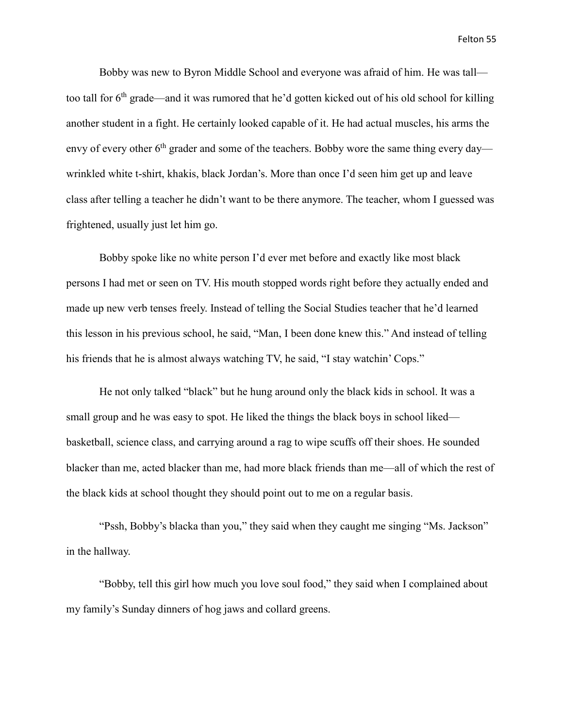Bobby was new to Byron Middle School and everyone was afraid of him. He was tall—too tall for 6th grade—and it was rumored that he'd gotten kicked out of his old school for killing another student in a fight. He certainly looked capable of it. He had actual muscles, his arms the envy of every other 6th grader and some of the teachers. Bobby wore the same thing every day—wrinkled white t-shirt, khakis, black Jordan's. More than once I'd seen him get up and leave class after telling a teacher he didn't want to be there anymore. The teacher, whom I guessed was frightened, usually just let him go.

Bobby spoke like no white person I'd ever met before and exactly like most black persons I had met or seen on TV. His mouth stopped words right before they actually ended and made up new verb tenses freely. Instead of telling the Social Studies teacher that he'd learned this lesson in his previous school, he said, "Man, I been done knew this." And instead of telling his friends that he is almost always watching TV, he said, "I stay watchin' Cops."

He not only talked "black" but he hung around only the black kids in school. It was a small group and he was easy to spot. He liked the things the black boys in school liked—basketball, science class, and carrying around a rag to wipe scuffs off their shoes. He sounded blacker than me, acted blacker than me, had more black friends than me—all of which the rest of the black kids at school thought they should point out to me on a regular basis.

"Pssh, Bobby's blacka than you," they said when they caught me singing "Ms. Jackson" in the hallway.

"Bobby, tell this girl how much you love soul food," they said when I complained about my family's Sunday dinners of hog jaws and collard greens.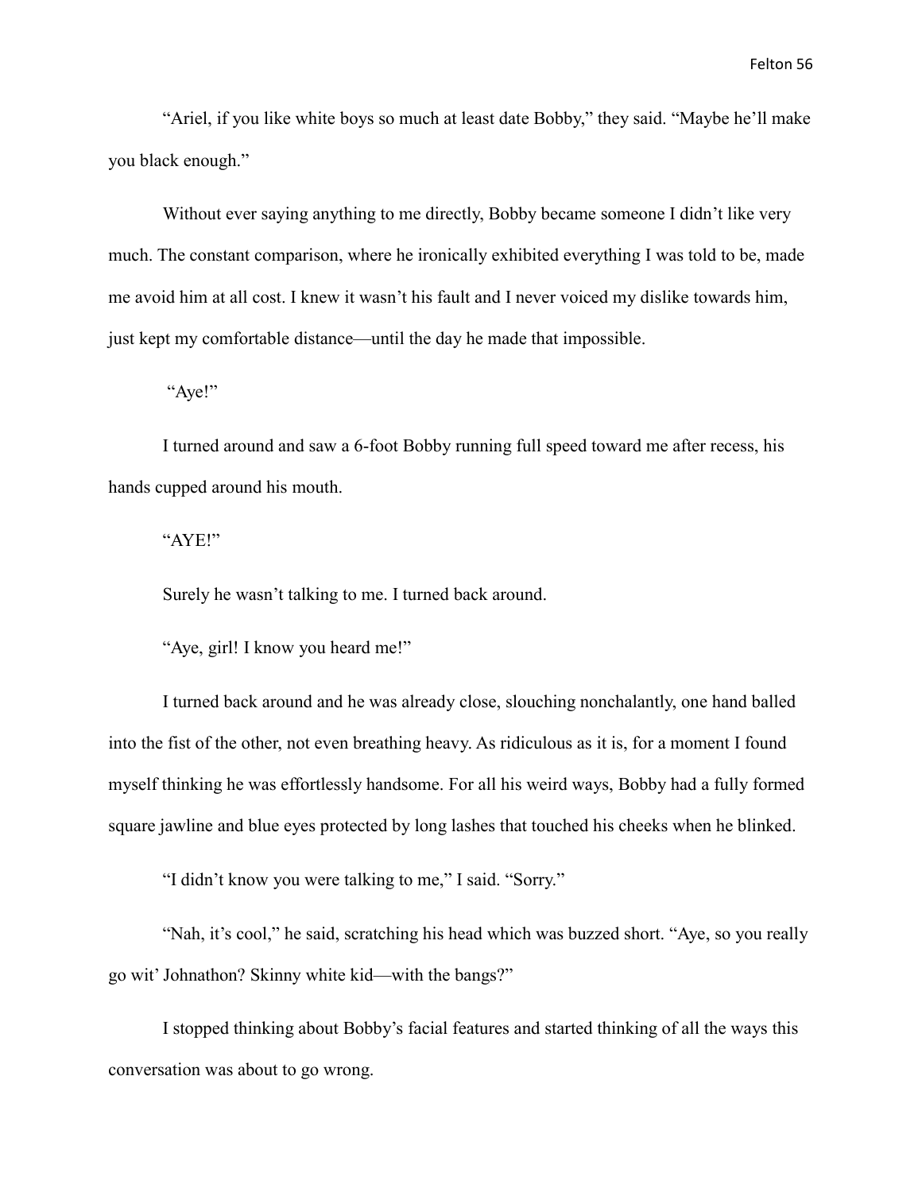"Ariel, if you like white boys so much at least date Bobby," they said. "Maybe he'll make you black enough."

Without ever saying anything to me directly, Bobby became someone I didn't like very much. The constant comparison, where he ironically exhibited everything I was told to be, made me avoid him at all cost. I knew it wasn't his fault and I never voiced my dislike towards him, just kept my comfortable distance—until the day he made that impossible.

"Aye!"

I turned around and saw a 6-foot Bobby running full speed toward me after recess, his hands cupped around his mouth.

"AYE!"

Surely he wasn't talking to me. I turned back around.

"Aye, girl! I know you heard me!"

I turned back around and he was already close, slouching nonchalantly, one hand balled into the fist of the other, not even breathing heavy. As ridiculous as it is, for a moment I found myself thinking he was effortlessly handsome. For all his weird ways, Bobby had a fully formed square jawline and blue eyes protected by long lashes that touched his cheeks when he blinked.

"I didn't know you were talking to me," I said. "Sorry."

"Nah, it's cool," he said, scratching his head which was buzzed short. "Aye, so you really go wit' Johnathon? Skinny white kid—with the bangs?"

I stopped thinking about Bobby's facial features and started thinking of all the ways this conversation was about to go wrong.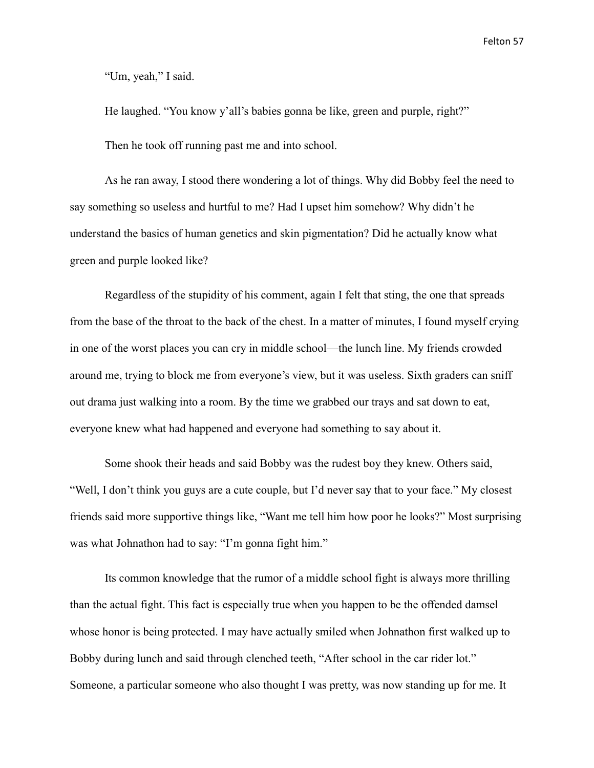"Um, yeah," I said.

He laughed. "You know y'all's babies gonna be like, green and purple, right?"

Then he took off running past me and into school.

As he ran away, I stood there wondering a lot of things. Why did Bobby feel the need to say something so useless and hurtful to me? Had I upset him somehow? Why didn't he understand the basics of human genetics and skin pigmentation? Did he actually know what green and purple looked like?

Regardless of the stupidity of his comment, again I felt that sting, the one that spreads from the base of the throat to the back of the chest. In a matter of minutes, I found myself crying in one of the worst places you can cry in middle school—the lunch line. My friends crowded around me, trying to block me from everyone's view, but it was useless. Sixth graders can sniff out drama just walking into a room. By the time we grabbed our trays and sat down to eat, everyone knew what had happened and everyone had something to say about it.

Some shook their heads and said Bobby was the rudest boy they knew. Others said, "Well, I don't think you guys are a cute couple, but I'd never say that to your face." My closest friends said more supportive things like, "Want me tell him how poor he looks?" Most surprising was what Johnathon had to say: "I'm gonna fight him."

Its common knowledge that the rumor of a middle school fight is always more thrilling than the actual fight. This fact is especially true when you happen to be the offended damsel whose honor is being protected. I may have actually smiled when Johnathon first walked up to Bobby during lunch and said through clenched teeth, "After school in the car rider lot." Someone, a particular someone who also thought I was pretty, was now standing up for me. It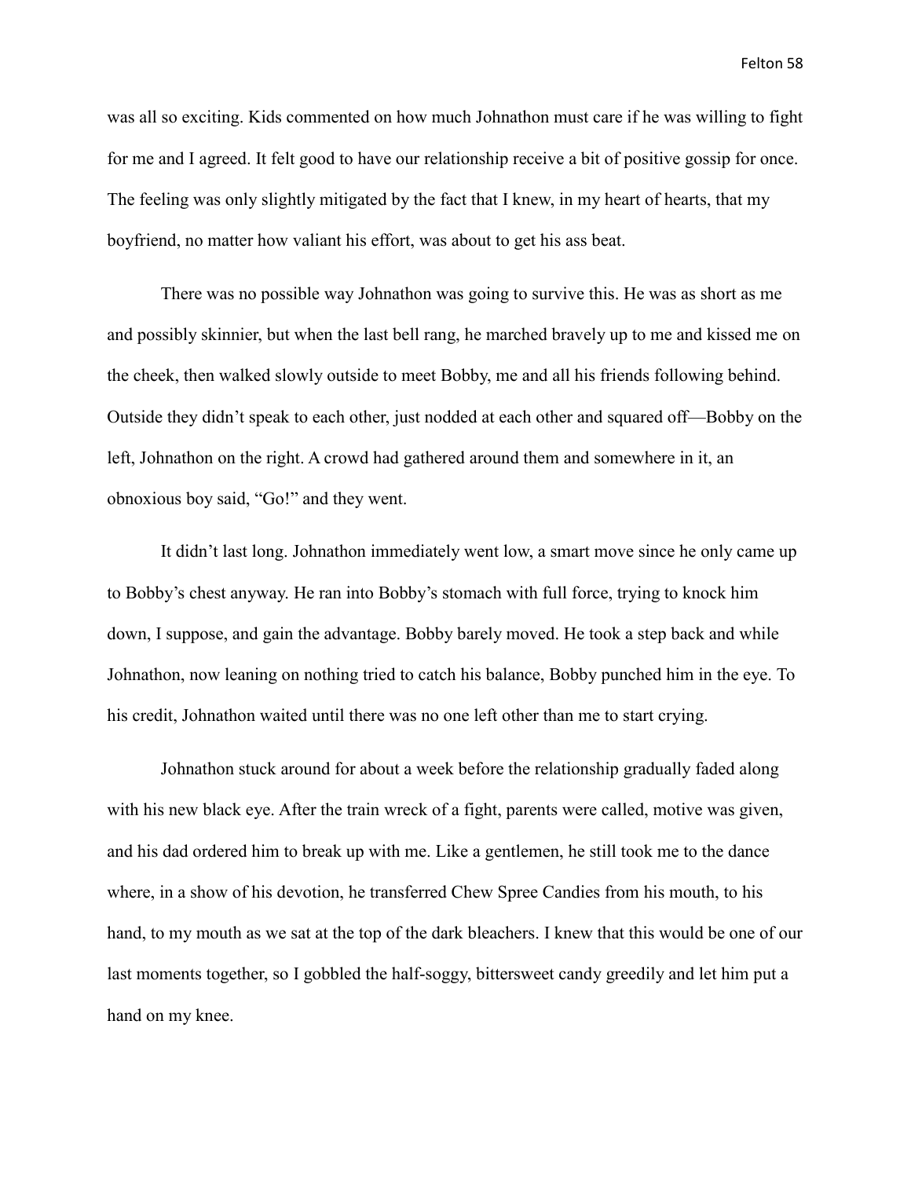was all so exciting. Kids commented on how much Johnathon must care if he was willing to fight for me and I agreed. It felt good to have our relationship receive a bit of positive gossip for once. The feeling was only slightly mitigated by the fact that I knew, in my heart of hearts, that my boyfriend, no matter how valiant his effort, was about to get his ass beat.

There was no possible way Johnathon was going to survive this. He was as short as me and possibly skinnier, but when the last bell rang, he marched bravely up to me and kissed me on the cheek, then walked slowly outside to meet Bobby, me and all his friends following behind. Outside they didn't speak to each other, just nodded at each other and squared off—Bobby on the left, Johnathon on the right. A crowd had gathered around them and somewhere in it, an obnoxious boy said, "Go!" and they went.

It didn't last long. Johnathon immediately went low, a smart move since he only came up to Bobby's chest anyway. He ran into Bobby's stomach with full force, trying to knock him down, I suppose, and gain the advantage. Bobby barely moved. He took a step back and while Johnathon, now leaning on nothing tried to catch his balance, Bobby punched him in the eye. To his credit, Johnathon waited until there was no one left other than me to start crying.

Johnathon stuck around for about a week before the relationship gradually faded along with his new black eye. After the train wreck of a fight, parents were called, motive was given, and his dad ordered him to break up with me. Like a gentlemen, he still took me to the dance where, in a show of his devotion, he transferred Chew Spree Candies from his mouth, to his hand, to my mouth as we sat at the top of the dark bleachers. I knew that this would be one of our last moments together, so I gobbled the half-soggy, bittersweet candy greedily and let him put a hand on my knee.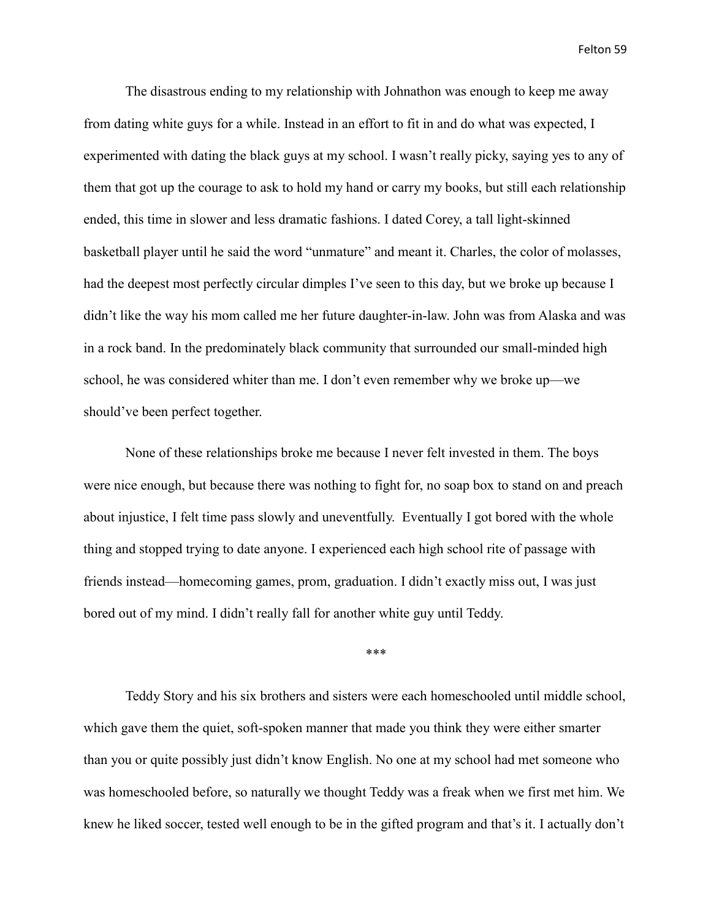The disastrous ending to my relationship with Johnathon was enough to keep me away from dating white guys for a while. Instead in an effort to fit in and do what was expected, I experimented with dating the black guys at my school. I wasn't really picky, saying yes to any of them that got up the courage to ask to hold my hand or carry my books, but still each relationship ended, this time in slower and less dramatic fashions. I dated Corey, a tall light-skinned basketball player until he said the word "unmature" and meant it. Charles, the color of molasses, had the deepest most perfectly circular dimples I've seen to this day, but we broke up because I didn't like the way his mom called me her future daughter-in-law. John was from Alaska and was in a rock band. In the predominately black community that surrounded our small-minded high school, he was considered whiter than me. I don't even remember why we broke up—we should've been perfect together.

None of these relationships broke me because I never felt invested in them. The boys were nice enough, but because there was nothing to fight for, no soap box to stand on and preach about injustice, I felt time pass slowly and uneventfully. Eventually I got bored with the whole thing and stopped trying to date anyone. I experienced each high school rite of passage with friends instead—homecoming games, prom, graduation. I didn't exactly miss out, I was just bored out of my mind. I didn't really fall for another white guy until Teddy.

***

Teddy Story and his six brothers and sisters were each homeschooled until middle school, which gave them the quiet, soft-spoken manner that made you think they were either smarter than you or quite possibly just didn't know English. No one at my school had met someone who was homeschooled before, so naturally we thought Teddy was a freak when we first met him. We knew he liked soccer, tested well enough to be in the gifted program and that's it. I actually don't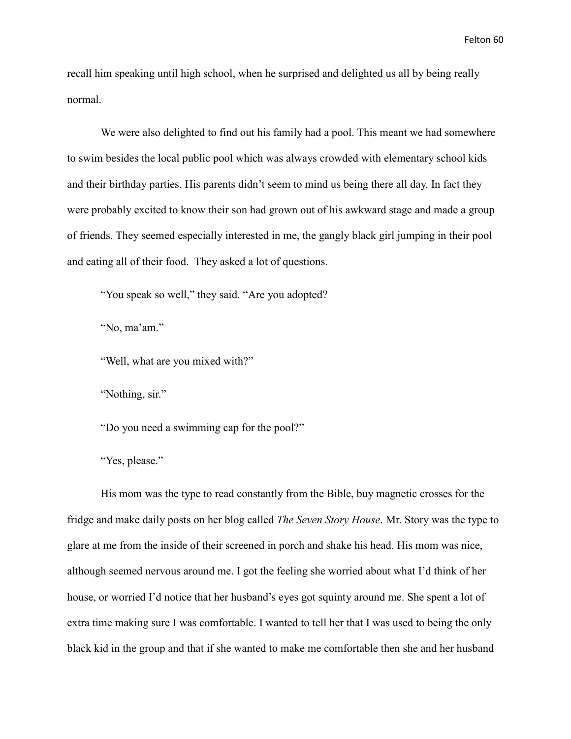recall him speaking until high school, when he surprised and delighted us all by being really normal.

We were also delighted to find out his family had a pool. This meant we had somewhere to swim besides the local public pool which was always crowded with elementary school kids and their birthday parties. His parents didn't seem to mind us being there all day. In fact they were probably excited to know their son had grown out of his awkward stage and made a group of friends. They seemed especially interested in me, the gangly black girl jumping in their pool and eating all of their food. They asked a lot of questions.

"You speak so well," they said. "Are you adopted?

"No, ma'am."

"Well, what are you mixed with?"

"Nothing, sir."

"Do you need a swimming cap for the pool?"

"Yes, please."

His mom was the type to read constantly from the Bible, buy magnetic crosses for the fridge and make daily posts on her blog called *The Seven Story House*. Mr. Story was the type to glare at me from the inside of their screened in porch and shake his head. His mom was nice, although seemed nervous around me. I got the feeling she worried about what I'd think of her house, or worried I'd notice that her husband's eyes got squinty around me. She spent a lot of extra time making sure I was comfortable. I wanted to tell her that I was used to being the only black kid in the group and that if she wanted to make me comfortable then she and her husband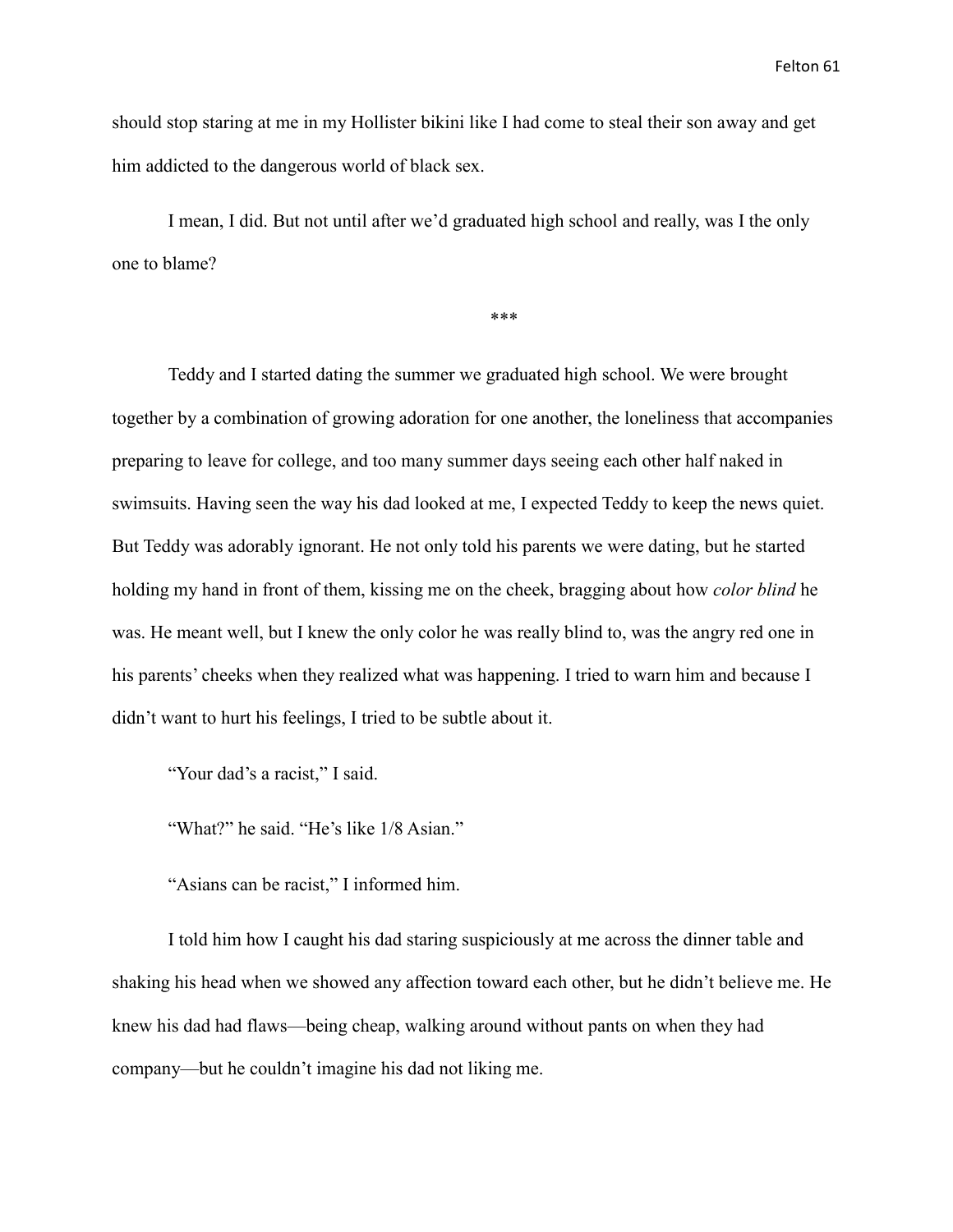should stop staring at me in my Hollister bikini like I had come to steal their son away and get him addicted to the dangerous world of black sex.

I mean, I did. But not until after we'd graduated high school and really, was I the only one to blame?

\*\*\*

Teddy and I started dating the summer we graduated high school. We were brought together by a combination of growing adoration for one another, the loneliness that accompanies preparing to leave for college, and too many summer days seeing each other half naked in swimsuits. Having seen the way his dad looked at me, I expected Teddy to keep the news quiet. But Teddy was adorably ignorant. He not only told his parents we were dating, but he started holding my hand in front of them, kissing me on the cheek, bragging about how *color blind* he was. He meant well, but I knew the only color he was really blind to, was the angry red one in his parents' cheeks when they realized what was happening. I tried to warn him and because I didn't want to hurt his feelings, I tried to be subtle about it.

"Your dad's a racist," I said.

"What?" he said. "He's like 1/8 Asian."

"Asians can be racist," I informed him.

I told him how I caught his dad staring suspiciously at me across the dinner table and shaking his head when we showed any affection toward each other, but he didn't believe me. He knew his dad had flaws—being cheap, walking around without pants on when they had company—but he couldn't imagine his dad not liking me.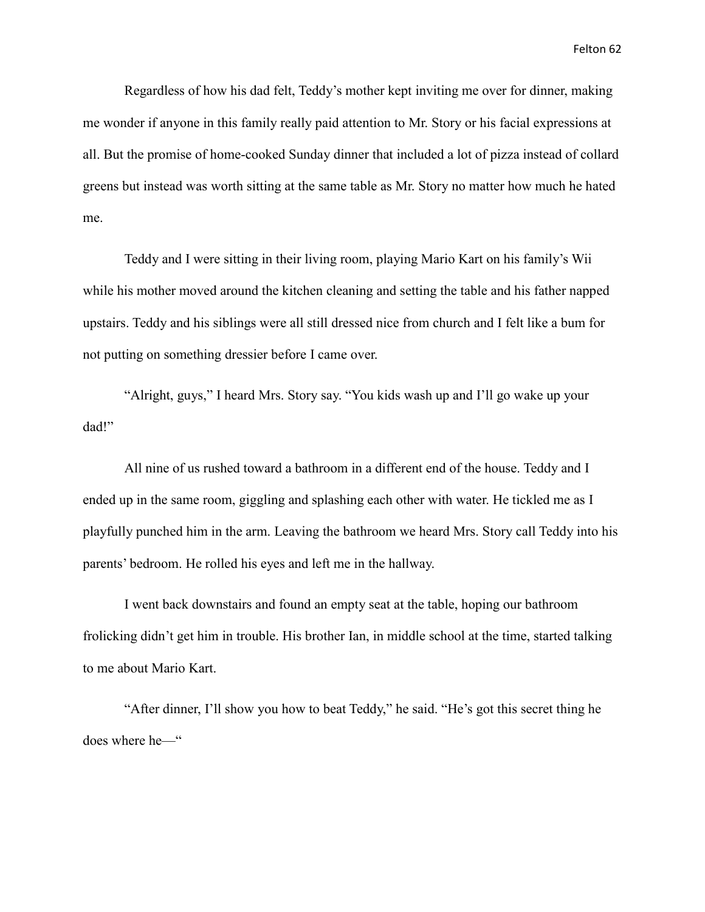Regardless of how his dad felt, Teddy's mother kept inviting me over for dinner, making me wonder if anyone in this family really paid attention to Mr. Story or his facial expressions at all. But the promise of home-cooked Sunday dinner that included a lot of pizza instead of collard greens but instead was worth sitting at the same table as Mr. Story no matter how much he hated me.

Teddy and I were sitting in their living room, playing Mario Kart on his family's Wii while his mother moved around the kitchen cleaning and setting the table and his father napped upstairs. Teddy and his siblings were all still dressed nice from church and I felt like a bum for not putting on something dressier before I came over.

"Alright, guys," I heard Mrs. Story say. "You kids wash up and I'll go wake up your dad!"

All nine of us rushed toward a bathroom in a different end of the house. Teddy and I ended up in the same room, giggling and splashing each other with water. He tickled me as I playfully punched him in the arm. Leaving the bathroom we heard Mrs. Story call Teddy into his parents' bedroom. He rolled his eyes and left me in the hallway.

I went back downstairs and found an empty seat at the table, hoping our bathroom frolicking didn't get him in trouble. His brother Ian, in middle school at the time, started talking to me about Mario Kart.

"After dinner, I'll show you how to beat Teddy," he said. "He's got this secret thing he does where he—"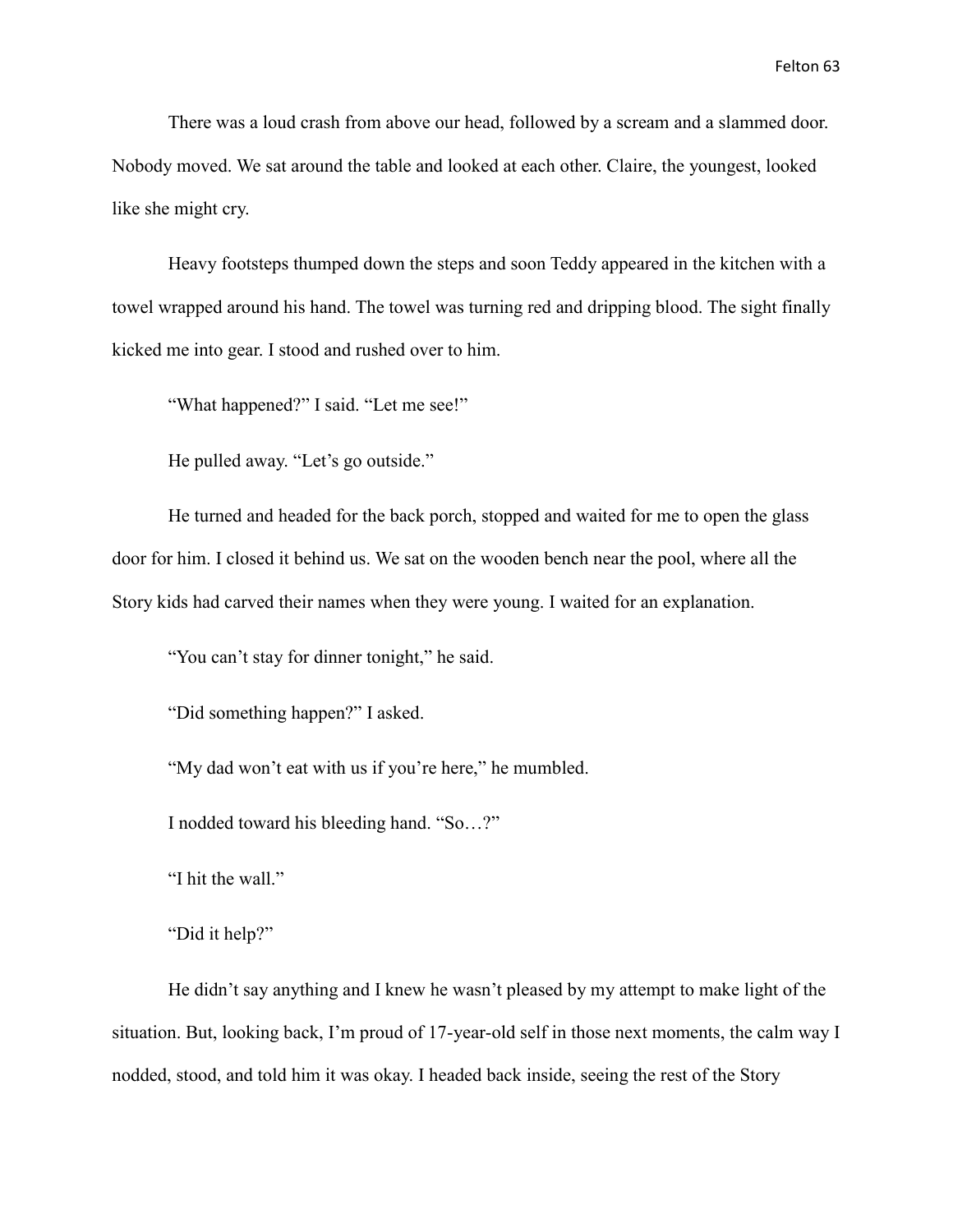There was a loud crash from above our head, followed by a scream and a slammed door. Nobody moved. We sat around the table and looked at each other. Claire, the youngest, looked like she might cry.

Heavy footsteps thumped down the steps and soon Teddy appeared in the kitchen with a towel wrapped around his hand. The towel was turning red and dripping blood. The sight finally kicked me into gear. I stood and rushed over to him.

"What happened?" I said. "Let me see!"

He pulled away. "Let's go outside."

He turned and headed for the back porch, stopped and waited for me to open the glass door for him. I closed it behind us. We sat on the wooden bench near the pool, where all the Story kids had carved their names when they were young. I waited for an explanation.

"You can't stay for dinner tonight," he said.

"Did something happen?" I asked.

"My dad won't eat with us if you're here," he mumbled.

I nodded toward his bleeding hand. "So…?"

"I hit the wall."

"Did it help?"

He didn't say anything and I knew he wasn't pleased by my attempt to make light of the situation. But, looking back, I'm proud of 17-year-old self in those next moments, the calm way I nodded, stood, and told him it was okay. I headed back inside, seeing the rest of the Story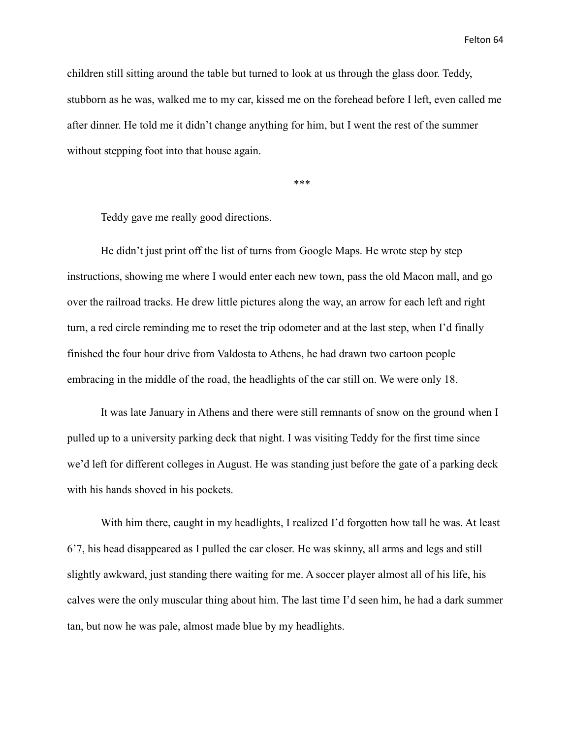children still sitting around the table but turned to look at us through the glass door. Teddy, stubborn as he was, walked me to my car, kissed me on the forehead before I left, even called me after dinner. He told me it didn't change anything for him, but I went the rest of the summer without stepping foot into that house again.

***

Teddy gave me really good directions.

He didn't just print off the list of turns from Google Maps. He wrote step by step instructions, showing me where I would enter each new town, pass the old Macon mall, and go over the railroad tracks. He drew little pictures along the way, an arrow for each left and right turn, a red circle reminding me to reset the trip odometer and at the last step, when I'd finally finished the four hour drive from Valdosta to Athens, he had drawn two cartoon people embracing in the middle of the road, the headlights of the car still on. We were only 18.

It was late January in Athens and there were still remnants of snow on the ground when I pulled up to a university parking deck that night. I was visiting Teddy for the first time since we'd left for different colleges in August. He was standing just before the gate of a parking deck with his hands shoved in his pockets.

With him there, caught in my headlights, I realized I'd forgotten how tall he was. At least 6'7, his head disappeared as I pulled the car closer. He was skinny, all arms and legs and still slightly awkward, just standing there waiting for me. A soccer player almost all of his life, his calves were the only muscular thing about him. The last time I'd seen him, he had a dark summer tan, but now he was pale, almost made blue by my headlights.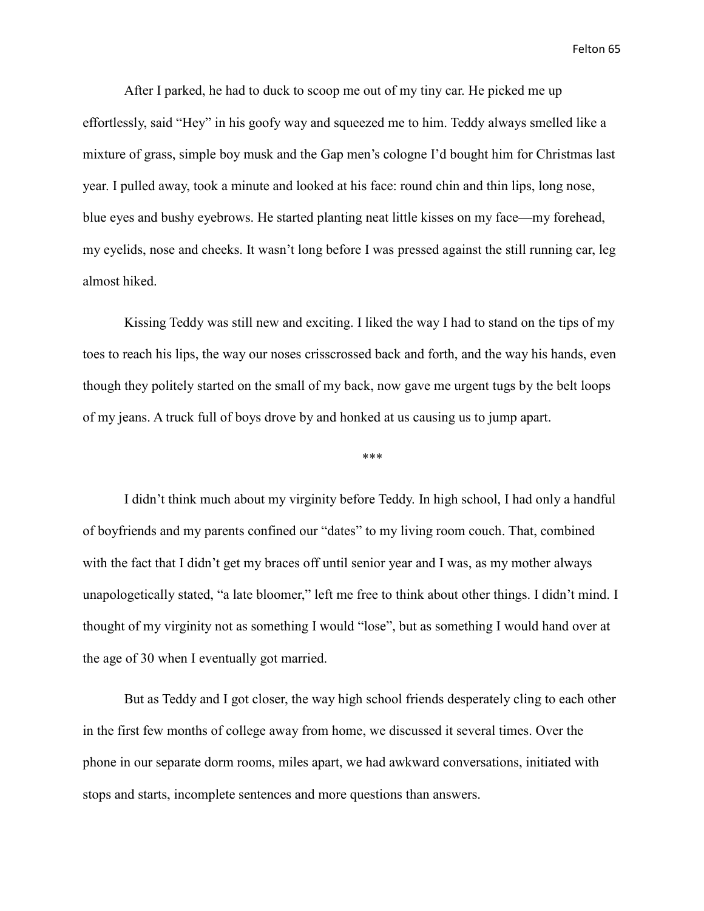After I parked, he had to duck to scoop me out of my tiny car. He picked me up effortlessly, said "Hey" in his goofy way and squeezed me to him. Teddy always smelled like a mixture of grass, simple boy musk and the Gap men's cologne I'd bought him for Christmas last year. I pulled away, took a minute and looked at his face: round chin and thin lips, long nose, blue eyes and bushy eyebrows. He started planting neat little kisses on my face—my forehead, my eyelids, nose and cheeks. It wasn't long before I was pressed against the still running car, leg almost hiked.

Kissing Teddy was still new and exciting. I liked the way I had to stand on the tips of my toes to reach his lips, the way our noses crisscrossed back and forth, and the way his hands, even though they politely started on the small of my back, now gave me urgent tugs by the belt loops of my jeans. A truck full of boys drove by and honked at us causing us to jump apart.

***

I didn't think much about my virginity before Teddy. In high school, I had only a handful of boyfriends and my parents confined our "dates" to my living room couch. That, combined with the fact that I didn't get my braces off until senior year and I was, as my mother always unapologetically stated, "a late bloomer," left me free to think about other things. I didn't mind. I thought of my virginity not as something I would "lose", but as something I would hand over at the age of 30 when I eventually got married.

But as Teddy and I got closer, the way high school friends desperately cling to each other in the first few months of college away from home, we discussed it several times. Over the phone in our separate dorm rooms, miles apart, we had awkward conversations, initiated with stops and starts, incomplete sentences and more questions than answers.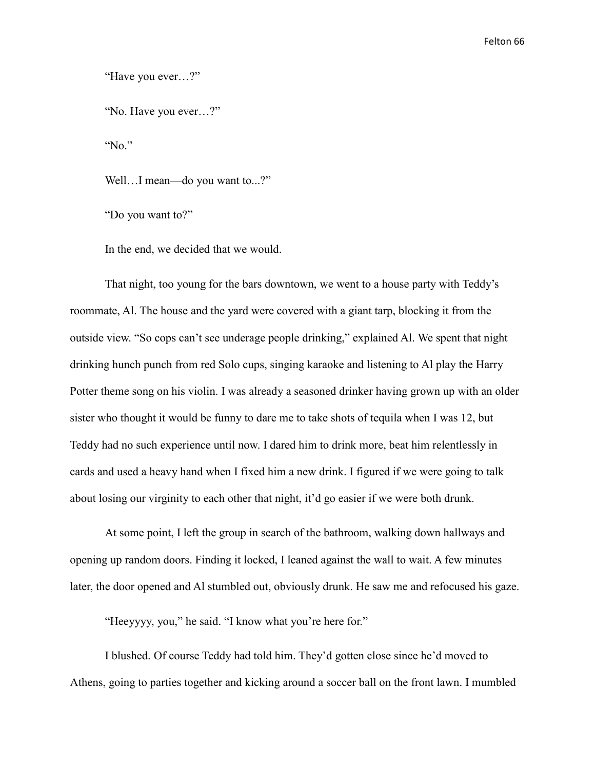"Have you ever…?"

"No. Have you ever…?"

"No."

Well…I mean—do you want to...?"

"Do you want to?"

In the end, we decided that we would.

That night, too young for the bars downtown, we went to a house party with Teddy's roommate, Al. The house and the yard were covered with a giant tarp, blocking it from the outside view. "So cops can't see underage people drinking," explained Al. We spent that night drinking hunch punch from red Solo cups, singing karaoke and listening to Al play the Harry Potter theme song on his violin. I was already a seasoned drinker having grown up with an older sister who thought it would be funny to dare me to take shots of tequila when I was 12, but Teddy had no such experience until now. I dared him to drink more, beat him relentlessly in cards and used a heavy hand when I fixed him a new drink. I figured if we were going to talk about losing our virginity to each other that night, it'd go easier if we were both drunk.

At some point, I left the group in search of the bathroom, walking down hallways and opening up random doors. Finding it locked, I leaned against the wall to wait. A few minutes later, the door opened and Al stumbled out, obviously drunk. He saw me and refocused his gaze.

"Heeyyyy, you," he said. "I know what you're here for."

I blushed. Of course Teddy had told him. They'd gotten close since he'd moved to Athens, going to parties together and kicking around a soccer ball on the front lawn. I mumbled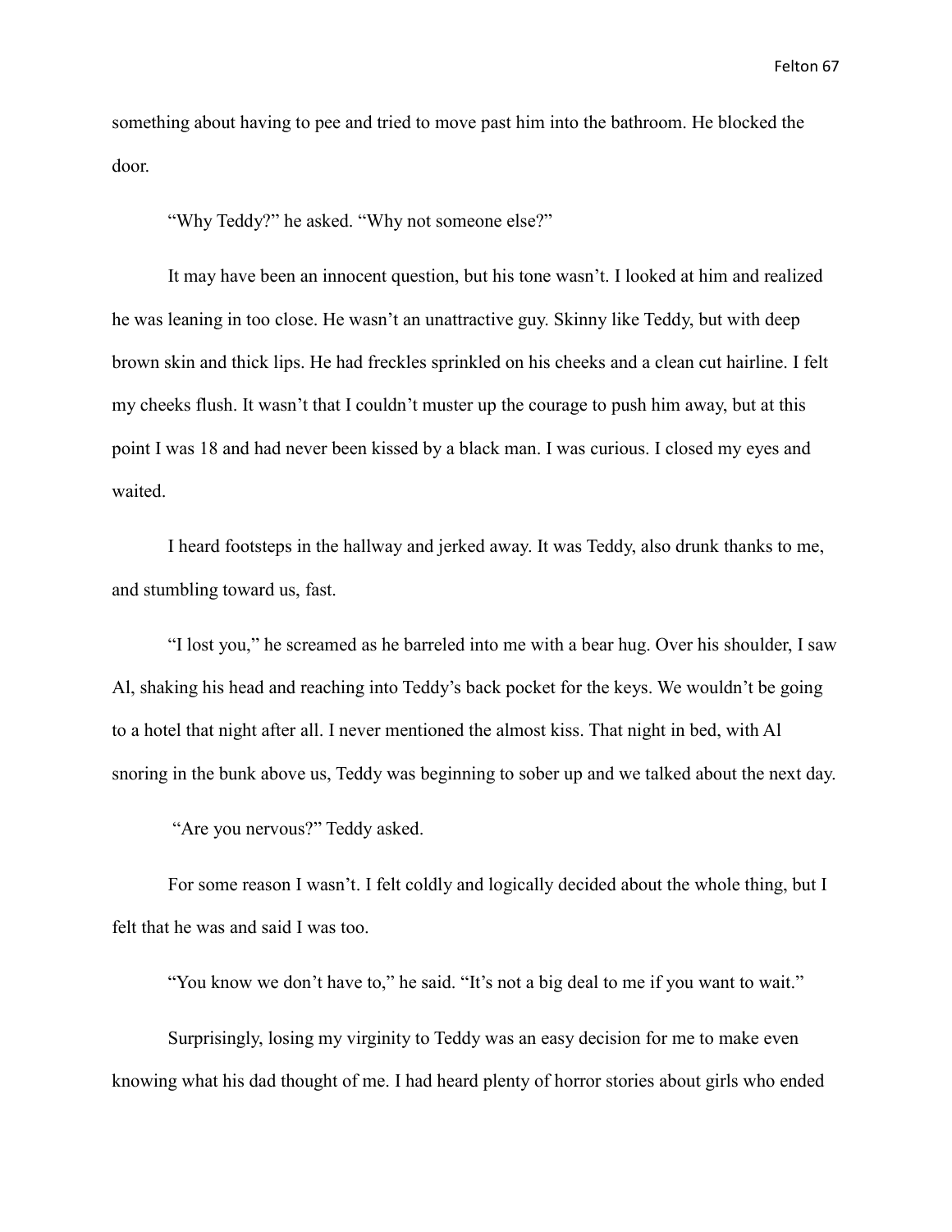something about having to pee and tried to move past him into the bathroom. He blocked the door.

"Why Teddy?" he asked. "Why not someone else?"

It may have been an innocent question, but his tone wasn't. I looked at him and realized he was leaning in too close. He wasn't an unattractive guy. Skinny like Teddy, but with deep brown skin and thick lips. He had freckles sprinkled on his cheeks and a clean cut hairline. I felt my cheeks flush. It wasn't that I couldn't muster up the courage to push him away, but at this point I was 18 and had never been kissed by a black man. I was curious. I closed my eyes and waited.

I heard footsteps in the hallway and jerked away. It was Teddy, also drunk thanks to me, and stumbling toward us, fast.

"I lost you," he screamed as he barreled into me with a bear hug. Over his shoulder, I saw Al, shaking his head and reaching into Teddy's back pocket for the keys. We wouldn't be going to a hotel that night after all. I never mentioned the almost kiss. That night in bed, with Al snoring in the bunk above us, Teddy was beginning to sober up and we talked about the next day.

"Are you nervous?" Teddy asked.

For some reason I wasn't. I felt coldly and logically decided about the whole thing, but I felt that he was and said I was too.

"You know we don't have to," he said. "It's not a big deal to me if you want to wait."

Surprisingly, losing my virginity to Teddy was an easy decision for me to make even knowing what his dad thought of me. I had heard plenty of horror stories about girls who ended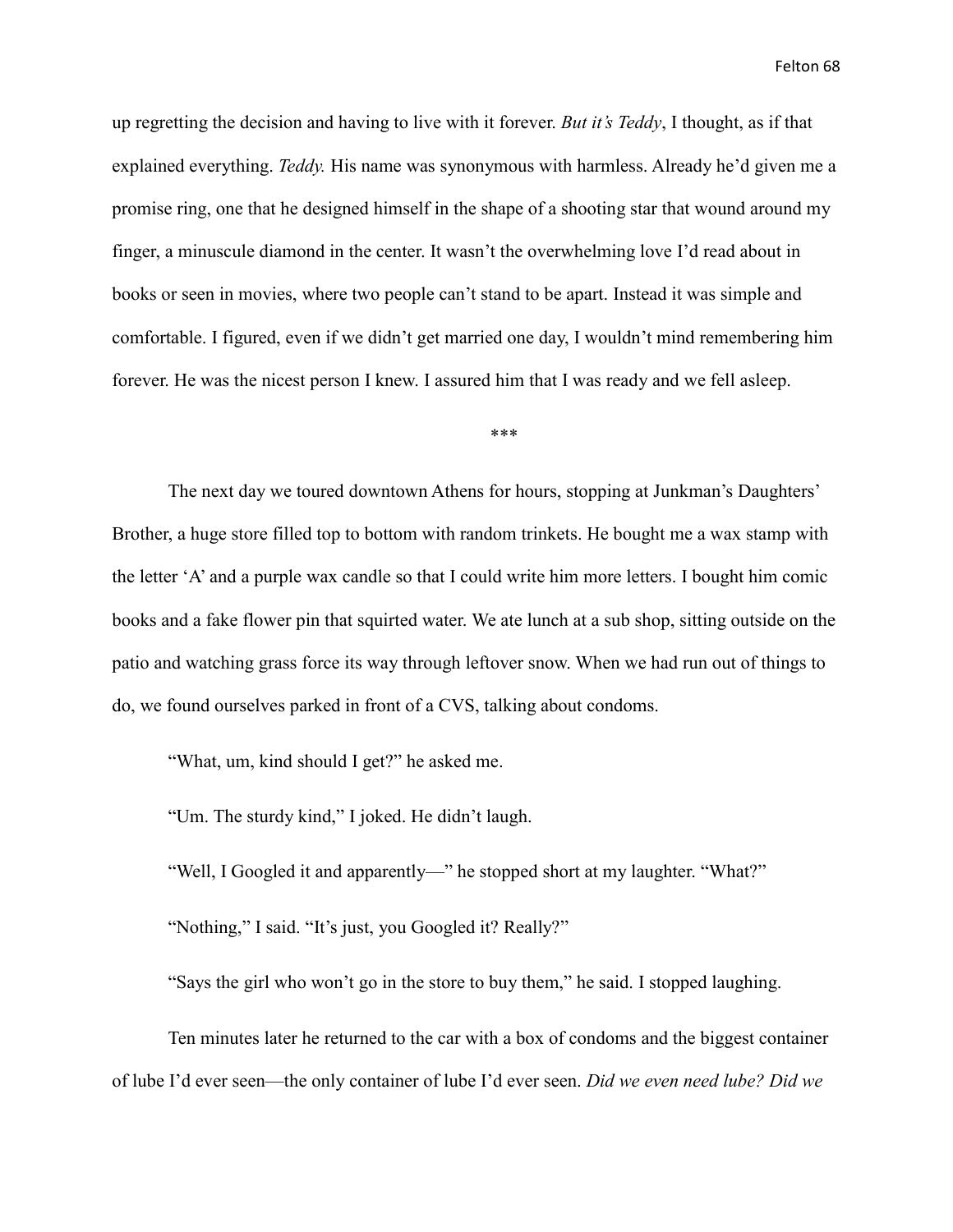up regretting the decision and having to live with it forever. *But it's Teddy*, I thought, as if that explained everything. *Teddy.* His name was synonymous with harmless. Already he'd given me a promise ring, one that he designed himself in the shape of a shooting star that wound around my finger, a minuscule diamond in the center. It wasn't the overwhelming love I'd read about in books or seen in movies, where two people can't stand to be apart. Instead it was simple and comfortable. I figured, even if we didn't get married one day, I wouldn't mind remembering him forever. He was the nicest person I knew. I assured him that I was ready and we fell asleep.

\*\*\*

The next day we toured downtown Athens for hours, stopping at Junkman's Daughters' Brother, a huge store filled top to bottom with random trinkets. He bought me a wax stamp with the letter 'A' and a purple wax candle so that I could write him more letters. I bought him comic books and a fake flower pin that squirted water. We ate lunch at a sub shop, sitting outside on the patio and watching grass force its way through leftover snow. When we had run out of things to do, we found ourselves parked in front of a CVS, talking about condoms.

"What, um, kind should I get?" he asked me.

"Um. The sturdy kind," I joked. He didn't laugh.

"Well, I Googled it and apparently—" he stopped short at my laughter. "What?"

"Nothing," I said. "It's just, you Googled it? Really?"

"Says the girl who won't go in the store to buy them," he said. I stopped laughing.

Ten minutes later he returned to the car with a box of condoms and the biggest container of lube I'd ever seen—the only container of lube I'd ever seen. *Did we even need lube? Did we*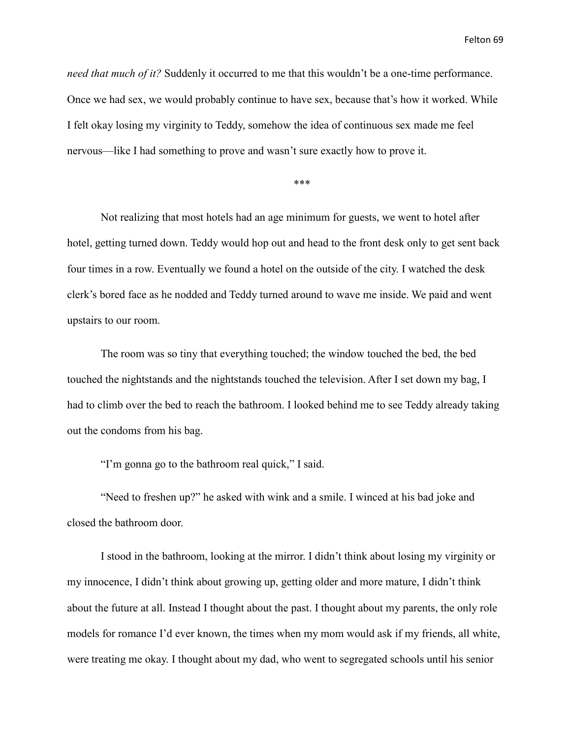*need that much of it?* Suddenly it occurred to me that this wouldn't be a one-time performance. Once we had sex, we would probably continue to have sex, because that's how it worked. While I felt okay losing my virginity to Teddy, somehow the idea of continuous sex made me feel nervous—like I had something to prove and wasn't sure exactly how to prove it.

***

Not realizing that most hotels had an age minimum for guests, we went to hotel after hotel, getting turned down. Teddy would hop out and head to the front desk only to get sent back four times in a row. Eventually we found a hotel on the outside of the city. I watched the desk clerk's bored face as he nodded and Teddy turned around to wave me inside. We paid and went upstairs to our room.

The room was so tiny that everything touched; the window touched the bed, the bed touched the nightstands and the nightstands touched the television. After I set down my bag, I had to climb over the bed to reach the bathroom. I looked behind me to see Teddy already taking out the condoms from his bag.

"I'm gonna go to the bathroom real quick," I said.

"Need to freshen up?" he asked with wink and a smile. I winced at his bad joke and closed the bathroom door.

I stood in the bathroom, looking at the mirror. I didn't think about losing my virginity or my innocence, I didn't think about growing up, getting older and more mature, I didn't think about the future at all. Instead I thought about the past. I thought about my parents, the only role models for romance I'd ever known, the times when my mom would ask if my friends, all white, were treating me okay. I thought about my dad, who went to segregated schools until his senior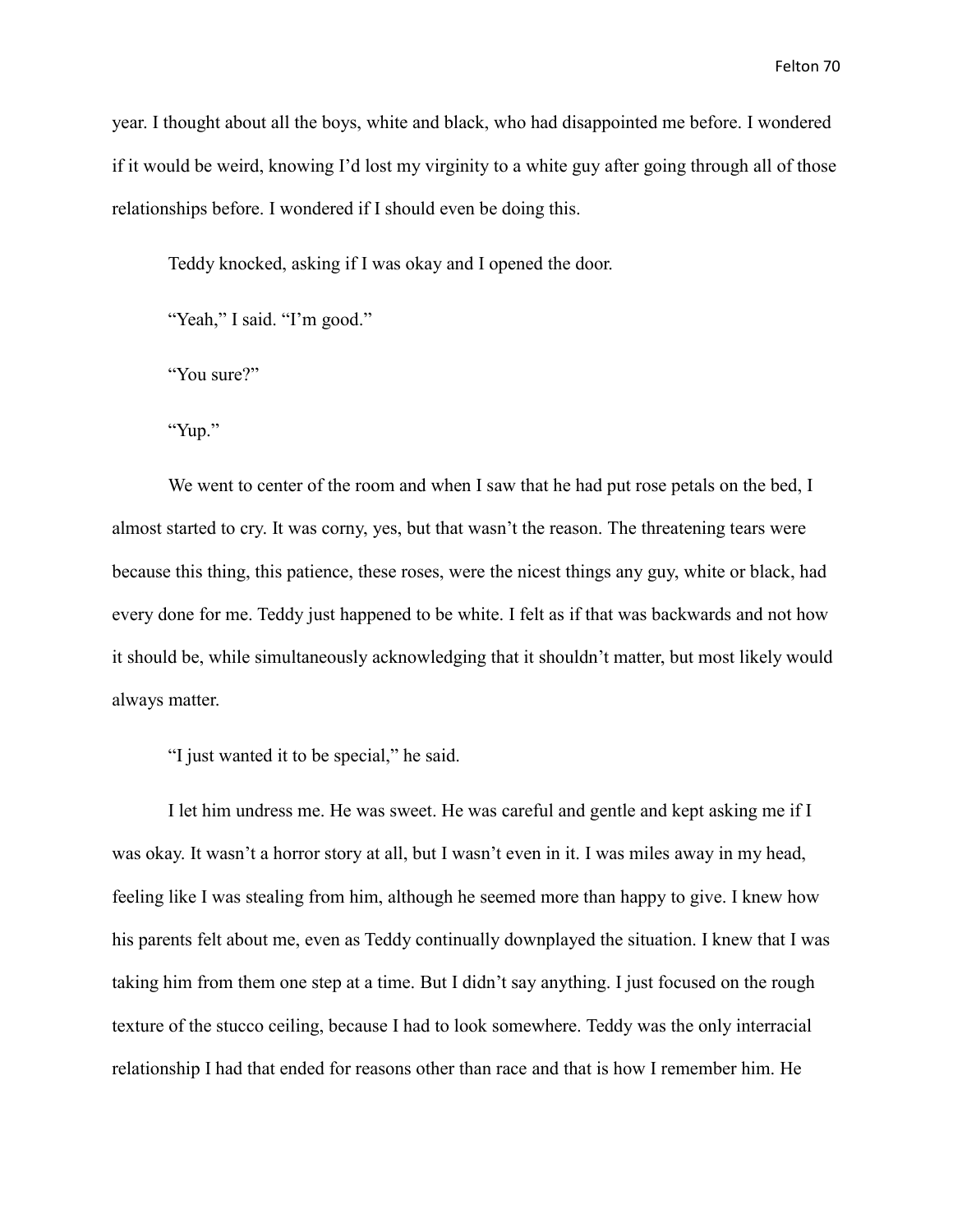year. I thought about all the boys, white and black, who had disappointed me before. I wondered if it would be weird, knowing I'd lost my virginity to a white guy after going through all of those relationships before. I wondered if I should even be doing this.

Teddy knocked, asking if I was okay and I opened the door.

"Yeah," I said. "I'm good."

"You sure?"

"Yup."

We went to center of the room and when I saw that he had put rose petals on the bed, I almost started to cry. It was corny, yes, but that wasn't the reason. The threatening tears were because this thing, this patience, these roses, were the nicest things any guy, white or black, had every done for me. Teddy just happened to be white. I felt as if that was backwards and not how it should be, while simultaneously acknowledging that it shouldn't matter, but most likely would always matter.

"I just wanted it to be special," he said.

I let him undress me. He was sweet. He was careful and gentle and kept asking me if I was okay. It wasn't a horror story at all, but I wasn't even in it. I was miles away in my head, feeling like I was stealing from him, although he seemed more than happy to give. I knew how his parents felt about me, even as Teddy continually downplayed the situation. I knew that I was taking him from them one step at a time. But I didn't say anything. I just focused on the rough texture of the stucco ceiling, because I had to look somewhere. Teddy was the only interracial relationship I had that ended for reasons other than race and that is how I remember him. He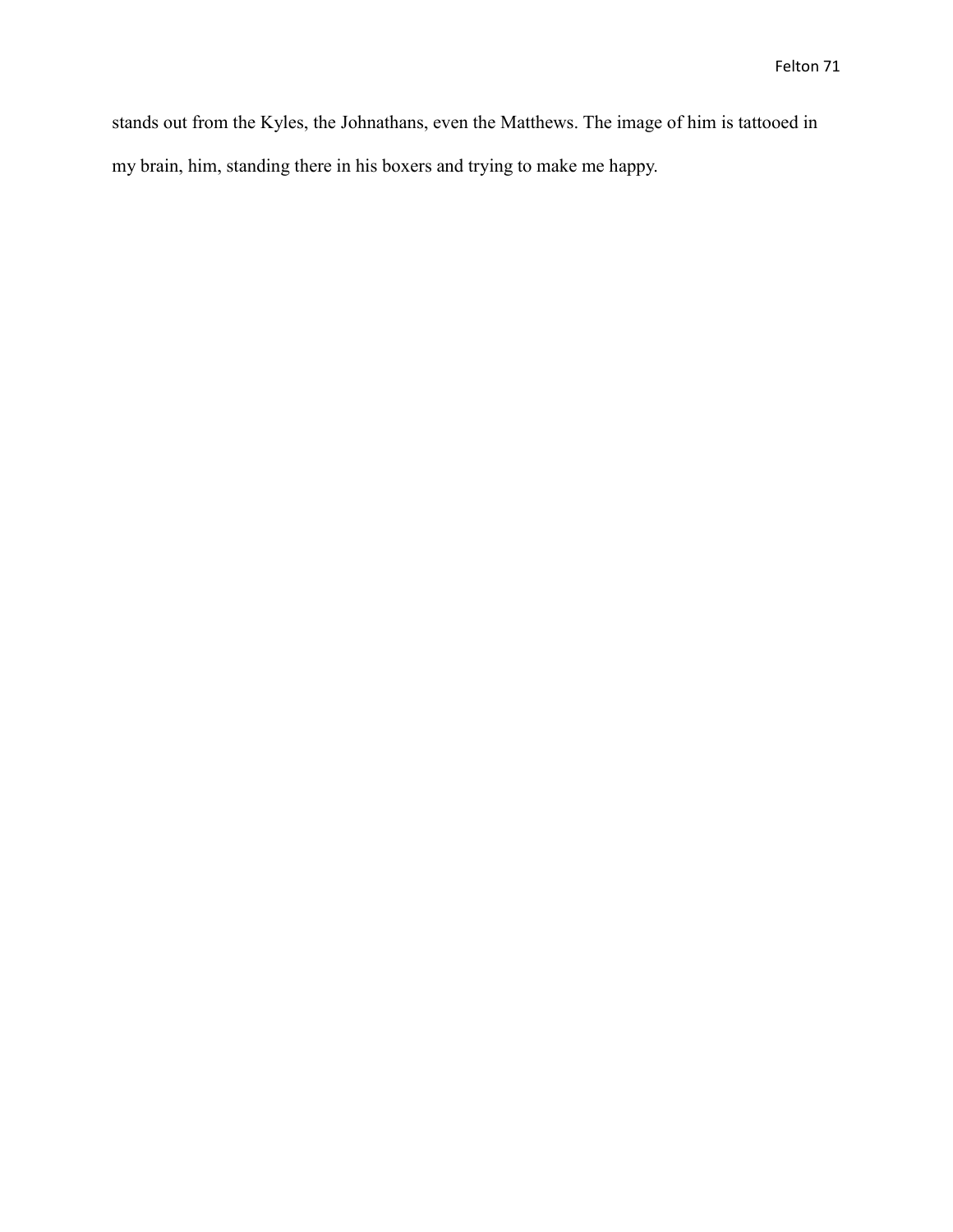stands out from the Kyles, the Johnathans, even the Matthews. The image of him is tattooed in my brain, him, standing there in his boxers and trying to make me happy.